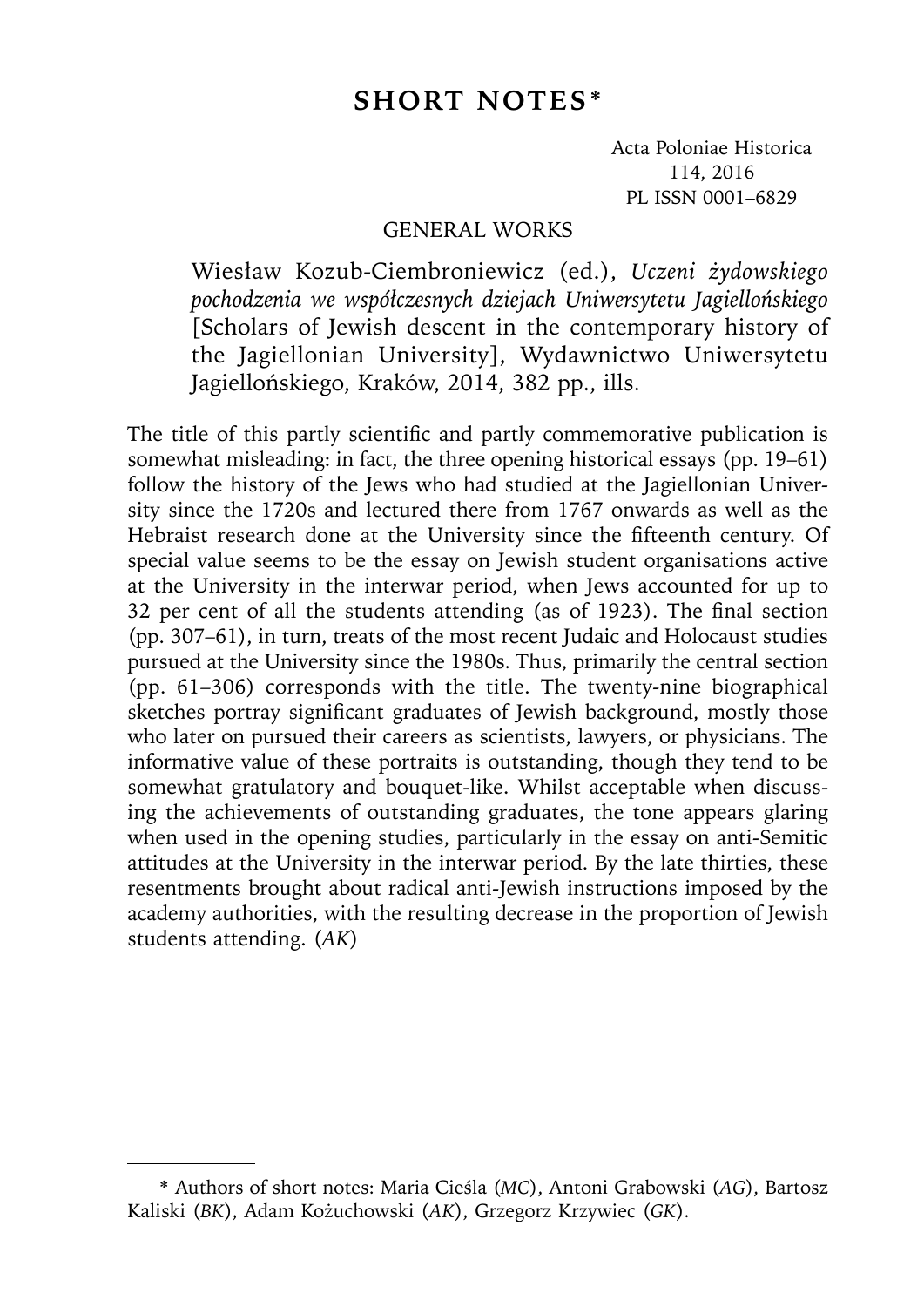# SHORT NOTES*

Acta Poloniae Historica
114, 2016
PL ISSN 0001–6829

## GENERAL WORKS

Wiesław Kozub-Ciembroniewicz (ed.), *Uczeni żydowskiego pochodzenia we współczesnych dziejach Uniwersytetu Jagiellońskiego* [Scholars of Jewish descent in the contemporary history of the Jagiellonian University], Wydawnictwo Uniwersytetu Jagiellońskiego, Kraków, 2014, 382 pp., ills.

The title of this partly scientific and partly commemorative publication is somewhat misleading: in fact, the three opening historical essays (pp. 19–61) follow the history of the Jews who had studied at the Jagiellonian University since the 1720s and lectured there from 1767 onwards as well as the Hebraist research done at the University since the fifteenth century. Of special value seems to be the essay on Jewish student organisations active at the University in the interwar period, when Jews accounted for up to 32 per cent of all the students attending (as of 1923). The final section (pp. 307–61), in turn, treats of the most recent Judaic and Holocaust studies pursued at the University since the 1980s. Thus, primarily the central section (pp. 61–306) corresponds with the title. The twenty-nine biographical sketches portray significant graduates of Jewish background, mostly those who later on pursued their careers as scientists, lawyers, or physicians. The informative value of these portraits is outstanding, though they tend to be somewhat gratulatory and bouquet-like. Whilst acceptable when discussing the achievements of outstanding graduates, the tone appears glaring when used in the opening studies, particularly in the essay on anti-Semitic attitudes at the University in the interwar period. By the late thirties, these resentments brought about radical anti-Jewish instructions imposed by the academy authorities, with the resulting decrease in the proportion of Jewish students attending. (*AK*)

---

\* Authors of short notes: Maria Cieśla (*MC*), Antoni Grabowski (*AG*), Bartosz Kaliski (*BK*), Adam Kożuchowski (*AK*), Grzegorz Krzywiec (*GK*).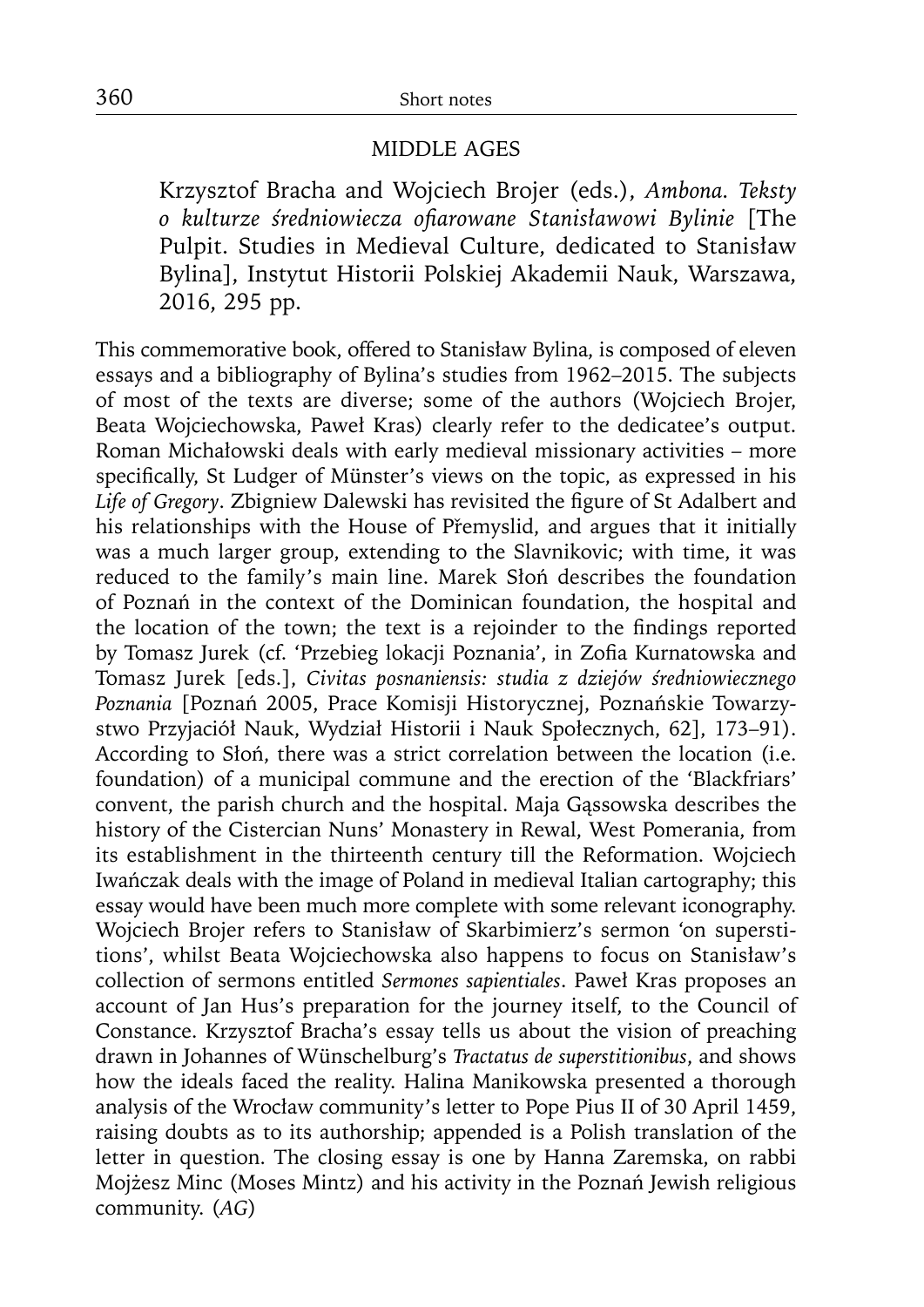## MIDDLE AGES

Krzysztof Bracha and Wojciech Brojer (eds.), *Ambona. Teksty o kulturze średniowiecza ofiarowane Stanisławowi Bylinie* [The Pulpit. Studies in Medieval Culture, dedicated to Stanisław Bylina], Instytut Historii Polskiej Akademii Nauk, Warszawa, 2016, 295 pp.

This commemorative book, offered to Stanisław Bylina, is composed of eleven essays and a bibliography of Bylina's studies from 1962–2015. The subjects of most of the texts are diverse; some of the authors (Wojciech Brojer, Beata Wojciechowska, Paweł Kras) clearly refer to the dedicatee's output. Roman Michałowski deals with early medieval missionary activities – more specifically, St Ludger of Münster's views on the topic, as expressed in his *Life of Gregory*. Zbigniew Dalewski has revisited the figure of St Adalbert and his relationships with the House of Přemyslid, and argues that it initially was a much larger group, extending to the Slavnikovic; with time, it was reduced to the family's main line. Marek Słoń describes the foundation of Poznań in the context of the Dominican foundation, the hospital and the location of the town; the text is a rejoinder to the findings reported by Tomasz Jurek (cf. 'Przebieg lokacji Poznania', in Zofia Kurnatowska and Tomasz Jurek [eds.], *Civitas posnaniensis: studia z dziejów średniowiecznego Poznania* [Poznań 2005, Prace Komisji Historycznej, Poznańskie Towarzystwo Przyjaciół Nauk, Wydział Historii i Nauk Społecznych, 62], 173–91). According to Słoń, there was a strict correlation between the location (i.e. foundation) of a municipal commune and the erection of the 'Blackfriars' convent, the parish church and the hospital. Maja Gąssowska describes the history of the Cistercian Nuns' Monastery in Rewal, West Pomerania, from its establishment in the thirteenth century till the Reformation. Wojciech Iwańczak deals with the image of Poland in medieval Italian cartography; this essay would have been much more complete with some relevant iconography. Wojciech Brojer refers to Stanisław of Skarbimierz's sermon 'on superstitions', whilst Beata Wojciechowska also happens to focus on Stanisław's collection of sermons entitled *Sermones sapientiales*. Paweł Kras proposes an account of Jan Hus's preparation for the journey itself, to the Council of Constance. Krzysztof Bracha's essay tells us about the vision of preaching drawn in Johannes of Wünschelburg's *Tractatus de superstitionibus*, and shows how the ideals faced the reality. Halina Manikowska presented a thorough analysis of the Wrocław community's letter to Pope Pius II of 30 April 1459, raising doubts as to its authorship; appended is a Polish translation of the letter in question. The closing essay is one by Hanna Zaremska, on rabbi Mojżesz Minc (Moses Mintz) and his activity in the Poznań Jewish religious community. (*AG*)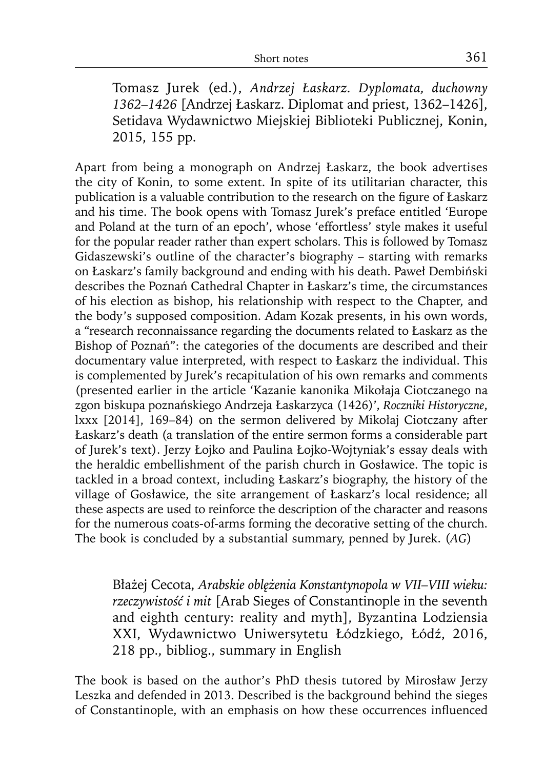Tomasz Jurek (ed.), *Andrzej Łaskarz. Dyplomata, duchowny 1362–1426* [Andrzej Łaskarz. Diplomat and priest, 1362–1426], Setidava Wydawnictwo Miejskiej Biblioteki Publicznej, Konin, 2015, 155 pp.

Apart from being a monograph on Andrzej Łaskarz, the book advertises the city of Konin, to some extent. In spite of its utilitarian character, this publication is a valuable contribution to the research on the figure of Łaskarz and his time. The book opens with Tomasz Jurek's preface entitled 'Europe and Poland at the turn of an epoch', whose 'effortless' style makes it useful for the popular reader rather than expert scholars. This is followed by Tomasz Gidaszewski's outline of the character's biography – starting with remarks on Łaskarz's family background and ending with his death. Paweł Dembiński describes the Poznań Cathedral Chapter in Łaskarz's time, the circumstances of his election as bishop, his relationship with respect to the Chapter, and the body's supposed composition. Adam Kozak presents, in his own words, a "research reconnaissance regarding the documents related to Łaskarz as the Bishop of Poznań": the categories of the documents are described and their documentary value interpreted, with respect to Łaskarz the individual. This is complemented by Jurek's recapitulation of his own remarks and comments (presented earlier in the article 'Kazanie kanonika Mikołaja Ciotczanego na zgon biskupa poznańskiego Andrzeja Łaskarzyca (1426)', *Roczniki Historyczne*, lxxx [2014], 169–84) on the sermon delivered by Mikołaj Ciotczany after Łaskarz's death (a translation of the entire sermon forms a considerable part of Jurek's text). Jerzy Łojko and Paulina Łojko-Wojtyniak's essay deals with the heraldic embellishment of the parish church in Gosławice. The topic is tackled in a broad context, including Łaskarz's biography, the history of the village of Gosławice, the site arrangement of Łaskarz's local residence; all these aspects are used to reinforce the description of the character and reasons for the numerous coats-of-arms forming the decorative setting of the church. The book is concluded by a substantial summary, penned by Jurek. (*AG*)

Błażej Cecota, *Arabskie oblężenia Konstantynopola w VII–VIII wieku: rzeczywistość i mit* [Arab Sieges of Constantinople in the seventh and eighth century: reality and myth], Byzantina Lodziensia XXI, Wydawnictwo Uniwersytetu Łódzkiego, Łódź, 2016, 218 pp., bibliog., summary in English

The book is based on the author's PhD thesis tutored by Mirosław Jerzy Leszka and defended in 2013. Described is the background behind the sieges of Constantinople, with an emphasis on how these occurrences influenced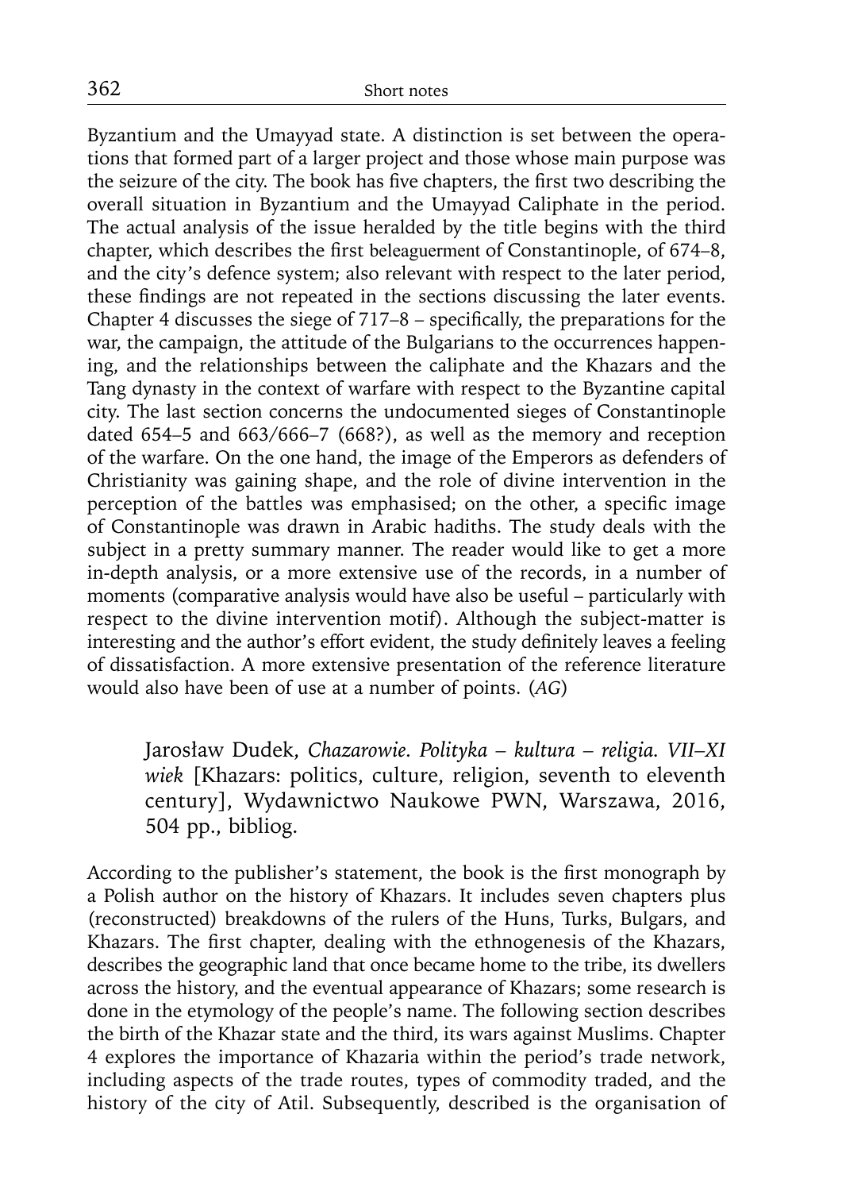Byzantium and the Umayyad state. A distinction is set between the operations that formed part of a larger project and those whose main purpose was the seizure of the city. The book has five chapters, the first two describing the overall situation in Byzantium and the Umayyad Caliphate in the period. The actual analysis of the issue heralded by the title begins with the third chapter, which describes the first beleaguerment of Constantinople, of 674–8, and the city's defence system; also relevant with respect to the later period, these findings are not repeated in the sections discussing the later events. Chapter 4 discusses the siege of 717–8 – specifically, the preparations for the war, the campaign, the attitude of the Bulgarians to the occurrences happening, and the relationships between the caliphate and the Khazars and the Tang dynasty in the context of warfare with respect to the Byzantine capital city. The last section concerns the undocumented sieges of Constantinople dated 654–5 and 663/666–7 (668?), as well as the memory and reception of the warfare. On the one hand, the image of the Emperors as defenders of Christianity was gaining shape, and the role of divine intervention in the perception of the battles was emphasised; on the other, a specific image of Constantinople was drawn in Arabic hadiths. The study deals with the subject in a pretty summary manner. The reader would like to get a more in-depth analysis, or a more extensive use of the records, in a number of moments (comparative analysis would have also be useful – particularly with respect to the divine intervention motif). Although the subject-matter is interesting and the author's effort evident, the study definitely leaves a feeling of dissatisfaction. A more extensive presentation of the reference literature would also have been of use at a number of points. (*AG*)

> Jarosław Dudek, *Chazarowie. Polityka – kultura – religia. VII–XI wiek* [Khazars: politics, culture, religion, seventh to eleventh century], Wydawnictwo Naukowe PWN, Warszawa, 2016, 504 pp., bibliog.

According to the publisher's statement, the book is the first monograph by a Polish author on the history of Khazars. It includes seven chapters plus (reconstructed) breakdowns of the rulers of the Huns, Turks, Bulgars, and Khazars. The first chapter, dealing with the ethnogenesis of the Khazars, describes the geographic land that once became home to the tribe, its dwellers across the history, and the eventual appearance of Khazars; some research is done in the etymology of the people's name. The following section describes the birth of the Khazar state and the third, its wars against Muslims. Chapter 4 explores the importance of Khazaria within the period's trade network, including aspects of the trade routes, types of commodity traded, and the history of the city of Atil. Subsequently, described is the organisation of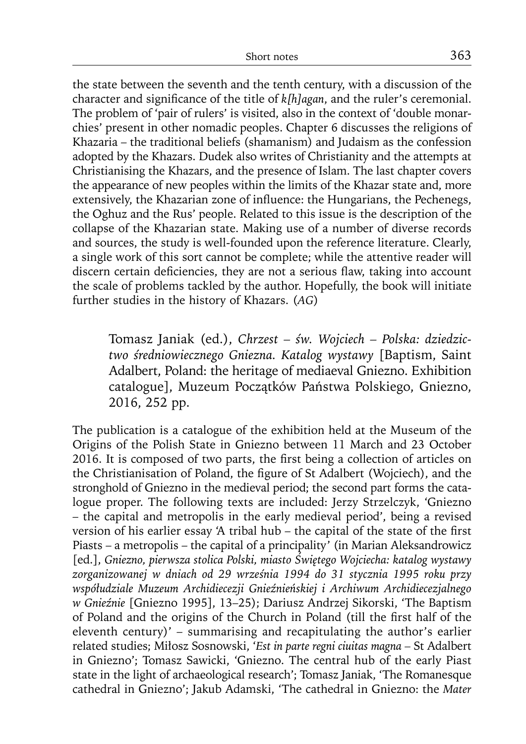the state between the seventh and the tenth century, with a discussion of the character and significance of the title of *k[h]agan*, and the ruler's ceremonial. The problem of 'pair of rulers' is visited, also in the context of 'double monarchies' present in other nomadic peoples. Chapter 6 discusses the religions of Khazaria – the traditional beliefs (shamanism) and Judaism as the confession adopted by the Khazars. Dudek also writes of Christianity and the attempts at Christianising the Khazars, and the presence of Islam. The last chapter covers the appearance of new peoples within the limits of the Khazar state and, more extensively, the Khazarian zone of influence: the Hungarians, the Pechenegs, the Oghuz and the Rus' people. Related to this issue is the description of the collapse of the Khazarian state. Making use of a number of diverse records and sources, the study is well-founded upon the reference literature. Clearly, a single work of this sort cannot be complete; while the attentive reader will discern certain deficiencies, they are not a serious flaw, taking into account the scale of problems tackled by the author. Hopefully, the book will initiate further studies in the history of Khazars. (*AG*)

Tomasz Janiak (ed.), *Chrzest – św. Wojciech – Polska: dziedzictwo średniowiecznego Gniezna. Katalog wystawy* [Baptism, Saint Adalbert, Poland: the heritage of mediaeval Gniezno. Exhibition catalogue], Muzeum Początków Państwa Polskiego, Gniezno, 2016, 252 pp.

The publication is a catalogue of the exhibition held at the Museum of the Origins of the Polish State in Gniezno between 11 March and 23 October 2016. It is composed of two parts, the first being a collection of articles on the Christianisation of Poland, the figure of St Adalbert (Wojciech), and the stronghold of Gniezno in the medieval period; the second part forms the catalogue proper. The following texts are included: Jerzy Strzelczyk, 'Gniezno – the capital and metropolis in the early medieval period', being a revised version of his earlier essay 'A tribal hub – the capital of the state of the first Piasts – a metropolis – the capital of a principality' (in Marian Aleksandrowicz [ed.], *Gniezno, pierwsza stolica Polski, miasto Świętego Wojciecha: katalog wystawy zorganizowanej w dniach od 29 września 1994 do 31 stycznia 1995 roku przy współudziale Muzeum Archidiecezji Gnieźnieńskiej i Archiwum Archidiecezjalnego w Gnieźnie* [Gniezno 1995], 13–25); Dariusz Andrzej Sikorski, 'The Baptism of Poland and the origins of the Church in Poland (till the first half of the eleventh century)' – summarising and recapitulating the author's earlier related studies; Miłosz Sosnowski, '*Est in parte regni ciuitas magna* – St Adalbert in Gniezno'; Tomasz Sawicki, 'Gniezno. The central hub of the early Piast state in the light of archaeological research'; Tomasz Janiak, 'The Romanesque cathedral in Gniezno'; Jakub Adamski, 'The cathedral in Gniezno: the *Mater*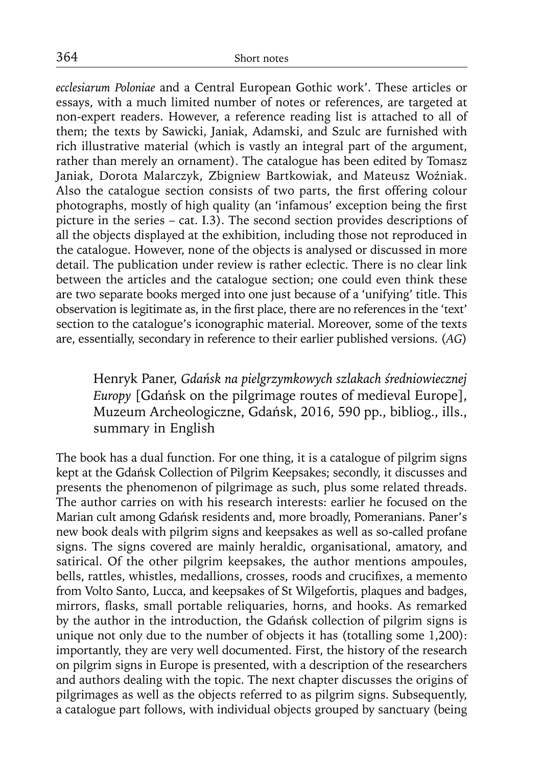*ecclesiarum Poloniae* and a Central European Gothic work'. These articles or essays, with a much limited number of notes or references, are targeted at non-expert readers. However, a reference reading list is attached to all of them; the texts by Sawicki, Janiak, Adamski, and Szulc are furnished with rich illustrative material (which is vastly an integral part of the argument, rather than merely an ornament). The catalogue has been edited by Tomasz Janiak, Dorota Malarczyk, Zbigniew Bartkowiak, and Mateusz Woźniak. Also the catalogue section consists of two parts, the first offering colour photographs, mostly of high quality (an 'infamous' exception being the first picture in the series – cat. I.3). The second section provides descriptions of all the objects displayed at the exhibition, including those not reproduced in the catalogue. However, none of the objects is analysed or discussed in more detail. The publication under review is rather eclectic. There is no clear link between the articles and the catalogue section; one could even think these are two separate books merged into one just because of a 'unifying' title. This observation is legitimate as, in the first place, there are no references in the 'text' section to the catalogue's iconographic material. Moreover, some of the texts are, essentially, secondary in reference to their earlier published versions. (*AG*)

Henryk Paner, *Gdańsk na pielgrzymkowych szlakach średniowiecznej Europy* [Gdańsk on the pilgrimage routes of medieval Europe], Muzeum Archeologiczne, Gdańsk, 2016, 590 pp., bibliog., ills., summary in English

The book has a dual function. For one thing, it is a catalogue of pilgrim signs kept at the Gdańsk Collection of Pilgrim Keepsakes; secondly, it discusses and presents the phenomenon of pilgrimage as such, plus some related threads. The author carries on with his research interests: earlier he focused on the Marian cult among Gdańsk residents and, more broadly, Pomeranians. Paner's new book deals with pilgrim signs and keepsakes as well as so-called profane signs. The signs covered are mainly heraldic, organisational, amatory, and satirical. Of the other pilgrim keepsakes, the author mentions ampoules, bells, rattles, whistles, medallions, crosses, roods and crucifixes, a memento from Volto Santo, Lucca, and keepsakes of St Wilgefortis, plaques and badges, mirrors, flasks, small portable reliquaries, horns, and hooks. As remarked by the author in the introduction, the Gdańsk collection of pilgrim signs is unique not only due to the number of objects it has (totalling some 1,200): importantly, they are very well documented. First, the history of the research on pilgrim signs in Europe is presented, with a description of the researchers and authors dealing with the topic. The next chapter discusses the origins of pilgrimages as well as the objects referred to as pilgrim signs. Subsequently, a catalogue part follows, with individual objects grouped by sanctuary (being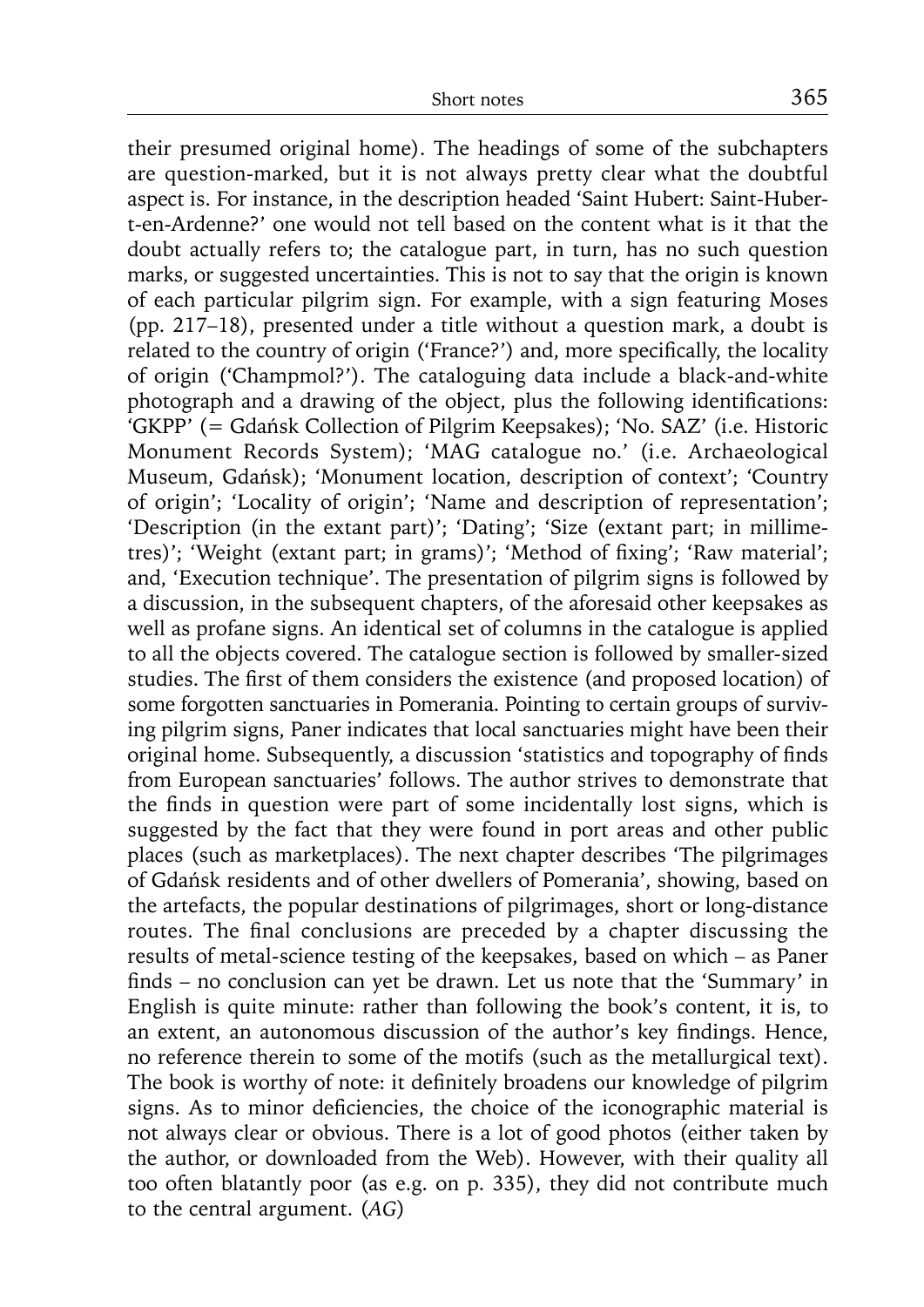their presumed original home). The headings of some of the subchapters are question-marked, but it is not always pretty clear what the doubtful aspect is. For instance, in the description headed 'Saint Hubert: Saint-Hubert-en-Ardenne?' one would not tell based on the content what is it that the doubt actually refers to; the catalogue part, in turn, has no such question marks, or suggested uncertainties. This is not to say that the origin is known of each particular pilgrim sign. For example, with a sign featuring Moses (pp. 217–18), presented under a title without a question mark, a doubt is related to the country of origin ('France?') and, more specifically, the locality of origin ('Champmol?'). The cataloguing data include a black-and-white photograph and a drawing of the object, plus the following identifications: 'GKPP' (= Gdańsk Collection of Pilgrim Keepsakes); 'No. SAZ' (i.e. Historic Monument Records System); 'MAG catalogue no.' (i.e. Archaeological Museum, Gdańsk); 'Monument location, description of context'; 'Country of origin'; 'Locality of origin'; 'Name and description of representation'; 'Description (in the extant part)'; 'Dating'; 'Size (extant part; in millimetres)'; 'Weight (extant part; in grams)'; 'Method of fixing'; 'Raw material'; and, 'Execution technique'. The presentation of pilgrim signs is followed by a discussion, in the subsequent chapters, of the aforesaid other keepsakes as well as profane signs. An identical set of columns in the catalogue is applied to all the objects covered. The catalogue section is followed by smaller-sized studies. The first of them considers the existence (and proposed location) of some forgotten sanctuaries in Pomerania. Pointing to certain groups of surviving pilgrim signs, Paner indicates that local sanctuaries might have been their original home. Subsequently, a discussion 'statistics and topography of finds from European sanctuaries' follows. The author strives to demonstrate that the finds in question were part of some incidentally lost signs, which is suggested by the fact that they were found in port areas and other public places (such as marketplaces). The next chapter describes 'The pilgrimages of Gdańsk residents and of other dwellers of Pomerania', showing, based on the artefacts, the popular destinations of pilgrimages, short or long-distance routes. The final conclusions are preceded by a chapter discussing the results of metal-science testing of the keepsakes, based on which – as Paner finds – no conclusion can yet be drawn. Let us note that the 'Summary' in English is quite minute: rather than following the book's content, it is, to an extent, an autonomous discussion of the author's key findings. Hence, no reference therein to some of the motifs (such as the metallurgical text). The book is worthy of note: it definitely broadens our knowledge of pilgrim signs. As to minor deficiencies, the choice of the iconographic material is not always clear or obvious. There is a lot of good photos (either taken by the author, or downloaded from the Web). However, with their quality all too often blatantly poor (as e.g. on p. 335), they did not contribute much to the central argument. (*AG*)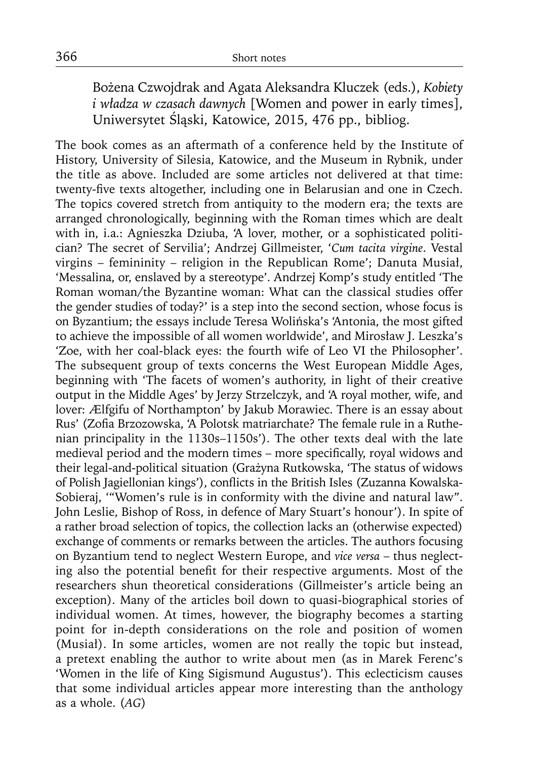Bożena Czwojdrak and Agata Aleksandra Kluczek (eds.), *Kobiety i władza w czasach dawnych* [Women and power in early times], Uniwersytet Śląski, Katowice, 2015, 476 pp., bibliog.

The book comes as an aftermath of a conference held by the Institute of History, University of Silesia, Katowice, and the Museum in Rybnik, under the title as above. Included are some articles not delivered at that time: twenty-five texts altogether, including one in Belarusian and one in Czech. The topics covered stretch from antiquity to the modern era; the texts are arranged chronologically, beginning with the Roman times which are dealt with in, i.a.: Agnieszka Dziuba, 'A lover, mother, or a sophisticated politician? The secret of Servilia'; Andrzej Gillmeister, '*Cum tacita virgine*. Vestal virgins – femininity – religion in the Republican Rome'; Danuta Musiał, 'Messalina, or, enslaved by a stereotype'. Andrzej Komp's study entitled 'The Roman woman/the Byzantine woman: What can the classical studies offer the gender studies of today?' is a step into the second section, whose focus is on Byzantium; the essays include Teresa Wolińska's 'Antonia, the most gifted to achieve the impossible of all women worldwide', and Mirosław J. Leszka's 'Zoe, with her coal-black eyes: the fourth wife of Leo VI the Philosopher'. The subsequent group of texts concerns the West European Middle Ages, beginning with 'The facets of women's authority, in light of their creative output in the Middle Ages' by Jerzy Strzelczyk, and 'A royal mother, wife, and lover: Ælfgifu of Northampton' by Jakub Morawiec. There is an essay about Rus' (Zofia Brzozowska, 'A Polotsk matriarchate? The female rule in a Ruthenian principality in the 1130s–1150s'). The other texts deal with the late medieval period and the modern times – more specifically, royal widows and their legal-and-political situation (Grażyna Rutkowska, 'The status of widows of Polish Jagiellonian kings'), conflicts in the British Isles (Zuzanna Kowalska-Sobieraj, '"Women's rule is in conformity with the divine and natural law". John Leslie, Bishop of Ross, in defence of Mary Stuart's honour'). In spite of a rather broad selection of topics, the collection lacks an (otherwise expected) exchange of comments or remarks between the articles. The authors focusing on Byzantium tend to neglect Western Europe, and *vice versa* – thus neglecting also the potential benefit for their respective arguments. Most of the researchers shun theoretical considerations (Gillmeister's article being an exception). Many of the articles boil down to quasi-biographical stories of individual women. At times, however, the biography becomes a starting point for in-depth considerations on the role and position of women (Musiał). In some articles, women are not really the topic but instead, a pretext enabling the author to write about men (as in Marek Ferenc's 'Women in the life of King Sigismund Augustus'). This eclecticism causes that some individual articles appear more interesting than the anthology as a whole. (*AG*)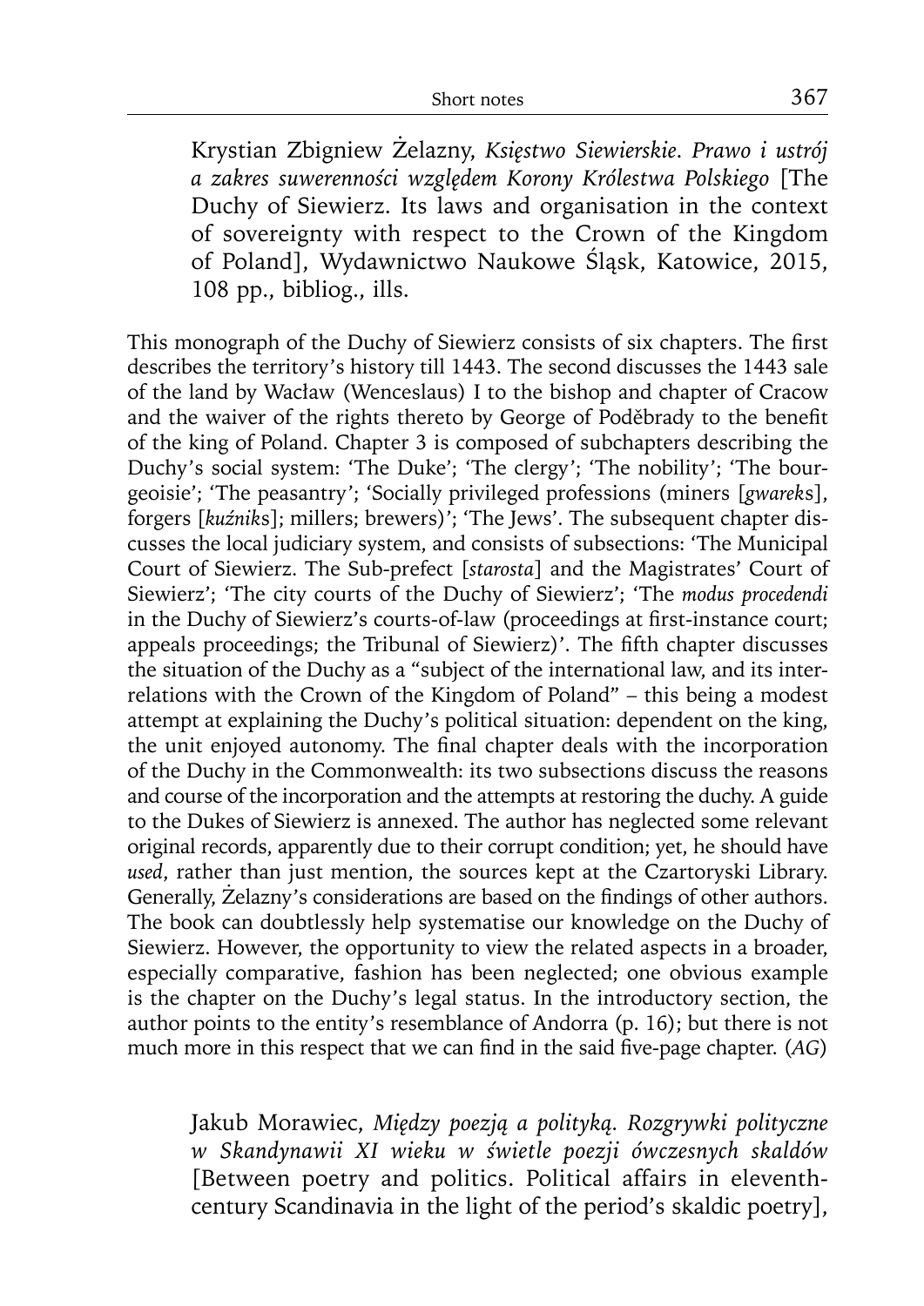Krystian Zbigniew Żelazny, *Księstwo Siewierskie. Prawo i ustrój a zakres suwerenności względem Korony Królestwa Polskiego* [The Duchy of Siewierz. Its laws and organisation in the context of sovereignty with respect to the Crown of the Kingdom of Poland], Wydawnictwo Naukowe Śląsk, Katowice, 2015, 108 pp., bibliog., ills.

This monograph of the Duchy of Siewierz consists of six chapters. The first describes the territory's history till 1443. The second discusses the 1443 sale of the land by Wacław (Wenceslaus) I to the bishop and chapter of Cracow and the waiver of the rights thereto by George of Poděbrady to the benefit of the king of Poland. Chapter 3 is composed of subchapters describing the Duchy's social system: 'The Duke'; 'The clergy'; 'The nobility'; 'The bourgeoisie'; 'The peasantry'; 'Socially privileged professions (miners [*gwarek*s], forgers [*kuźnik*s]; millers; brewers)'; 'The Jews'. The subsequent chapter discusses the local judiciary system, and consists of subsections: 'The Municipal Court of Siewierz. The Sub-prefect [*starosta*] and the Magistrates' Court of Siewierz'; 'The city courts of the Duchy of Siewierz'; 'The *modus procedendi* in the Duchy of Siewierz's courts-of-law (proceedings at first-instance court; appeals proceedings; the Tribunal of Siewierz)'. The fifth chapter discusses the situation of the Duchy as a "subject of the international law, and its interrelations with the Crown of the Kingdom of Poland" – this being a modest attempt at explaining the Duchy's political situation: dependent on the king, the unit enjoyed autonomy. The final chapter deals with the incorporation of the Duchy in the Commonwealth: its two subsections discuss the reasons and course of the incorporation and the attempts at restoring the duchy. A guide to the Dukes of Siewierz is annexed. The author has neglected some relevant original records, apparently due to their corrupt condition; yet, he should have *used*, rather than just mention, the sources kept at the Czartoryski Library. Generally, Żelazny's considerations are based on the findings of other authors. The book can doubtlessly help systematise our knowledge on the Duchy of Siewierz. However, the opportunity to view the related aspects in a broader, especially comparative, fashion has been neglected; one obvious example is the chapter on the Duchy's legal status. In the introductory section, the author points to the entity's resemblance of Andorra (p. 16); but there is not much more in this respect that we can find in the said five-page chapter. (*AG*)

Jakub Morawiec, *Między poezją a polityką. Rozgrywki polityczne w Skandynawii XI wieku w świetle poezji ówczesnych skaldów* [Between poetry and politics. Political affairs in eleventh-century Scandinavia in the light of the period's skaldic poetry],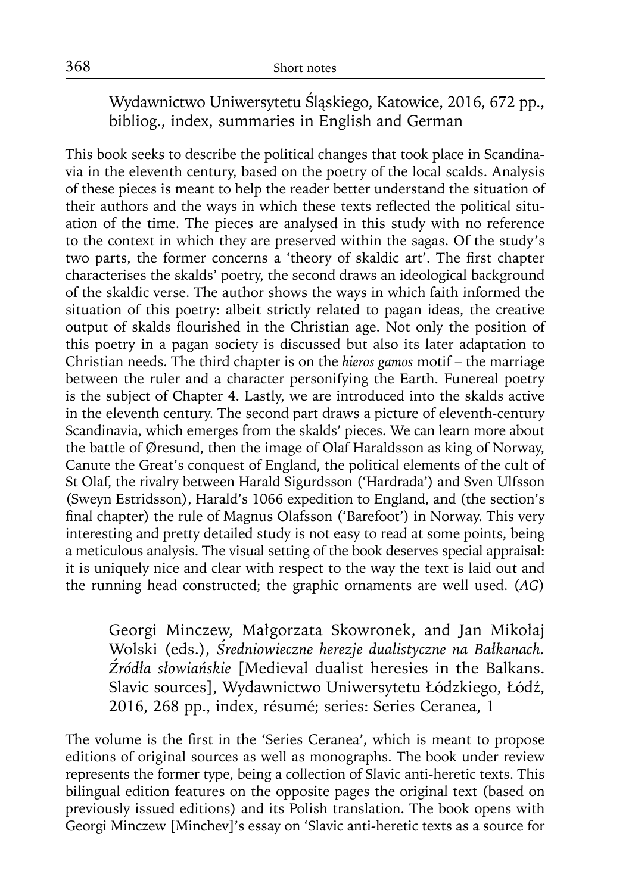Wydawnictwo Uniwersytetu Śląskiego, Katowice, 2016, 672 pp., bibliog., index, summaries in English and German

This book seeks to describe the political changes that took place in Scandinavia in the eleventh century, based on the poetry of the local scalds. Analysis of these pieces is meant to help the reader better understand the situation of their authors and the ways in which these texts reflected the political situation of the time. The pieces are analysed in this study with no reference to the context in which they are preserved within the sagas. Of the study's two parts, the former concerns a 'theory of skaldic art'. The first chapter characterises the skalds' poetry, the second draws an ideological background of the skaldic verse. The author shows the ways in which faith informed the situation of this poetry: albeit strictly related to pagan ideas, the creative output of skalds flourished in the Christian age. Not only the position of this poetry in a pagan society is discussed but also its later adaptation to Christian needs. The third chapter is on the *hieros gamos* motif – the marriage between the ruler and a character personifying the Earth. Funereal poetry is the subject of Chapter 4. Lastly, we are introduced into the skalds active in the eleventh century. The second part draws a picture of eleventh-century Scandinavia, which emerges from the skalds' pieces. We can learn more about the battle of Øresund, then the image of Olaf Haraldsson as king of Norway, Canute the Great's conquest of England, the political elements of the cult of St Olaf, the rivalry between Harald Sigurdsson ('Hardrada') and Sven Ulfsson (Sweyn Estridsson), Harald's 1066 expedition to England, and (the section's final chapter) the rule of Magnus Olafsson ('Barefoot') in Norway. This very interesting and pretty detailed study is not easy to read at some points, being a meticulous analysis. The visual setting of the book deserves special appraisal: it is uniquely nice and clear with respect to the way the text is laid out and the running head constructed; the graphic ornaments are well used. (*AG*)

Georgi Minczew, Małgorzata Skowronek, and Jan Mikołaj Wolski (eds.), *Średniowieczne herezje dualistyczne na Bałkanach. Źródła słowiańskie* [Medieval dualist heresies in the Balkans. Slavic sources], Wydawnictwo Uniwersytetu Łódzkiego, Łódź, 2016, 268 pp., index, résumé; series: Series Ceranea, 1

The volume is the first in the 'Series Ceranea', which is meant to propose editions of original sources as well as monographs. The book under review represents the former type, being a collection of Slavic anti-heretic texts. This bilingual edition features on the opposite pages the original text (based on previously issued editions) and its Polish translation. The book opens with Georgi Minczew [Minchev]'s essay on 'Slavic anti-heretic texts as a source for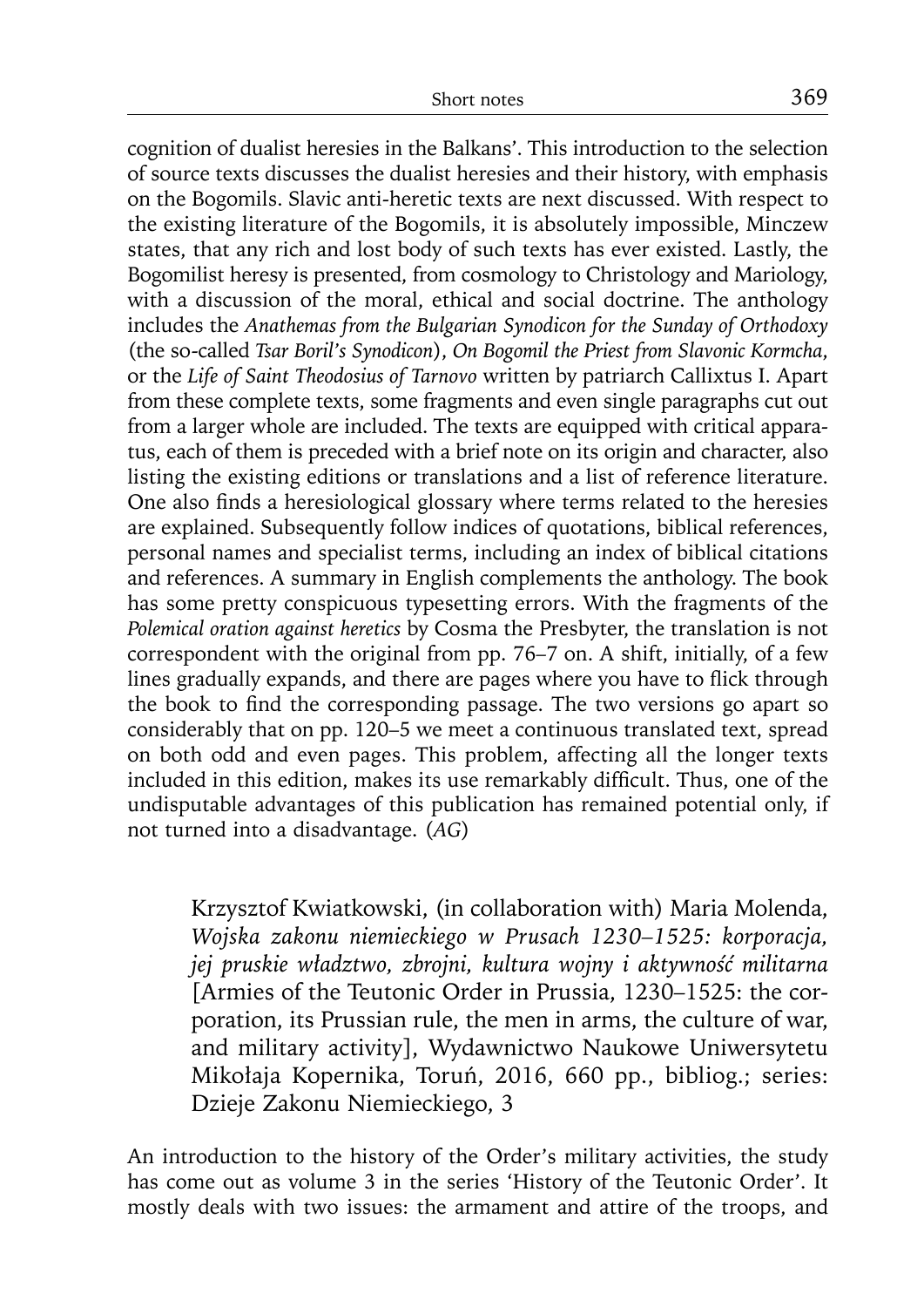cognition of dualist heresies in the Balkans'. This introduction to the selection of source texts discusses the dualist heresies and their history, with emphasis on the Bogomils. Slavic anti-heretic texts are next discussed. With respect to the existing literature of the Bogomils, it is absolutely impossible, Minczew states, that any rich and lost body of such texts has ever existed. Lastly, the Bogomilist heresy is presented, from cosmology to Christology and Mariology, with a discussion of the moral, ethical and social doctrine. The anthology includes the *Anathemas from the Bulgarian Synodicon for the Sunday of Orthodoxy* (the so-called *Tsar Boril's Synodicon*), *On Bogomil the Priest from Slavonic Kormcha*, or the *Life of Saint Theodosius of Tarnovo* written by patriarch Callixtus I. Apart from these complete texts, some fragments and even single paragraphs cut out from a larger whole are included. The texts are equipped with critical apparatus, each of them is preceded with a brief note on its origin and character, also listing the existing editions or translations and a list of reference literature. One also finds a heresiological glossary where terms related to the heresies are explained. Subsequently follow indices of quotations, biblical references, personal names and specialist terms, including an index of biblical citations and references. A summary in English complements the anthology. The book has some pretty conspicuous typesetting errors. With the fragments of the *Polemical oration against heretics* by Cosma the Presbyter, the translation is not correspondent with the original from pp. 76–7 on. A shift, initially, of a few lines gradually expands, and there are pages where you have to flick through the book to find the corresponding passage. The two versions go apart so considerably that on pp. 120–5 we meet a continuous translated text, spread on both odd and even pages. This problem, affecting all the longer texts included in this edition, makes its use remarkably difficult. Thus, one of the undisputable advantages of this publication has remained potential only, if not turned into a disadvantage. (*AG*)

Krzysztof Kwiatkowski, (in collaboration with) Maria Molenda, *Wojska zakonu niemieckiego w Prusach 1230–1525: korporacja, jej pruskie władztwo, zbrojni, kultura wojny i aktywność militarna* [Armies of the Teutonic Order in Prussia, 1230–1525: the corporation, its Prussian rule, the men in arms, the culture of war, and military activity], Wydawnictwo Naukowe Uniwersytetu Mikołaja Kopernika, Toruń, 2016, 660 pp., bibliog.; series: Dzieje Zakonu Niemieckiego, 3

An introduction to the history of the Order's military activities, the study has come out as volume 3 in the series 'History of the Teutonic Order'. It mostly deals with two issues: the armament and attire of the troops, and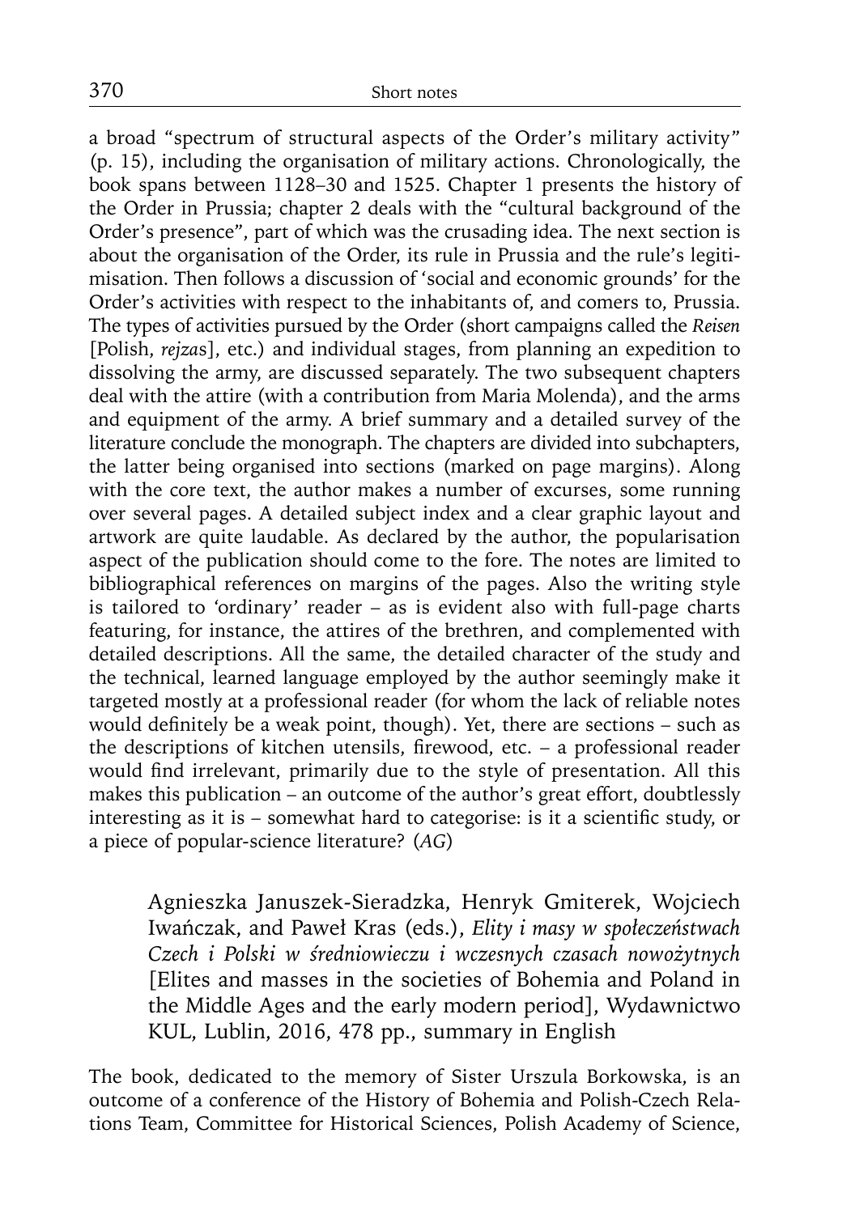a broad "spectrum of structural aspects of the Order's military activity" (p. 15), including the organisation of military actions. Chronologically, the book spans between 1128–30 and 1525. Chapter 1 presents the history of the Order in Prussia; chapter 2 deals with the "cultural background of the Order's presence", part of which was the crusading idea. The next section is about the organisation of the Order, its rule in Prussia and the rule's legitimisation. Then follows a discussion of 'social and economic grounds' for the Order's activities with respect to the inhabitants of, and comers to, Prussia. The types of activities pursued by the Order (short campaigns called the *Reisen* [Polish, *rejza*s], etc.) and individual stages, from planning an expedition to dissolving the army, are discussed separately. The two subsequent chapters deal with the attire (with a contribution from Maria Molenda), and the arms and equipment of the army. A brief summary and a detailed survey of the literature conclude the monograph. The chapters are divided into subchapters, the latter being organised into sections (marked on page margins). Along with the core text, the author makes a number of excurses, some running over several pages. A detailed subject index and a clear graphic layout and artwork are quite laudable. As declared by the author, the popularisation aspect of the publication should come to the fore. The notes are limited to bibliographical references on margins of the pages. Also the writing style is tailored to 'ordinary' reader – as is evident also with full-page charts featuring, for instance, the attires of the brethren, and complemented with detailed descriptions. All the same, the detailed character of the study and the technical, learned language employed by the author seemingly make it targeted mostly at a professional reader (for whom the lack of reliable notes would definitely be a weak point, though). Yet, there are sections – such as the descriptions of kitchen utensils, firewood, etc. – a professional reader would find irrelevant, primarily due to the style of presentation. All this makes this publication – an outcome of the author's great effort, doubtlessly interesting as it is – somewhat hard to categorise: is it a scientific study, or a piece of popular-science literature? (*AG*)

Agnieszka Januszek-Sieradzka, Henryk Gmiterek, Wojciech Iwańczak, and Paweł Kras (eds.), *Elity i masy w społeczeństwach Czech i Polski w średniowieczu i wczesnych czasach nowożytnych* [Elites and masses in the societies of Bohemia and Poland in the Middle Ages and the early modern period], Wydawnictwo KUL, Lublin, 2016, 478 pp., summary in English

The book, dedicated to the memory of Sister Urszula Borkowska, is an outcome of a conference of the History of Bohemia and Polish-Czech Relations Team, Committee for Historical Sciences, Polish Academy of Science,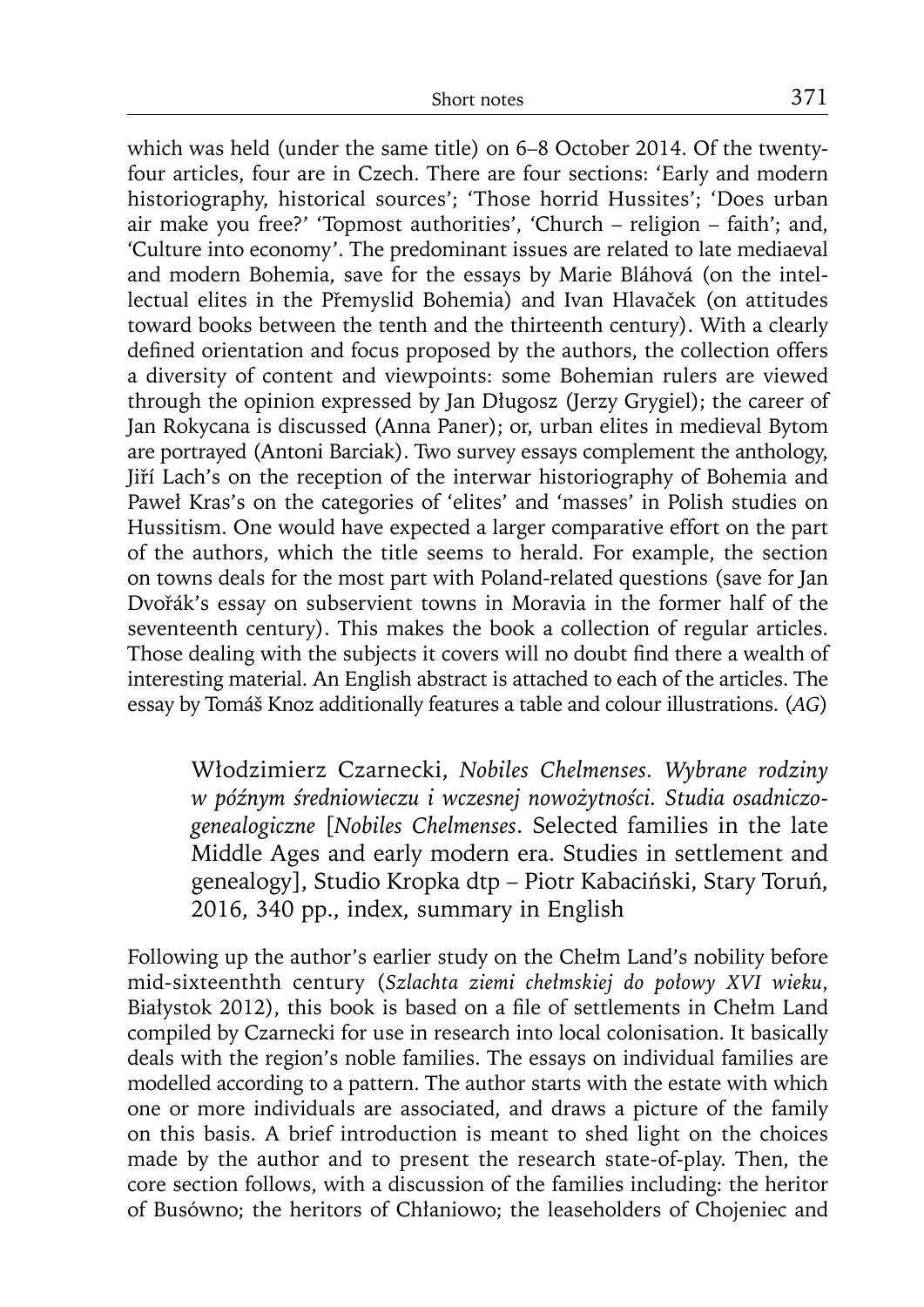which was held (under the same title) on 6–8 October 2014. Of the twenty-four articles, four are in Czech. There are four sections: 'Early and modern historiography, historical sources'; 'Those horrid Hussites'; 'Does urban air make you free?' 'Topmost authorities', 'Church – religion – faith'; and, 'Culture into economy'. The predominant issues are related to late mediaeval and modern Bohemia, save for the essays by Marie Bláhová (on the intellectual elites in the Přemyslid Bohemia) and Ivan Hlavaček (on attitudes toward books between the tenth and the thirteenth century). With a clearly defined orientation and focus proposed by the authors, the collection offers a diversity of content and viewpoints: some Bohemian rulers are viewed through the opinion expressed by Jan Długosz (Jerzy Grygiel); the career of Jan Rokycana is discussed (Anna Paner); or, urban elites in medieval Bytom are portrayed (Antoni Barciak). Two survey essays complement the anthology, Jiří Lach's on the reception of the interwar historiography of Bohemia and Paweł Kras's on the categories of 'elites' and 'masses' in Polish studies on Hussitism. One would have expected a larger comparative effort on the part of the authors, which the title seems to herald. For example, the section on towns deals for the most part with Poland-related questions (save for Jan Dvořák's essay on subservient towns in Moravia in the former half of the seventeenth century). This makes the book a collection of regular articles. Those dealing with the subjects it covers will no doubt find there a wealth of interesting material. An English abstract is attached to each of the articles. The essay by Tomáš Knoz additionally features a table and colour illustrations. (*AG*)

Włodzimierz Czarnecki, *Nobiles Chelmenses. Wybrane rodziny w późnym średniowieczu i wczesnej nowożytności. Studia osadniczo-genealogiczne* [*Nobiles Chelmenses*. Selected families in the late Middle Ages and early modern era. Studies in settlement and genealogy], Studio Kropka dtp – Piotr Kabaciński, Stary Toruń, 2016, 340 pp., index, summary in English

Following up the author's earlier study on the Chełm Land's nobility before mid-sixteenthth century (*Szlachta ziemi chełmskiej do połowy XVI wieku*, Białystok 2012), this book is based on a file of settlements in Chełm Land compiled by Czarnecki for use in research into local colonisation. It basically deals with the region's noble families. The essays on individual families are modelled according to a pattern. The author starts with the estate with which one or more individuals are associated, and draws a picture of the family on this basis. A brief introduction is meant to shed light on the choices made by the author and to present the research state-of-play. Then, the core section follows, with a discussion of the families including: the heritor of Busówno; the heritors of Chłaniowo; the leaseholders of Chojeniec and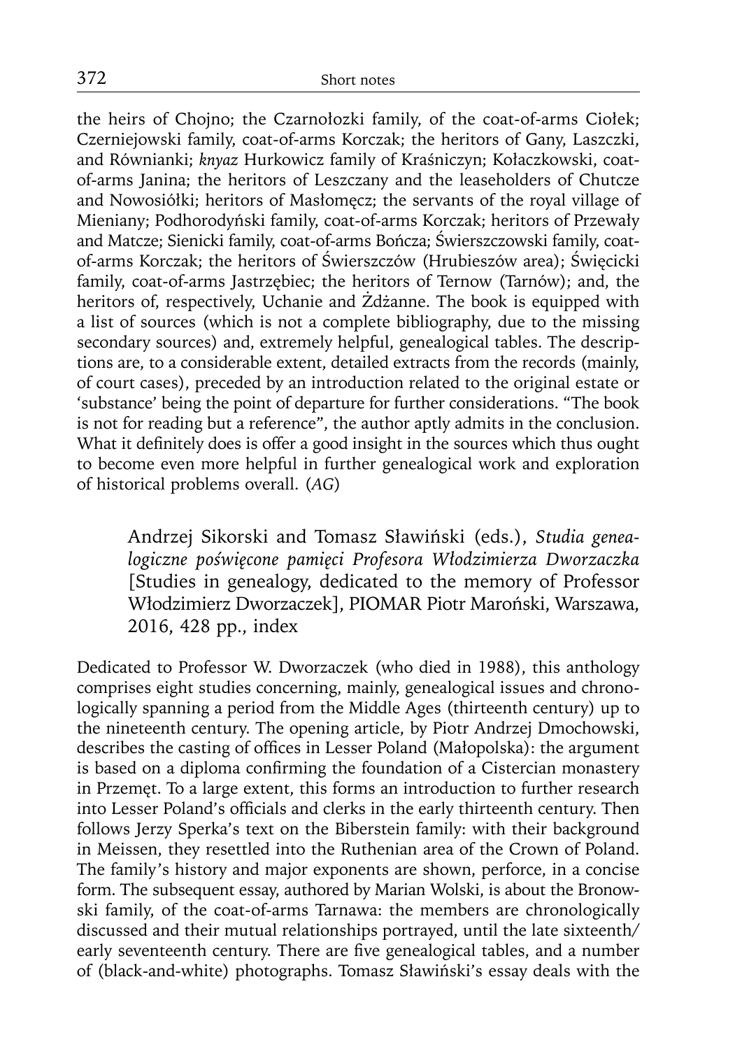the heirs of Chojno; the Czarnołozki family, of the coat-of-arms Ciołek; Czerniejowski family, coat-of-arms Korczak; the heritors of Gany, Laszczki, and Równianki; *knyaz* Hurkowicz family of Kraśniczyn; Kołaczkowski, coat-of-arms Janina; the heritors of Leszczany and the leaseholders of Chutcze and Nowosiółki; heritors of Masłomęcz; the servants of the royal village of Mieniany; Podhorodyński family, coat-of-arms Korczak; heritors of Przewały and Matcze; Sienicki family, coat-of-arms Bończa; Świerszczowski family, coat-of-arms Korczak; the heritors of Świerszczów (Hrubieszów area); Święcicki family, coat-of-arms Jastrzębiec; the heritors of Ternow (Tarnów); and, the heritors of, respectively, Uchanie and Żdżanne. The book is equipped with a list of sources (which is not a complete bibliography, due to the missing secondary sources) and, extremely helpful, genealogical tables. The descriptions are, to a considerable extent, detailed extracts from the records (mainly, of court cases), preceded by an introduction related to the original estate or 'substance' being the point of departure for further considerations. "The book is not for reading but a reference", the author aptly admits in the conclusion. What it definitely does is offer a good insight in the sources which thus ought to become even more helpful in further genealogical work and exploration of historical problems overall. (*AG*)

> Andrzej Sikorski and Tomasz Sławiński (eds.), *Studia genealogiczne poświęcone pamięci Profesora Włodzimierza Dworzaczka* [Studies in genealogy, dedicated to the memory of Professor Włodzimierz Dworzaczek], PIOMAR Piotr Maroński, Warszawa, 2016, 428 pp., index

Dedicated to Professor W. Dworzaczek (who died in 1988), this anthology comprises eight studies concerning, mainly, genealogical issues and chronologically spanning a period from the Middle Ages (thirteenth century) up to the nineteenth century. The opening article, by Piotr Andrzej Dmochowski, describes the casting of offices in Lesser Poland (Małopolska): the argument is based on a diploma confirming the foundation of a Cistercian monastery in Przemęt. To a large extent, this forms an introduction to further research into Lesser Poland's officials and clerks in the early thirteenth century. Then follows Jerzy Sperka's text on the Biberstein family: with their background in Meissen, they resettled into the Ruthenian area of the Crown of Poland. The family's history and major exponents are shown, perforce, in a concise form. The subsequent essay, authored by Marian Wolski, is about the Bronowski family, of the coat-of-arms Tarnawa: the members are chronologically discussed and their mutual relationships portrayed, until the late sixteenth/early seventeenth century. There are five genealogical tables, and a number of (black-and-white) photographs. Tomasz Sławiński's essay deals with the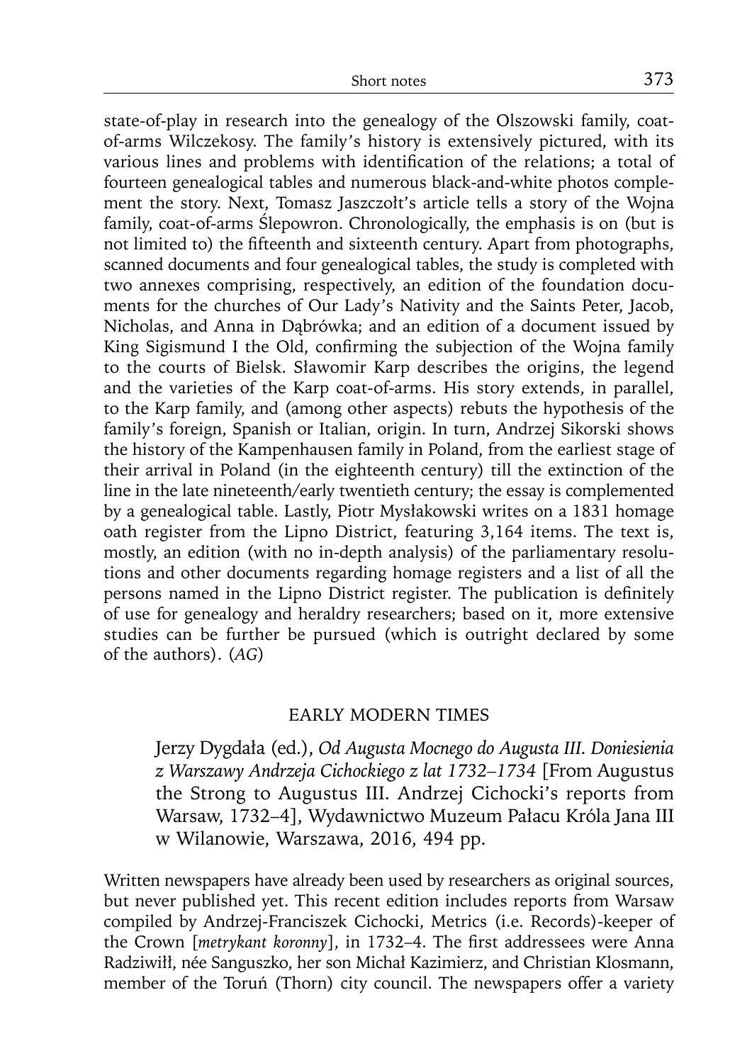state-of-play in research into the genealogy of the Olszowski family, coat-of-arms Wilczekosy. The family's history is extensively pictured, with its various lines and problems with identification of the relations; a total of fourteen genealogical tables and numerous black-and-white photos complement the story. Next, Tomasz Jaszczołt's article tells a story of the Wojna family, coat-of-arms Ślepowron. Chronologically, the emphasis is on (but is not limited to) the fifteenth and sixteenth century. Apart from photographs, scanned documents and four genealogical tables, the study is completed with two annexes comprising, respectively, an edition of the foundation documents for the churches of Our Lady's Nativity and the Saints Peter, Jacob, Nicholas, and Anna in Dąbrówka; and an edition of a document issued by King Sigismund I the Old, confirming the subjection of the Wojna family to the courts of Bielsk. Sławomir Karp describes the origins, the legend and the varieties of the Karp coat-of-arms. His story extends, in parallel, to the Karp family, and (among other aspects) rebuts the hypothesis of the family's foreign, Spanish or Italian, origin. In turn, Andrzej Sikorski shows the history of the Kampenhausen family in Poland, from the earliest stage of their arrival in Poland (in the eighteenth century) till the extinction of the line in the late nineteenth/early twentieth century; the essay is complemented by a genealogical table. Lastly, Piotr Mysłakowski writes on a 1831 homage oath register from the Lipno District, featuring 3,164 items. The text is, mostly, an edition (with no in-depth analysis) of the parliamentary resolutions and other documents regarding homage registers and a list of all the persons named in the Lipno District register. The publication is definitely of use for genealogy and heraldry researchers; based on it, more extensive studies can be further be pursued (which is outright declared by some of the authors). (*AG*)

## EARLY MODERN TIMES

Jerzy Dygdała (ed.), *Od Augusta Mocnego do Augusta III. Doniesienia z Warszawy Andrzeja Cichockiego z lat 1732–1734* [From Augustus the Strong to Augustus III. Andrzej Cichocki's reports from Warsaw, 1732–4], Wydawnictwo Muzeum Pałacu Króla Jana III w Wilanowie, Warszawa, 2016, 494 pp.

Written newspapers have already been used by researchers as original sources, but never published yet. This recent edition includes reports from Warsaw compiled by Andrzej-Franciszek Cichocki, Metrics (i.e. Records)-keeper of the Crown [*metrykant koronny*], in 1732–4. The first addressees were Anna Radziwiłł, née Sanguszko, her son Michał Kazimierz, and Christian Klosmann, member of the Toruń (Thorn) city council. The newspapers offer a variety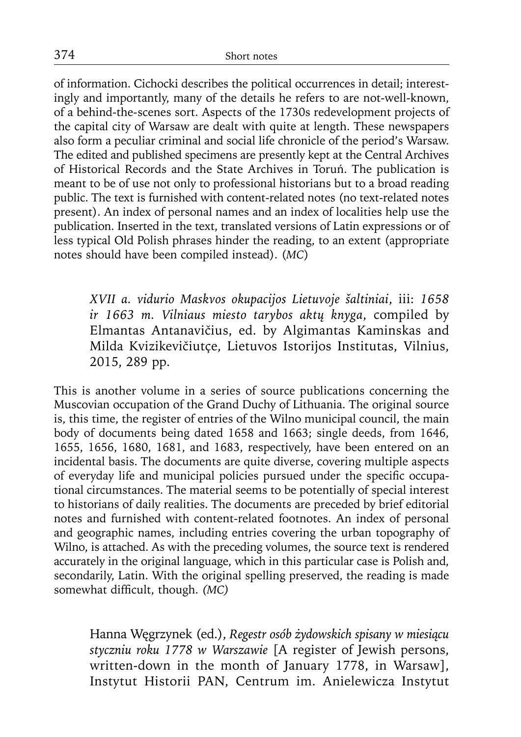of information. Cichocki describes the political occurrences in detail; interestingly and importantly, many of the details he refers to are not-well-known, of a behind-the-scenes sort. Aspects of the 1730s redevelopment projects of the capital city of Warsaw are dealt with quite at length. These newspapers also form a peculiar criminal and social life chronicle of the period's Warsaw. The edited and published specimens are presently kept at the Central Archives of Historical Records and the State Archives in Toruń. The publication is meant to be of use not only to professional historians but to a broad reading public. The text is furnished with content-related notes (no text-related notes present). An index of personal names and an index of localities help use the publication. Inserted in the text, translated versions of Latin expressions or of less typical Old Polish phrases hinder the reading, to an extent (appropriate notes should have been compiled instead). (*MC*)

> *XVII a. vidurio Maskvos okupacijos Lietuvoje šaltiniai*, iii: *1658 ir 1663 m. Vilniaus miesto tarybos aktų knyga*, compiled by Elmantas Antanavičius, ed. by Algimantas Kaminskas and Milda Kvizikevičiutçe, Lietuvos Istorijos Institutas, Vilnius, 2015, 289 pp.

This is another volume in a series of source publications concerning the Muscovian occupation of the Grand Duchy of Lithuania. The original source is, this time, the register of entries of the Wilno municipal council, the main body of documents being dated 1658 and 1663; single deeds, from 1646, 1655, 1656, 1680, 1681, and 1683, respectively, have been entered on an incidental basis. The documents are quite diverse, covering multiple aspects of everyday life and municipal policies pursued under the specific occupational circumstances. The material seems to be potentially of special interest to historians of daily realities. The documents are preceded by brief editorial notes and furnished with content-related footnotes. An index of personal and geographic names, including entries covering the urban topography of Wilno, is attached. As with the preceding volumes, the source text is rendered accurately in the original language, which in this particular case is Polish and, secondarily, Latin. With the original spelling preserved, the reading is made somewhat difficult, though. *(MC)*

> Hanna Węgrzynek (ed.), *Regestr osób żydowskich spisany w miesiącu styczniu roku 1778 w Warszawie* [A register of Jewish persons, written-down in the month of January 1778, in Warsaw], Instytut Historii PAN, Centrum im. Anielewicza Instytut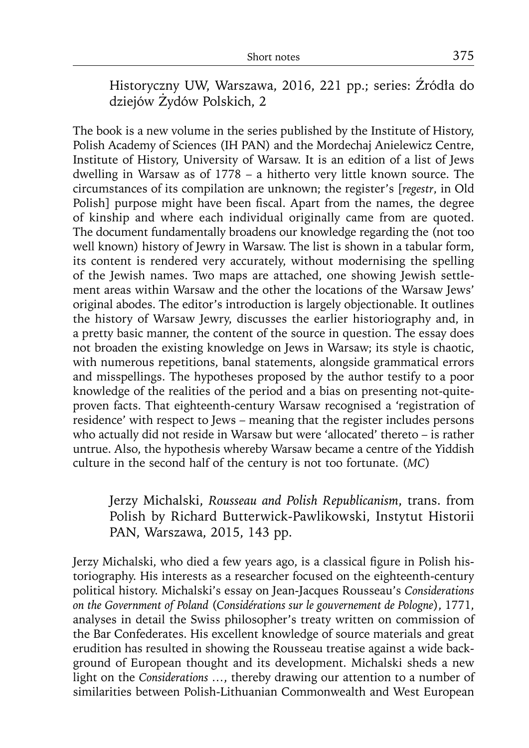Historyczny UW, Warszawa, 2016, 221 pp.; series: Źródła do dziejów Żydów Polskich, 2

The book is a new volume in the series published by the Institute of History, Polish Academy of Sciences (IH PAN) and the Mordechaj Anielewicz Centre, Institute of History, University of Warsaw. It is an edition of a list of Jews dwelling in Warsaw as of 1778 – a hitherto very little known source. The circumstances of its compilation are unknown; the register's [*regestr*, in Old Polish] purpose might have been fiscal. Apart from the names, the degree of kinship and where each individual originally came from are quoted. The document fundamentally broadens our knowledge regarding the (not too well known) history of Jewry in Warsaw. The list is shown in a tabular form, its content is rendered very accurately, without modernising the spelling of the Jewish names. Two maps are attached, one showing Jewish settlement areas within Warsaw and the other the locations of the Warsaw Jews' original abodes. The editor's introduction is largely objectionable. It outlines the history of Warsaw Jewry, discusses the earlier historiography and, in a pretty basic manner, the content of the source in question. The essay does not broaden the existing knowledge on Jews in Warsaw; its style is chaotic, with numerous repetitions, banal statements, alongside grammatical errors and misspellings. The hypotheses proposed by the author testify to a poor knowledge of the realities of the period and a bias on presenting not-quite-proven facts. That eighteenth-century Warsaw recognised a 'registration of residence' with respect to Jews – meaning that the register includes persons who actually did not reside in Warsaw but were 'allocated' thereto – is rather untrue. Also, the hypothesis whereby Warsaw became a centre of the Yiddish culture in the second half of the century is not too fortunate. (*MC*)

Jerzy Michalski, *Rousseau and Polish Republicanism*, trans. from Polish by Richard Butterwick-Pawlikowski, Instytut Historii PAN, Warszawa, 2015, 143 pp.

Jerzy Michalski, who died a few years ago, is a classical figure in Polish historiography. His interests as a researcher focused on the eighteenth-century political history. Michalski's essay on Jean-Jacques Rousseau's *Considerations on the Government of Poland* (*Considérations sur le gouvernement de Pologne*), 1771, analyses in detail the Swiss philosopher's treaty written on commission of the Bar Confederates. His excellent knowledge of source materials and great erudition has resulted in showing the Rousseau treatise against a wide background of European thought and its development. Michalski sheds a new light on the *Considerations …*, thereby drawing our attention to a number of similarities between Polish-Lithuanian Commonwealth and West European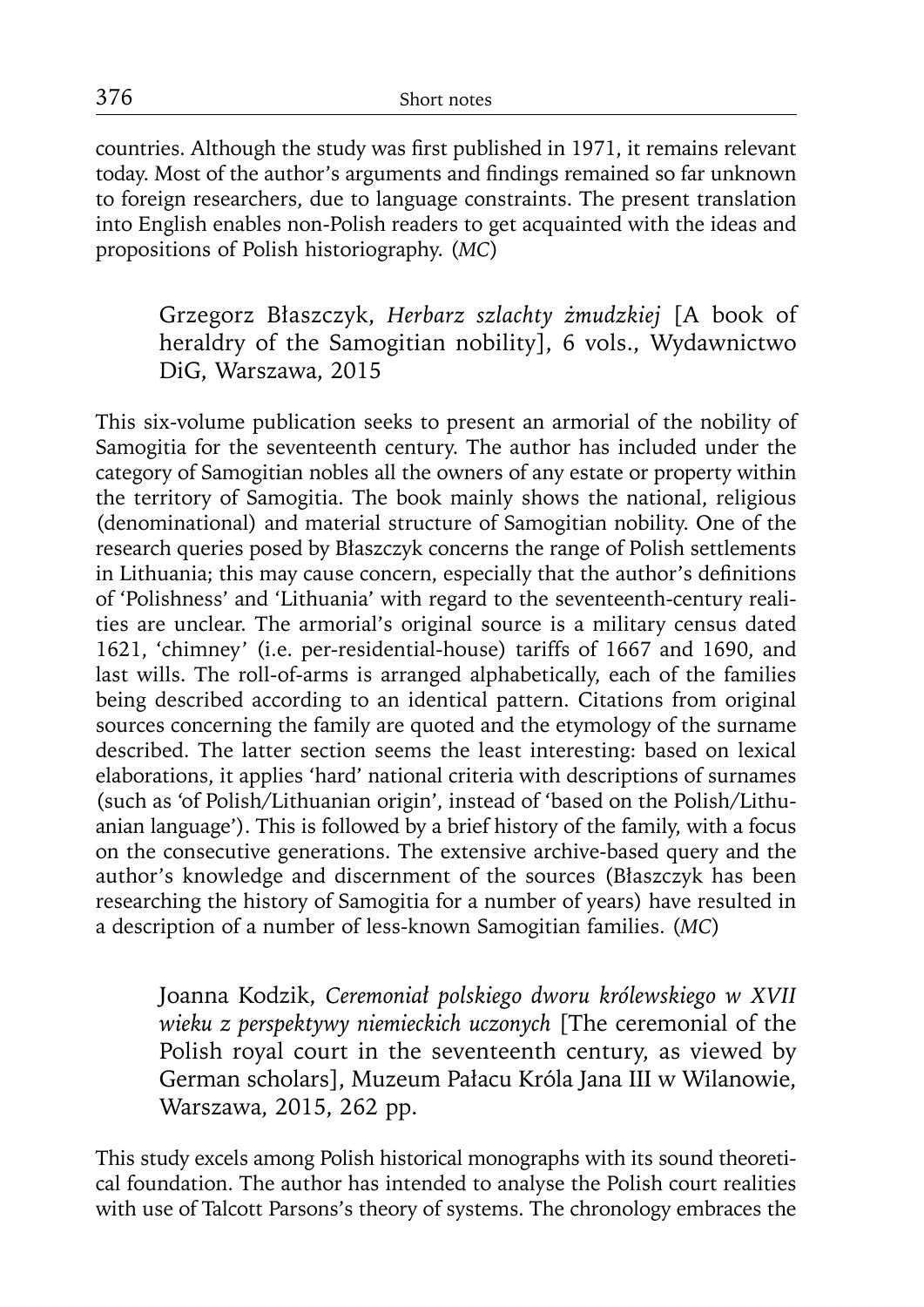countries. Although the study was first published in 1971, it remains relevant today. Most of the author's arguments and findings remained so far unknown to foreign researchers, due to language constraints. The present translation into English enables non-Polish readers to get acquainted with the ideas and propositions of Polish historiography. (*MC*)

Grzegorz Błaszczyk, *Herbarz szlachty żmudzkiej* [A book of heraldry of the Samogitian nobility], 6 vols., Wydawnictwo DiG, Warszawa, 2015

This six-volume publication seeks to present an armorial of the nobility of Samogitia for the seventeenth century. The author has included under the category of Samogitian nobles all the owners of any estate or property within the territory of Samogitia. The book mainly shows the national, religious (denominational) and material structure of Samogitian nobility. One of the research queries posed by Błaszczyk concerns the range of Polish settlements in Lithuania; this may cause concern, especially that the author's definitions of 'Polishness' and 'Lithuania' with regard to the seventeenth-century realities are unclear. The armorial's original source is a military census dated 1621, 'chimney' (i.e. per-residential-house) tariffs of 1667 and 1690, and last wills. The roll-of-arms is arranged alphabetically, each of the families being described according to an identical pattern. Citations from original sources concerning the family are quoted and the etymology of the surname described. The latter section seems the least interesting: based on lexical elaborations, it applies 'hard' national criteria with descriptions of surnames (such as 'of Polish/Lithuanian origin', instead of 'based on the Polish/Lithuanian language'). This is followed by a brief history of the family, with a focus on the consecutive generations. The extensive archive-based query and the author's knowledge and discernment of the sources (Błaszczyk has been researching the history of Samogitia for a number of years) have resulted in a description of a number of less-known Samogitian families. (*MC*)

Joanna Kodzik, *Ceremoniał polskiego dworu królewskiego w XVII wieku z perspektywy niemieckich uczonych* [The ceremonial of the Polish royal court in the seventeenth century, as viewed by German scholars], Muzeum Pałacu Króla Jana III w Wilanowie, Warszawa, 2015, 262 pp.

This study excels among Polish historical monographs with its sound theoretical foundation. The author has intended to analyse the Polish court realities with use of Talcott Parsons's theory of systems. The chronology embraces the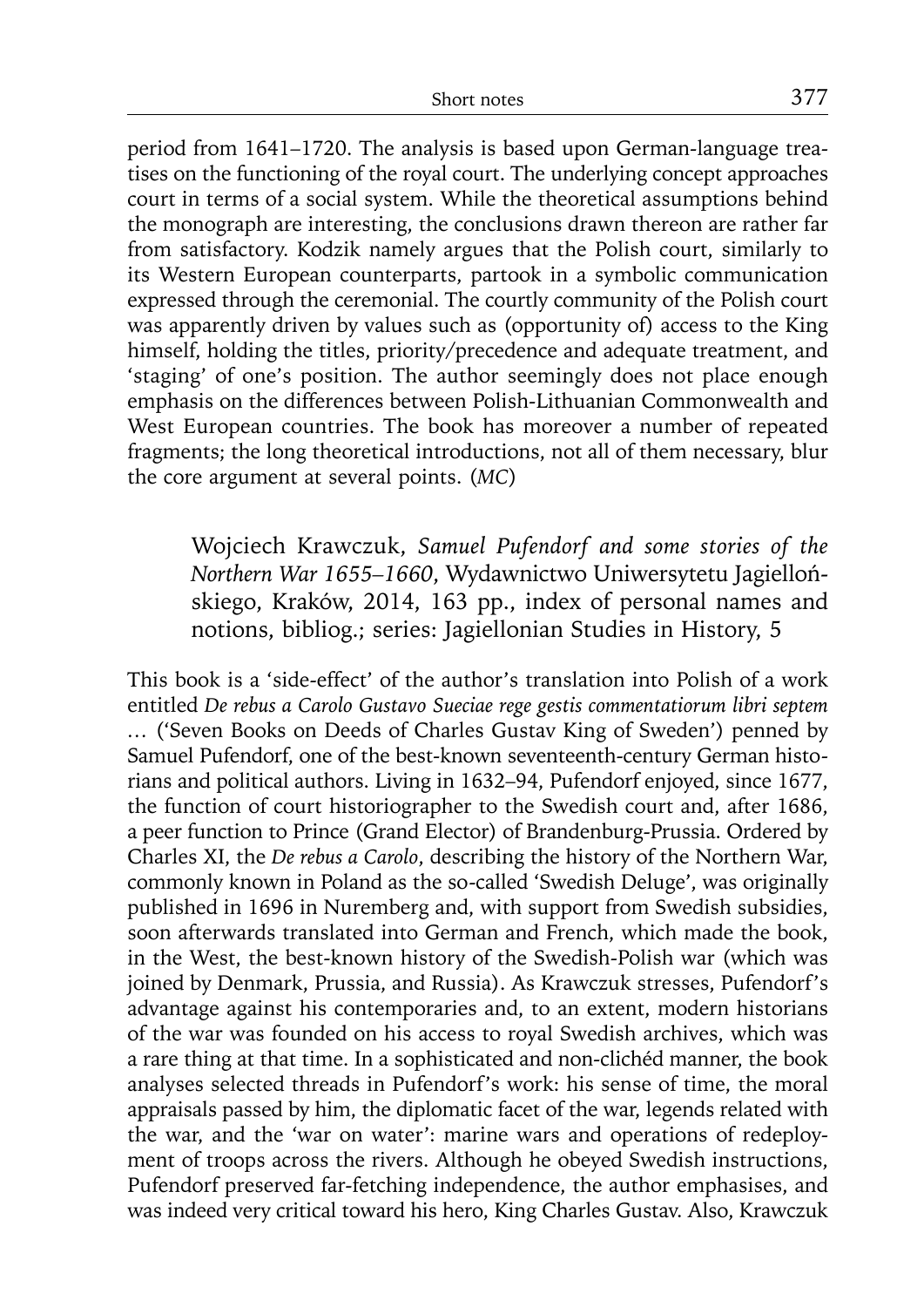period from 1641–1720. The analysis is based upon German-language treatises on the functioning of the royal court. The underlying concept approaches court in terms of a social system. While the theoretical assumptions behind the monograph are interesting, the conclusions drawn thereon are rather far from satisfactory. Kodzik namely argues that the Polish court, similarly to its Western European counterparts, partook in a symbolic communication expressed through the ceremonial. The courtly community of the Polish court was apparently driven by values such as (opportunity of) access to the King himself, holding the titles, priority/precedence and adequate treatment, and 'staging' of one's position. The author seemingly does not place enough emphasis on the differences between Polish-Lithuanian Commonwealth and West European countries. The book has moreover a number of repeated fragments; the long theoretical introductions, not all of them necessary, blur the core argument at several points. (*MC*)

Wojciech Krawczuk, *Samuel Pufendorf and some stories of the Northern War 1655–1660*, Wydawnictwo Uniwersytetu Jagiellońskiego, Kraków, 2014, 163 pp., index of personal names and notions, bibliog.; series: Jagiellonian Studies in History, 5

This book is a 'side-effect' of the author's translation into Polish of a work entitled *De rebus a Carolo Gustavo Sueciae rege gestis commentatiorum libri septem* … ('Seven Books on Deeds of Charles Gustav King of Sweden') penned by Samuel Pufendorf, one of the best-known seventeenth-century German historians and political authors. Living in 1632–94, Pufendorf enjoyed, since 1677, the function of court historiographer to the Swedish court and, after 1686, a peer function to Prince (Grand Elector) of Brandenburg-Prussia. Ordered by Charles XI, the *De rebus a Carolo*, describing the history of the Northern War, commonly known in Poland as the so-called 'Swedish Deluge', was originally published in 1696 in Nuremberg and, with support from Swedish subsidies, soon afterwards translated into German and French, which made the book, in the West, the best-known history of the Swedish-Polish war (which was joined by Denmark, Prussia, and Russia). As Krawczuk stresses, Pufendorf's advantage against his contemporaries and, to an extent, modern historians of the war was founded on his access to royal Swedish archives, which was a rare thing at that time. In a sophisticated and non-clichéd manner, the book analyses selected threads in Pufendorf's work: his sense of time, the moral appraisals passed by him, the diplomatic facet of the war, legends related with the war, and the 'war on water': marine wars and operations of redeployment of troops across the rivers. Although he obeyed Swedish instructions, Pufendorf preserved far-fetching independence, the author emphasises, and was indeed very critical toward his hero, King Charles Gustav. Also, Krawczuk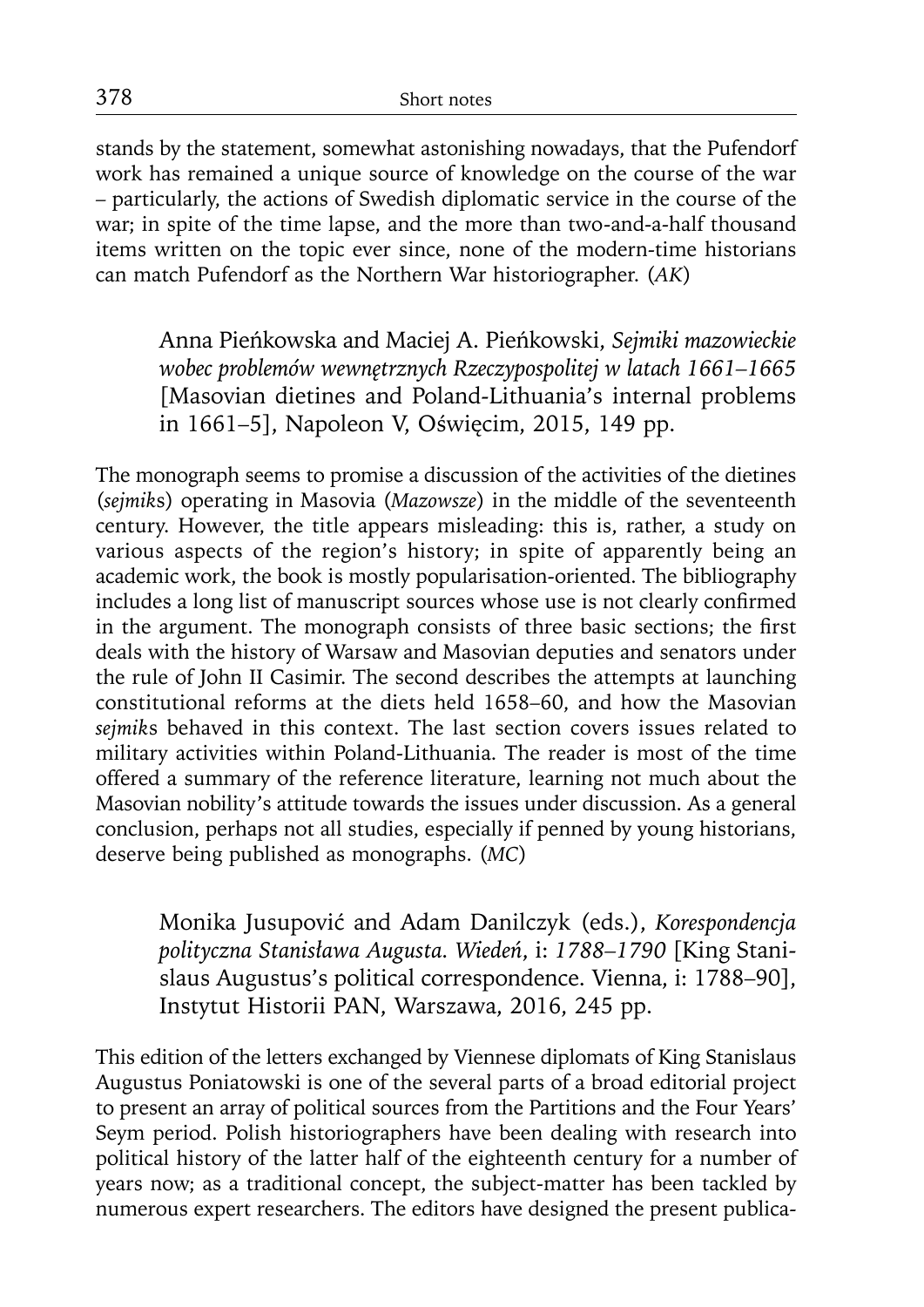stands by the statement, somewhat astonishing nowadays, that the Pufendorf work has remained a unique source of knowledge on the course of the war – particularly, the actions of Swedish diplomatic service in the course of the war; in spite of the time lapse, and the more than two-and-a-half thousand items written on the topic ever since, none of the modern-time historians can match Pufendorf as the Northern War historiographer. (*AK*)

Anna Pieńkowska and Maciej A. Pieńkowski, *Sejmiki mazowieckie wobec problemów wewnętrznych Rzeczypospolitej w latach 1661–1665* [Masovian dietines and Poland-Lithuania's internal problems in 1661–5], Napoleon V, Oświęcim, 2015, 149 pp.

The monograph seems to promise a discussion of the activities of the dietines (*sejmik*s) operating in Masovia (*Mazowsze*) in the middle of the seventeenth century. However, the title appears misleading: this is, rather, a study on various aspects of the region's history; in spite of apparently being an academic work, the book is mostly popularisation-oriented. The bibliography includes a long list of manuscript sources whose use is not clearly confirmed in the argument. The monograph consists of three basic sections; the first deals with the history of Warsaw and Masovian deputies and senators under the rule of John II Casimir. The second describes the attempts at launching constitutional reforms at the diets held 1658–60, and how the Masovian *sejmik*s behaved in this context. The last section covers issues related to military activities within Poland-Lithuania. The reader is most of the time offered a summary of the reference literature, learning not much about the Masovian nobility's attitude towards the issues under discussion. As a general conclusion, perhaps not all studies, especially if penned by young historians, deserve being published as monographs. (*MC*)

Monika Jusupović and Adam Danilczyk (eds.), *Korespondencja polityczna Stanisława Augusta. Wiedeń*, i: *1788–1790* [King Stanislaus Augustus's political correspondence. Vienna, i: 1788–90], Instytut Historii PAN, Warszawa, 2016, 245 pp.

This edition of the letters exchanged by Viennese diplomats of King Stanislaus Augustus Poniatowski is one of the several parts of a broad editorial project to present an array of political sources from the Partitions and the Four Years' Seym period. Polish historiographers have been dealing with research into political history of the latter half of the eighteenth century for a number of years now; as a traditional concept, the subject-matter has been tackled by numerous expert researchers. The editors have designed the present publica-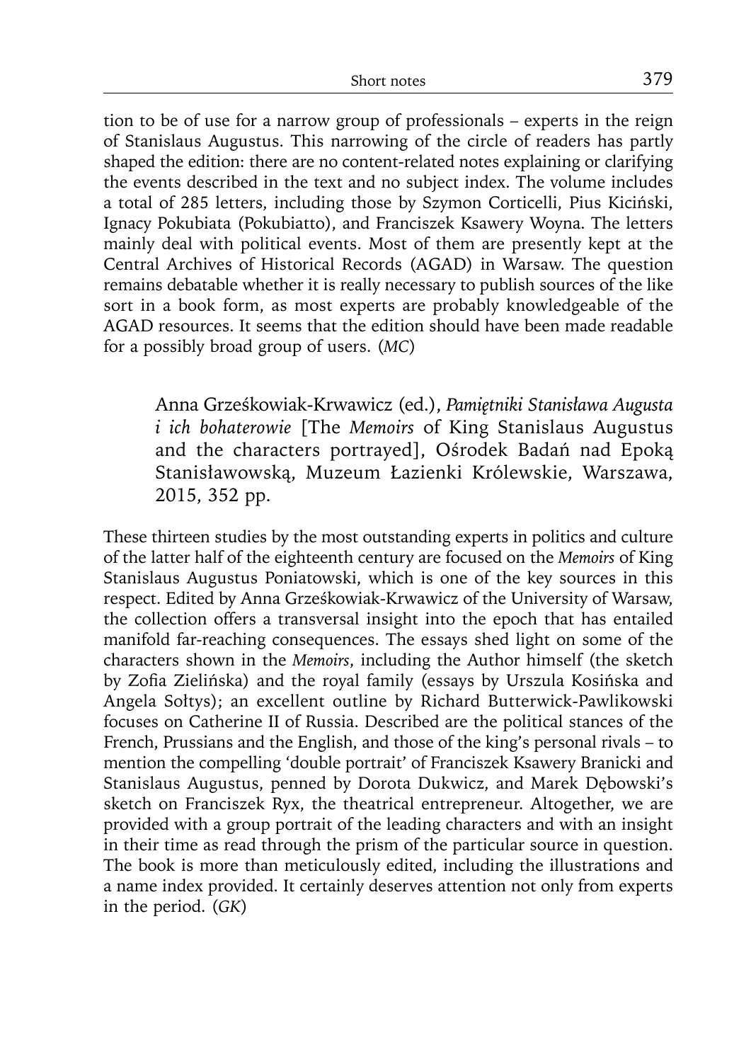tion to be of use for a narrow group of professionals – experts in the reign of Stanislaus Augustus. This narrowing of the circle of readers has partly shaped the edition: there are no content-related notes explaining or clarifying the events described in the text and no subject index. The volume includes a total of 285 letters, including those by Szymon Corticelli, Pius Kiciński, Ignacy Pokubiata (Pokubiatto), and Franciszek Ksawery Woyna. The letters mainly deal with political events. Most of them are presently kept at the Central Archives of Historical Records (AGAD) in Warsaw. The question remains debatable whether it is really necessary to publish sources of the like sort in a book form, as most experts are probably knowledgeable of the AGAD resources. It seems that the edition should have been made readable for a possibly broad group of users. (*MC*)

Anna Grześkowiak-Krwawicz (ed.), *Pamiętniki Stanisława Augusta i ich bohaterowie* [The *Memoirs* of King Stanislaus Augustus and the characters portrayed], Ośrodek Badań nad Epoką Stanisławowską, Muzeum Łazienki Królewskie, Warszawa, 2015, 352 pp.

These thirteen studies by the most outstanding experts in politics and culture of the latter half of the eighteenth century are focused on the *Memoirs* of King Stanislaus Augustus Poniatowski, which is one of the key sources in this respect. Edited by Anna Grześkowiak-Krwawicz of the University of Warsaw, the collection offers a transversal insight into the epoch that has entailed manifold far-reaching consequences. The essays shed light on some of the characters shown in the *Memoirs*, including the Author himself (the sketch by Zofia Zielińska) and the royal family (essays by Urszula Kosińska and Angela Sołtys); an excellent outline by Richard Butterwick-Pawlikowski focuses on Catherine II of Russia. Described are the political stances of the French, Prussians and the English, and those of the king's personal rivals – to mention the compelling 'double portrait' of Franciszek Ksawery Branicki and Stanislaus Augustus, penned by Dorota Dukwicz, and Marek Dębowski's sketch on Franciszek Ryx, the theatrical entrepreneur. Altogether, we are provided with a group portrait of the leading characters and with an insight in their time as read through the prism of the particular source in question. The book is more than meticulously edited, including the illustrations and a name index provided. It certainly deserves attention not only from experts in the period. (*GK*)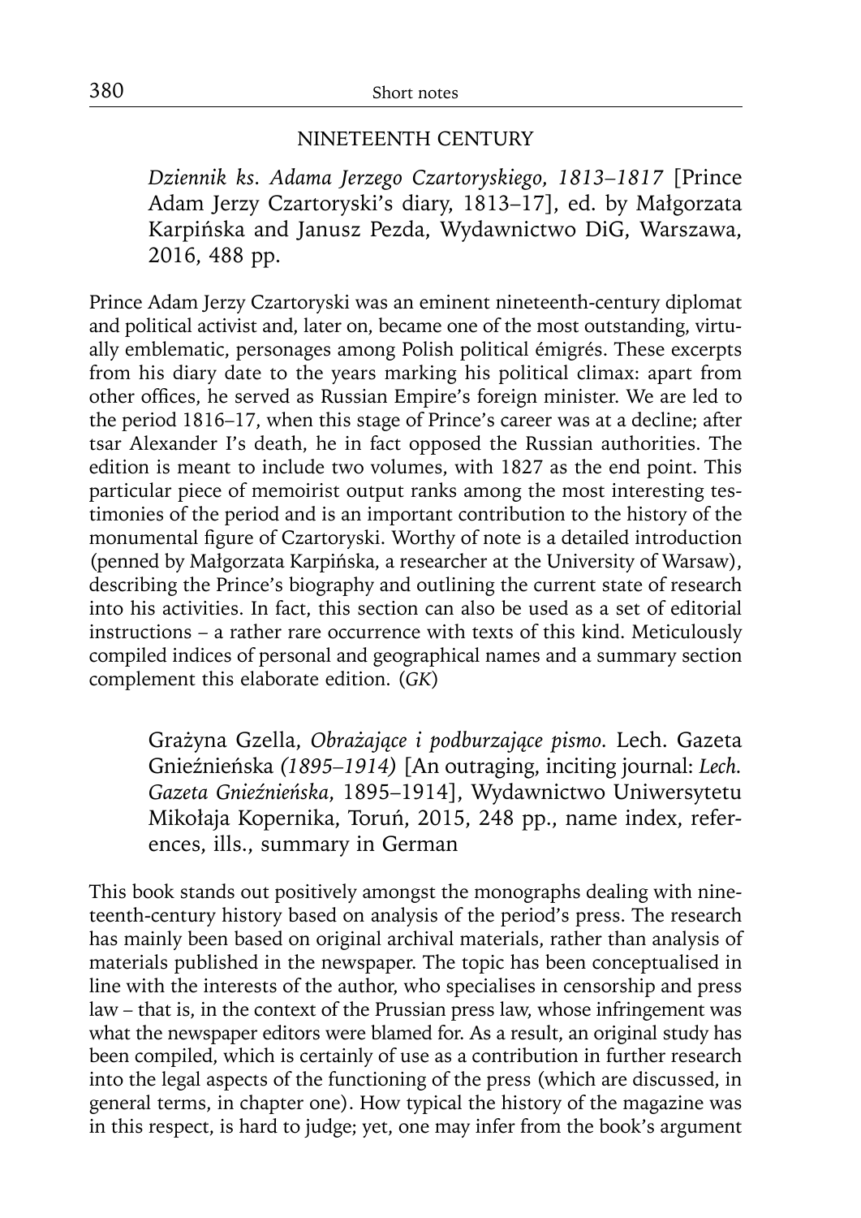## NINETEENTH CENTURY

*Dziennik ks. Adama Jerzego Czartoryskiego, 1813–1817* [Prince Adam Jerzy Czartoryski's diary, 1813–17], ed. by Małgorzata Karpińska and Janusz Pezda, Wydawnictwo DiG, Warszawa, 2016, 488 pp.

Prince Adam Jerzy Czartoryski was an eminent nineteenth-century diplomat and political activist and, later on, became one of the most outstanding, virtually emblematic, personages among Polish political émigrés. These excerpts from his diary date to the years marking his political climax: apart from other offices, he served as Russian Empire's foreign minister. We are led to the period 1816–17, when this stage of Prince's career was at a decline; after tsar Alexander I's death, he in fact opposed the Russian authorities. The edition is meant to include two volumes, with 1827 as the end point. This particular piece of memoirist output ranks among the most interesting testimonies of the period and is an important contribution to the history of the monumental figure of Czartoryski. Worthy of note is a detailed introduction (penned by Małgorzata Karpińska, a researcher at the University of Warsaw), describing the Prince's biography and outlining the current state of research into his activities. In fact, this section can also be used as a set of editorial instructions – a rather rare occurrence with texts of this kind. Meticulously compiled indices of personal and geographical names and a summary section complement this elaborate edition. (*GK*)

Grażyna Gzella, *Obrażające i podburzające pismo.* Lech. Gazeta Gnieźnieńska *(1895–1914)* [An outraging, inciting journal: *Lech. Gazeta Gnieźnieńska*, 1895–1914], Wydawnictwo Uniwersytetu Mikołaja Kopernika, Toruń, 2015, 248 pp., name index, references, ills., summary in German

This book stands out positively amongst the monographs dealing with nineteenth-century history based on analysis of the period's press. The research has mainly been based on original archival materials, rather than analysis of materials published in the newspaper. The topic has been conceptualised in line with the interests of the author, who specialises in censorship and press law – that is, in the context of the Prussian press law, whose infringement was what the newspaper editors were blamed for. As a result, an original study has been compiled, which is certainly of use as a contribution in further research into the legal aspects of the functioning of the press (which are discussed, in general terms, in chapter one). How typical the history of the magazine was in this respect, is hard to judge; yet, one may infer from the book's argument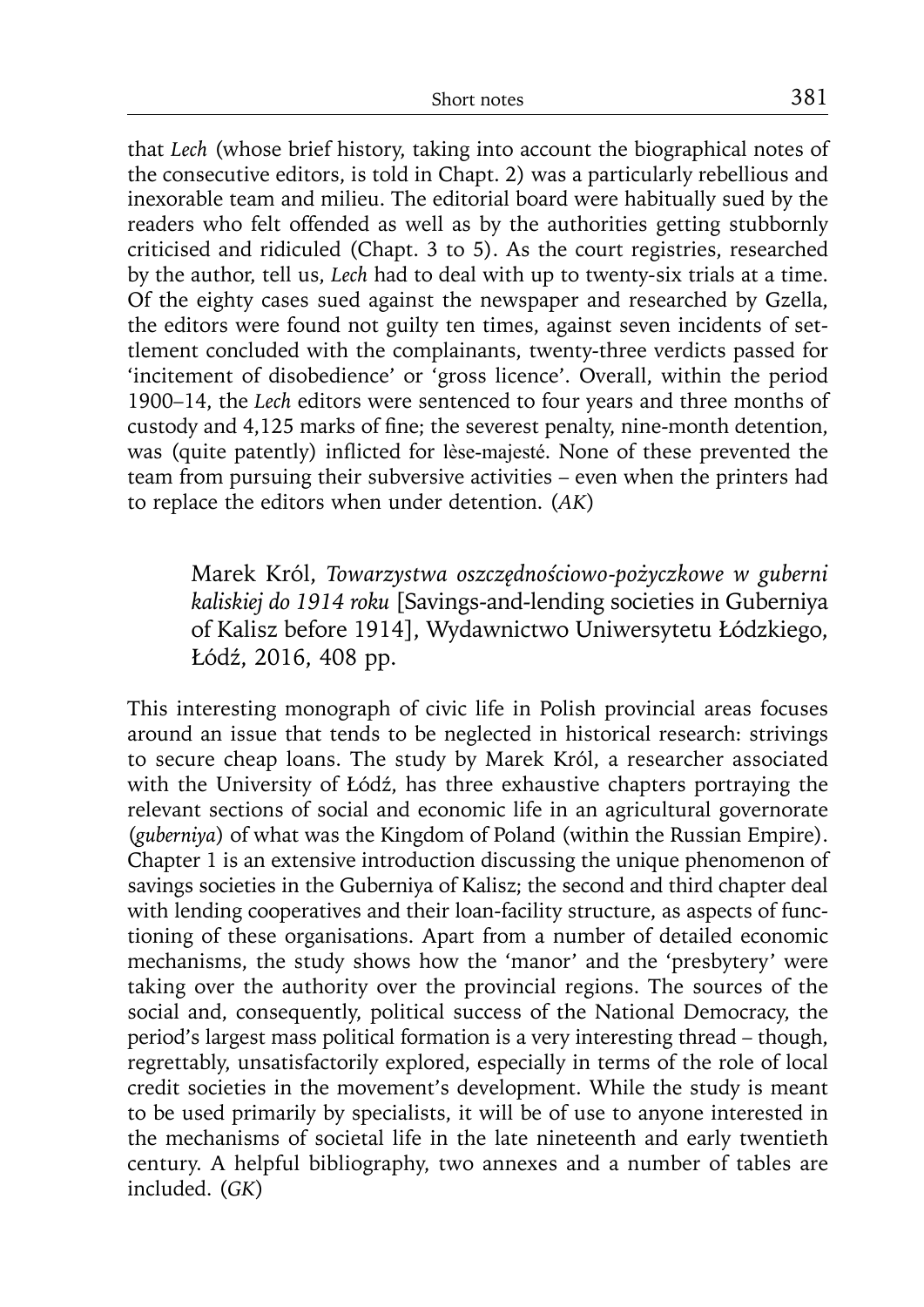that *Lech* (whose brief history, taking into account the biographical notes of the consecutive editors, is told in Chapt. 2) was a particularly rebellious and inexorable team and milieu. The editorial board were habitually sued by the readers who felt offended as well as by the authorities getting stubbornly criticised and ridiculed (Chapt. 3 to 5). As the court registries, researched by the author, tell us, *Lech* had to deal with up to twenty-six trials at a time. Of the eighty cases sued against the newspaper and researched by Gzella, the editors were found not guilty ten times, against seven incidents of settlement concluded with the complainants, twenty-three verdicts passed for 'incitement of disobedience' or 'gross licence'. Overall, within the period 1900–14, the *Lech* editors were sentenced to four years and three months of custody and 4,125 marks of fine; the severest penalty, nine-month detention, was (quite patently) inflicted for lèse-majesté. None of these prevented the team from pursuing their subversive activities – even when the printers had to replace the editors when under detention. (*AK*)

Marek Król, *Towarzystwa oszczędnościowo-pożyczkowe w guberni kaliskiej do 1914 roku* [Savings-and-lending societies in Guberniya of Kalisz before 1914], Wydawnictwo Uniwersytetu Łódzkiego, Łódź, 2016, 408 pp.

This interesting monograph of civic life in Polish provincial areas focuses around an issue that tends to be neglected in historical research: strivings to secure cheap loans. The study by Marek Król, a researcher associated with the University of Łódź, has three exhaustive chapters portraying the relevant sections of social and economic life in an agricultural governorate (*guberniya*) of what was the Kingdom of Poland (within the Russian Empire). Chapter 1 is an extensive introduction discussing the unique phenomenon of savings societies in the Guberniya of Kalisz; the second and third chapter deal with lending cooperatives and their loan-facility structure, as aspects of functioning of these organisations. Apart from a number of detailed economic mechanisms, the study shows how the 'manor' and the 'presbytery' were taking over the authority over the provincial regions. The sources of the social and, consequently, political success of the National Democracy, the period's largest mass political formation is a very interesting thread – though, regrettably, unsatisfactorily explored, especially in terms of the role of local credit societies in the movement's development. While the study is meant to be used primarily by specialists, it will be of use to anyone interested in the mechanisms of societal life in the late nineteenth and early twentieth century. A helpful bibliography, two annexes and a number of tables are included. (*GK*)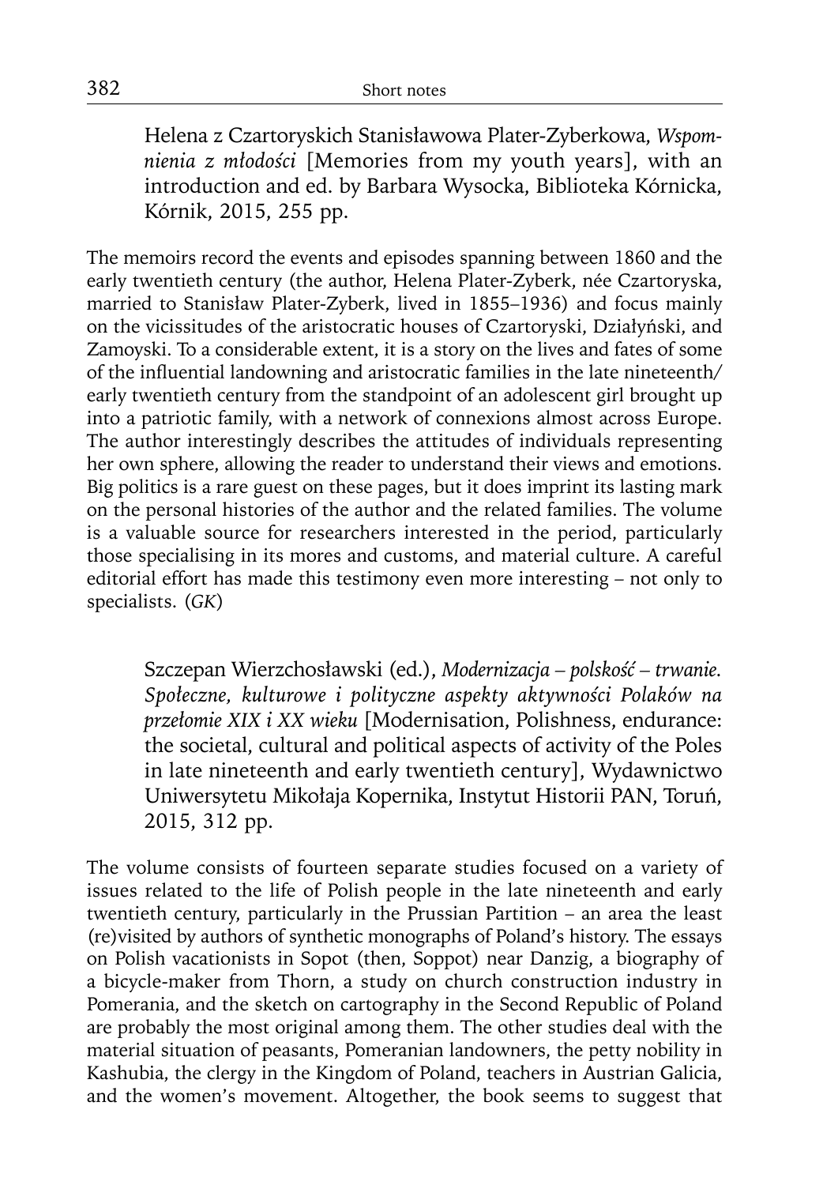Helena z Czartoryskich Stanisławowa Plater-Zyberkowa, *Wspomnienia z młodości* [Memories from my youth years], with an introduction and ed. by Barbara Wysocka, Biblioteka Kórnicka, Kórnik, 2015, 255 pp.

The memoirs record the events and episodes spanning between 1860 and the early twentieth century (the author, Helena Plater-Zyberk, née Czartoryska, married to Stanisław Plater-Zyberk, lived in 1855–1936) and focus mainly on the vicissitudes of the aristocratic houses of Czartoryski, Działyński, and Zamoyski. To a considerable extent, it is a story on the lives and fates of some of the influential landowning and aristocratic families in the late nineteenth/early twentieth century from the standpoint of an adolescent girl brought up into a patriotic family, with a network of connexions almost across Europe. The author interestingly describes the attitudes of individuals representing her own sphere, allowing the reader to understand their views and emotions. Big politics is a rare guest on these pages, but it does imprint its lasting mark on the personal histories of the author and the related families. The volume is a valuable source for researchers interested in the period, particularly those specialising in its mores and customs, and material culture. A careful editorial effort has made this testimony even more interesting – not only to specialists. (*GK*)

Szczepan Wierzchosławski (ed.), *Modernizacja – polskość – trwanie. Społeczne, kulturowe i polityczne aspekty aktywności Polaków na przełomie XIX i XX wieku* [Modernisation, Polishness, endurance: the societal, cultural and political aspects of activity of the Poles in late nineteenth and early twentieth century], Wydawnictwo Uniwersytetu Mikołaja Kopernika, Instytut Historii PAN, Toruń, 2015, 312 pp.

The volume consists of fourteen separate studies focused on a variety of issues related to the life of Polish people in the late nineteenth and early twentieth century, particularly in the Prussian Partition – an area the least (re)visited by authors of synthetic monographs of Poland's history. The essays on Polish vacationists in Sopot (then, Soppot) near Danzig, a biography of a bicycle-maker from Thorn, a study on church construction industry in Pomerania, and the sketch on cartography in the Second Republic of Poland are probably the most original among them. The other studies deal with the material situation of peasants, Pomeranian landowners, the petty nobility in Kashubia, the clergy in the Kingdom of Poland, teachers in Austrian Galicia, and the women's movement. Altogether, the book seems to suggest that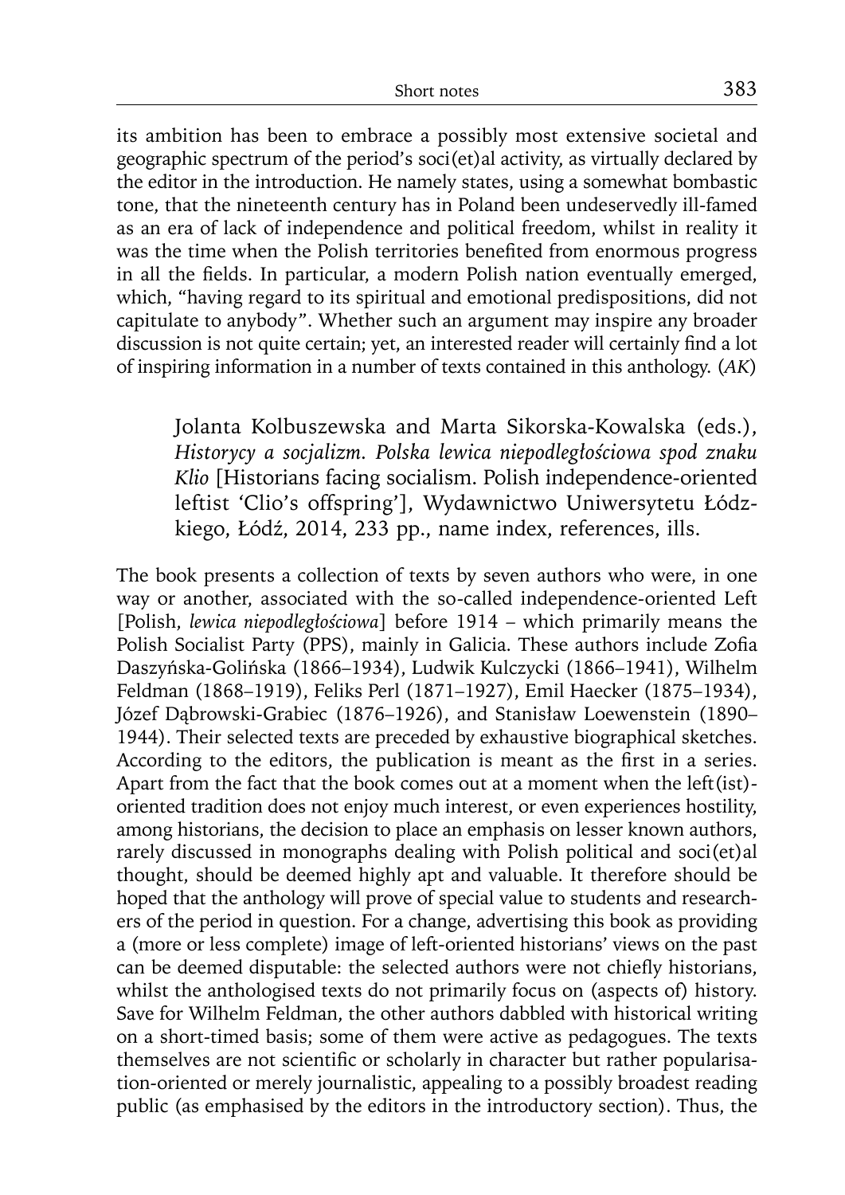its ambition has been to embrace a possibly most extensive societal and geographic spectrum of the period's soci(et)al activity, as virtually declared by the editor in the introduction. He namely states, using a somewhat bombastic tone, that the nineteenth century has in Poland been undeservedly ill-famed as an era of lack of independence and political freedom, whilst in reality it was the time when the Polish territories benefited from enormous progress in all the fields. In particular, a modern Polish nation eventually emerged, which, "having regard to its spiritual and emotional predispositions, did not capitulate to anybody". Whether such an argument may inspire any broader discussion is not quite certain; yet, an interested reader will certainly find a lot of inspiring information in a number of texts contained in this anthology. (*AK*)

Jolanta Kolbuszewska and Marta Sikorska-Kowalska (eds.), *Historycy a socjalizm. Polska lewica niepodległościowa spod znaku Klio* [Historians facing socialism. Polish independence-oriented leftist 'Clio's offspring'], Wydawnictwo Uniwersytetu Łódzkiego, Łódź, 2014, 233 pp., name index, references, ills.

The book presents a collection of texts by seven authors who were, in one way or another, associated with the so-called independence-oriented Left [Polish, *lewica niepodległościowa*] before 1914 – which primarily means the Polish Socialist Party (PPS), mainly in Galicia. These authors include Zofia Daszyńska-Golińska (1866–1934), Ludwik Kulczycki (1866–1941), Wilhelm Feldman (1868–1919), Feliks Perl (1871–1927), Emil Haecker (1875–1934), Józef Dąbrowski-Grabiec (1876–1926), and Stanisław Loewenstein (1890–1944). Their selected texts are preceded by exhaustive biographical sketches. According to the editors, the publication is meant as the first in a series. Apart from the fact that the book comes out at a moment when the left(ist)-oriented tradition does not enjoy much interest, or even experiences hostility, among historians, the decision to place an emphasis on lesser known authors, rarely discussed in monographs dealing with Polish political and soci(et)al thought, should be deemed highly apt and valuable. It therefore should be hoped that the anthology will prove of special value to students and researchers of the period in question. For a change, advertising this book as providing a (more or less complete) image of left-oriented historians' views on the past can be deemed disputable: the selected authors were not chiefly historians, whilst the anthologised texts do not primarily focus on (aspects of) history. Save for Wilhelm Feldman, the other authors dabbled with historical writing on a short-timed basis; some of them were active as pedagogues. The texts themselves are not scientific or scholarly in character but rather popularisation-oriented or merely journalistic, appealing to a possibly broadest reading public (as emphasised by the editors in the introductory section). Thus, the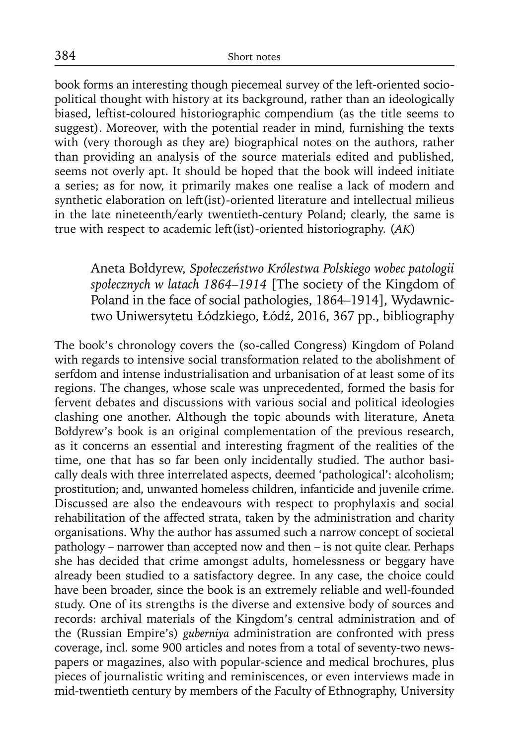book forms an interesting though piecemeal survey of the left-oriented socio-political thought with history at its background, rather than an ideologically biased, leftist-coloured historiographic compendium (as the title seems to suggest). Moreover, with the potential reader in mind, furnishing the texts with (very thorough as they are) biographical notes on the authors, rather than providing an analysis of the source materials edited and published, seems not overly apt. It should be hoped that the book will indeed initiate a series; as for now, it primarily makes one realise a lack of modern and synthetic elaboration on left(ist)-oriented literature and intellectual milieus in the late nineteenth/early twentieth-century Poland; clearly, the same is true with respect to academic left(ist)-oriented historiography. (*AK*)

Aneta Bołdyrew, *Społeczeństwo Królestwa Polskiego wobec patologii społecznych w latach 1864–1914* [The society of the Kingdom of Poland in the face of social pathologies, 1864–1914], Wydawnictwo Uniwersytetu Łódzkiego, Łódź, 2016, 367 pp., bibliography

The book's chronology covers the (so-called Congress) Kingdom of Poland with regards to intensive social transformation related to the abolishment of serfdom and intense industrialisation and urbanisation of at least some of its regions. The changes, whose scale was unprecedented, formed the basis for fervent debates and discussions with various social and political ideologies clashing one another. Although the topic abounds with literature, Aneta Bołdyrew's book is an original complementation of the previous research, as it concerns an essential and interesting fragment of the realities of the time, one that has so far been only incidentally studied. The author basically deals with three interrelated aspects, deemed 'pathological': alcoholism; prostitution; and, unwanted homeless children, infanticide and juvenile crime. Discussed are also the endeavours with respect to prophylaxis and social rehabilitation of the affected strata, taken by the administration and charity organisations. Why the author has assumed such a narrow concept of societal pathology – narrower than accepted now and then – is not quite clear. Perhaps she has decided that crime amongst adults, homelessness or beggary have already been studied to a satisfactory degree. In any case, the choice could have been broader, since the book is an extremely reliable and well-founded study. One of its strengths is the diverse and extensive body of sources and records: archival materials of the Kingdom's central administration and of the (Russian Empire's) *guberniya* administration are confronted with press coverage, incl. some 900 articles and notes from a total of seventy-two newspapers or magazines, also with popular-science and medical brochures, plus pieces of journalistic writing and reminiscences, or even interviews made in mid-twentieth century by members of the Faculty of Ethnography, University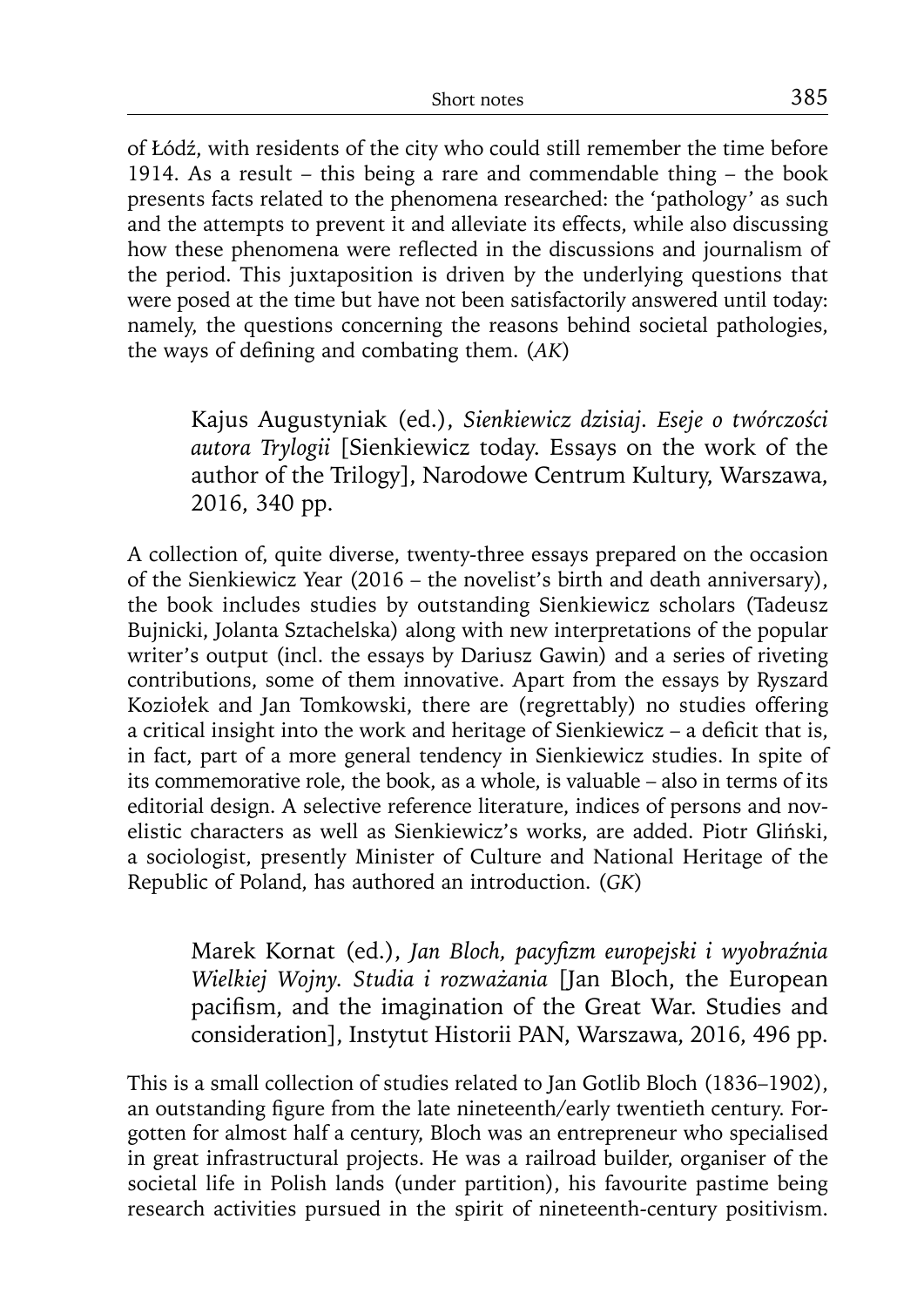of Łódź, with residents of the city who could still remember the time before 1914. As a result – this being a rare and commendable thing – the book presents facts related to the phenomena researched: the 'pathology' as such and the attempts to prevent it and alleviate its effects, while also discussing how these phenomena were reflected in the discussions and journalism of the period. This juxtaposition is driven by the underlying questions that were posed at the time but have not been satisfactorily answered until today: namely, the questions concerning the reasons behind societal pathologies, the ways of defining and combating them. (*AK*)

Kajus Augustyniak (ed.), *Sienkiewicz dzisiaj. Eseje o twórczości autora Trylogii* [Sienkiewicz today. Essays on the work of the author of the Trilogy], Narodowe Centrum Kultury, Warszawa, 2016, 340 pp.

A collection of, quite diverse, twenty-three essays prepared on the occasion of the Sienkiewicz Year (2016 – the novelist's birth and death anniversary), the book includes studies by outstanding Sienkiewicz scholars (Tadeusz Bujnicki, Jolanta Sztachelska) along with new interpretations of the popular writer's output (incl. the essays by Dariusz Gawin) and a series of riveting contributions, some of them innovative. Apart from the essays by Ryszard Koziołek and Jan Tomkowski, there are (regrettably) no studies offering a critical insight into the work and heritage of Sienkiewicz – a deficit that is, in fact, part of a more general tendency in Sienkiewicz studies. In spite of its commemorative role, the book, as a whole, is valuable – also in terms of its editorial design. A selective reference literature, indices of persons and novelistic characters as well as Sienkiewicz's works, are added. Piotr Gliński, a sociologist, presently Minister of Culture and National Heritage of the Republic of Poland, has authored an introduction. (*GK*)

Marek Kornat (ed.), *Jan Bloch, pacyfizm europejski i wyobraźnia Wielkiej Wojny. Studia i rozważania* [Jan Bloch, the European pacifism, and the imagination of the Great War. Studies and consideration], Instytut Historii PAN, Warszawa, 2016, 496 pp.

This is a small collection of studies related to Jan Gotlib Bloch (1836–1902), an outstanding figure from the late nineteenth/early twentieth century. Forgotten for almost half a century, Bloch was an entrepreneur who specialised in great infrastructural projects. He was a railroad builder, organiser of the societal life in Polish lands (under partition), his favourite pastime being research activities pursued in the spirit of nineteenth-century positivism.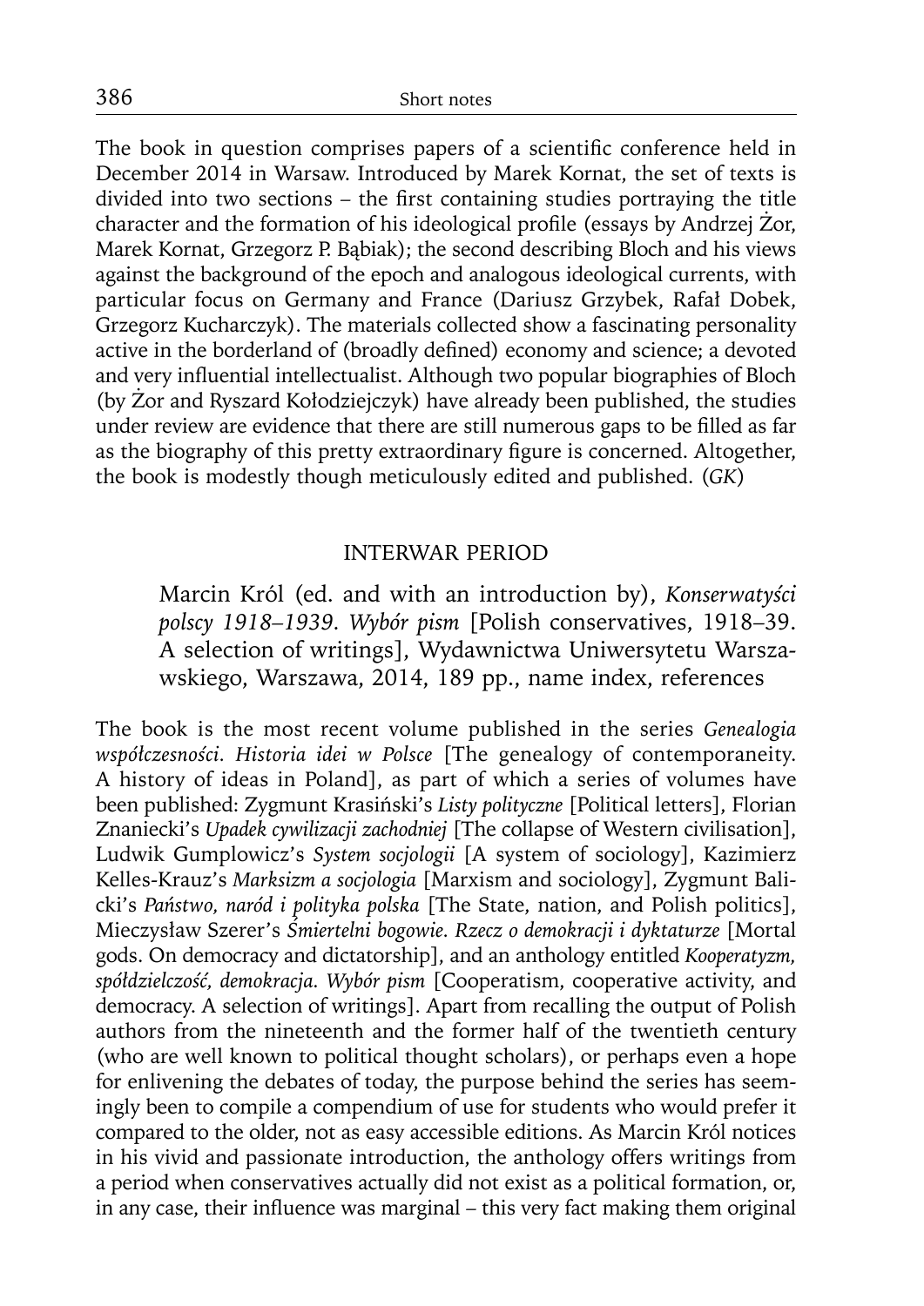The book in question comprises papers of a scientific conference held in December 2014 in Warsaw. Introduced by Marek Kornat, the set of texts is divided into two sections – the first containing studies portraying the title character and the formation of his ideological profile (essays by Andrzej Żor, Marek Kornat, Grzegorz P. Bąbiak); the second describing Bloch and his views against the background of the epoch and analogous ideological currents, with particular focus on Germany and France (Dariusz Grzybek, Rafał Dobek, Grzegorz Kucharczyk). The materials collected show a fascinating personality active in the borderland of (broadly defined) economy and science; a devoted and very influential intellectualist. Although two popular biographies of Bloch (by Żor and Ryszard Kołodziejczyk) have already been published, the studies under review are evidence that there are still numerous gaps to be filled as far as the biography of this pretty extraordinary figure is concerned. Altogether, the book is modestly though meticulously edited and published. (*GK*)

## INTERWAR PERIOD

### Marcin Król (ed. and with an introduction by), *Konserwatyści polscy 1918–1939. Wybór pism* [Polish conservatives, 1918–39. A selection of writings], Wydawnictwa Uniwersytetu Warszawskiego, Warszawa, 2014, 189 pp., name index, references

The book is the most recent volume published in the series *Genealogia współczesności. Historia idei w Polsce* [The genealogy of contemporaneity. A history of ideas in Poland], as part of which a series of volumes have been published: Zygmunt Krasiński's *Listy polityczne* [Political letters], Florian Znaniecki's *Upadek cywilizacji zachodniej* [The collapse of Western civilisation], Ludwik Gumplowicz's *System socjologii* [A system of sociology], Kazimierz Kelles-Krauz's *Marksizm a socjologia* [Marxism and sociology], Zygmunt Balicki's *Państwo, naród i polityka polska* [The State, nation, and Polish politics], Mieczysław Szerer's *Śmiertelni bogowie. Rzecz o demokracji i dyktaturze* [Mortal gods. On democracy and dictatorship], and an anthology entitled *Kooperatyzm, spółdzielczość, demokracja. Wybór pism* [Cooperatism, cooperative activity, and democracy. A selection of writings]. Apart from recalling the output of Polish authors from the nineteenth and the former half of the twentieth century (who are well known to political thought scholars), or perhaps even a hope for enlivening the debates of today, the purpose behind the series has seemingly been to compile a compendium of use for students who would prefer it compared to the older, not as easy accessible editions. As Marcin Król notices in his vivid and passionate introduction, the anthology offers writings from a period when conservatives actually did not exist as a political formation, or, in any case, their influence was marginal – this very fact making them original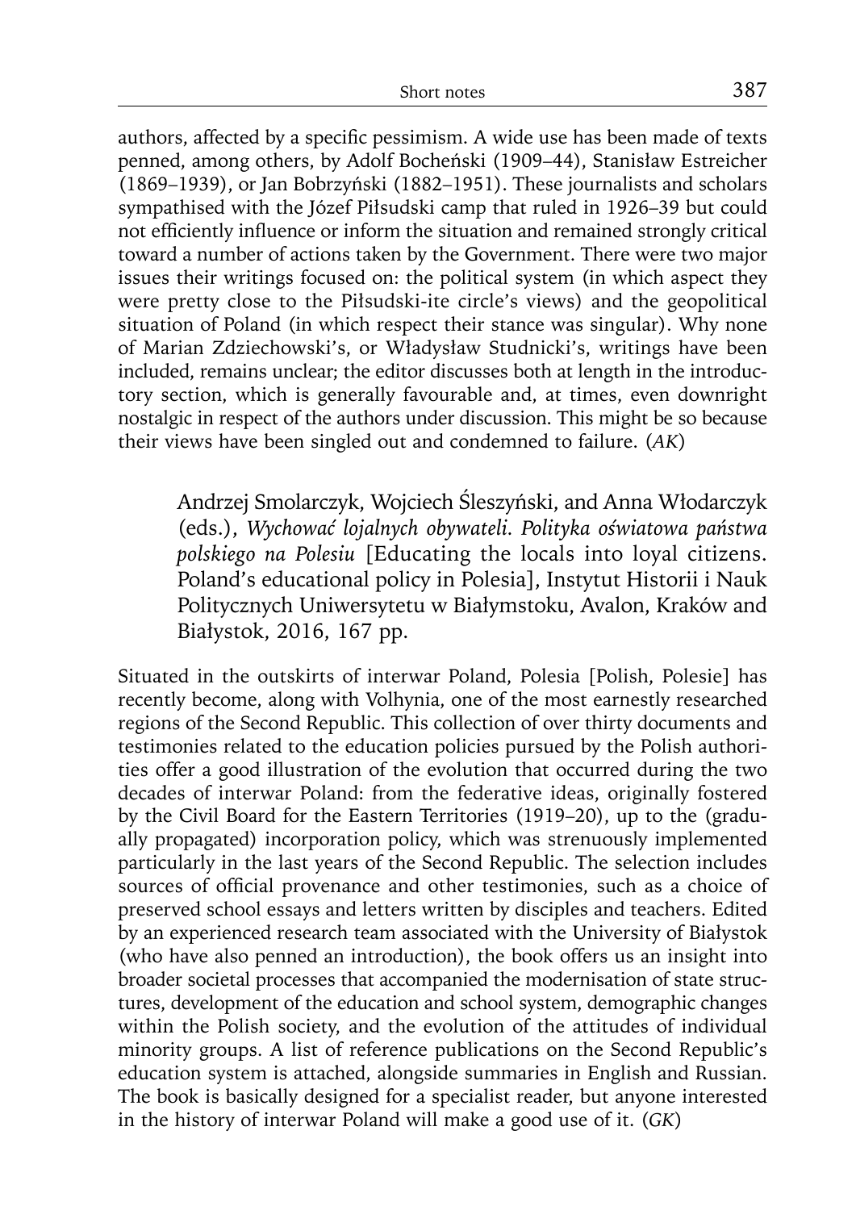authors, affected by a specific pessimism. A wide use has been made of texts penned, among others, by Adolf Bocheński (1909–44), Stanisław Estreicher (1869–1939), or Jan Bobrzyński (1882–1951). These journalists and scholars sympathised with the Józef Piłsudski camp that ruled in 1926–39 but could not efficiently influence or inform the situation and remained strongly critical toward a number of actions taken by the Government. There were two major issues their writings focused on: the political system (in which aspect they were pretty close to the Piłsudski-ite circle's views) and the geopolitical situation of Poland (in which respect their stance was singular). Why none of Marian Zdziechowski's, or Władysław Studnicki's, writings have been included, remains unclear; the editor discusses both at length in the introductory section, which is generally favourable and, at times, even downright nostalgic in respect of the authors under discussion. This might be so because their views have been singled out and condemned to failure. (*AK*)

Andrzej Smolarczyk, Wojciech Śleszyński, and Anna Włodarczyk (eds.), *Wychować lojalnych obywateli. Polityka oświatowa państwa polskiego na Polesiu* [Educating the locals into loyal citizens. Poland's educational policy in Polesia], Instytut Historii i Nauk Politycznych Uniwersytetu w Białymstoku, Avalon, Kraków and Białystok, 2016, 167 pp.

Situated in the outskirts of interwar Poland, Polesia [Polish, Polesie] has recently become, along with Volhynia, one of the most earnestly researched regions of the Second Republic. This collection of over thirty documents and testimonies related to the education policies pursued by the Polish authorities offer a good illustration of the evolution that occurred during the two decades of interwar Poland: from the federative ideas, originally fostered by the Civil Board for the Eastern Territories (1919–20), up to the (gradually propagated) incorporation policy, which was strenuously implemented particularly in the last years of the Second Republic. The selection includes sources of official provenance and other testimonies, such as a choice of preserved school essays and letters written by disciples and teachers. Edited by an experienced research team associated with the University of Białystok (who have also penned an introduction), the book offers us an insight into broader societal processes that accompanied the modernisation of state structures, development of the education and school system, demographic changes within the Polish society, and the evolution of the attitudes of individual minority groups. A list of reference publications on the Second Republic's education system is attached, alongside summaries in English and Russian. The book is basically designed for a specialist reader, but anyone interested in the history of interwar Poland will make a good use of it. (*GK*)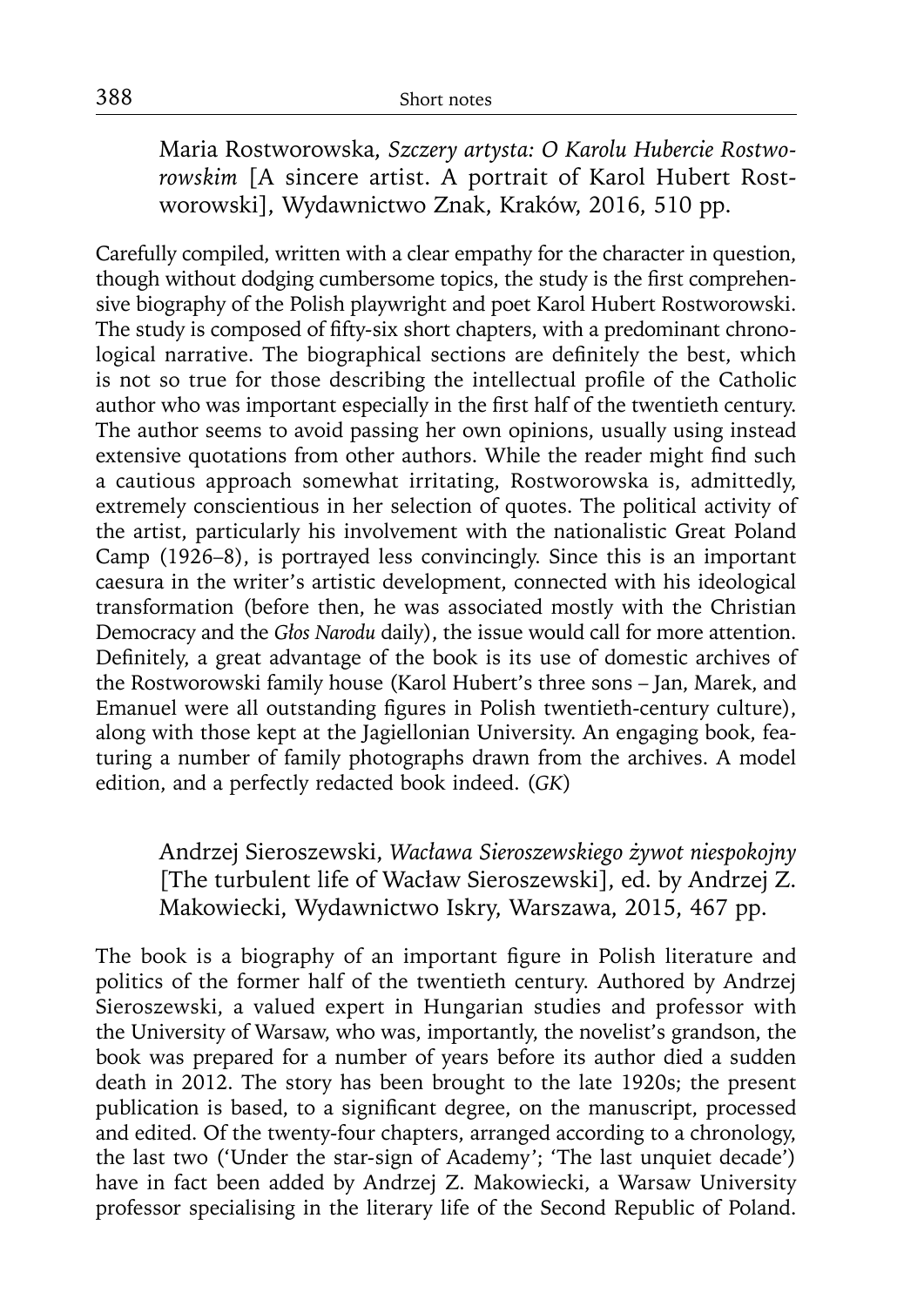Maria Rostworowska, *Szczery artysta: O Karolu Hubercie Rostworowskim* [A sincere artist. A portrait of Karol Hubert Rostworowski], Wydawnictwo Znak, Kraków, 2016, 510 pp.

Carefully compiled, written with a clear empathy for the character in question, though without dodging cumbersome topics, the study is the first comprehensive biography of the Polish playwright and poet Karol Hubert Rostworowski. The study is composed of fifty-six short chapters, with a predominant chronological narrative. The biographical sections are definitely the best, which is not so true for those describing the intellectual profile of the Catholic author who was important especially in the first half of the twentieth century. The author seems to avoid passing her own opinions, usually using instead extensive quotations from other authors. While the reader might find such a cautious approach somewhat irritating, Rostworowska is, admittedly, extremely conscientious in her selection of quotes. The political activity of the artist, particularly his involvement with the nationalistic Great Poland Camp (1926–8), is portrayed less convincingly. Since this is an important caesura in the writer's artistic development, connected with his ideological transformation (before then, he was associated mostly with the Christian Democracy and the *Głos Narodu* daily), the issue would call for more attention. Definitely, a great advantage of the book is its use of domestic archives of the Rostworowski family house (Karol Hubert's three sons – Jan, Marek, and Emanuel were all outstanding figures in Polish twentieth-century culture), along with those kept at the Jagiellonian University. An engaging book, featuring a number of family photographs drawn from the archives. A model edition, and a perfectly redacted book indeed. (*GK*)

Andrzej Sieroszewski, *Wacława Sieroszewskiego żywot niespokojny* [The turbulent life of Wacław Sieroszewski], ed. by Andrzej Z. Makowiecki, Wydawnictwo Iskry, Warszawa, 2015, 467 pp.

The book is a biography of an important figure in Polish literature and politics of the former half of the twentieth century. Authored by Andrzej Sieroszewski, a valued expert in Hungarian studies and professor with the University of Warsaw, who was, importantly, the novelist's grandson, the book was prepared for a number of years before its author died a sudden death in 2012. The story has been brought to the late 1920s; the present publication is based, to a significant degree, on the manuscript, processed and edited. Of the twenty-four chapters, arranged according to a chronology, the last two ('Under the star-sign of Academy'; 'The last unquiet decade') have in fact been added by Andrzej Z. Makowiecki, a Warsaw University professor specialising in the literary life of the Second Republic of Poland.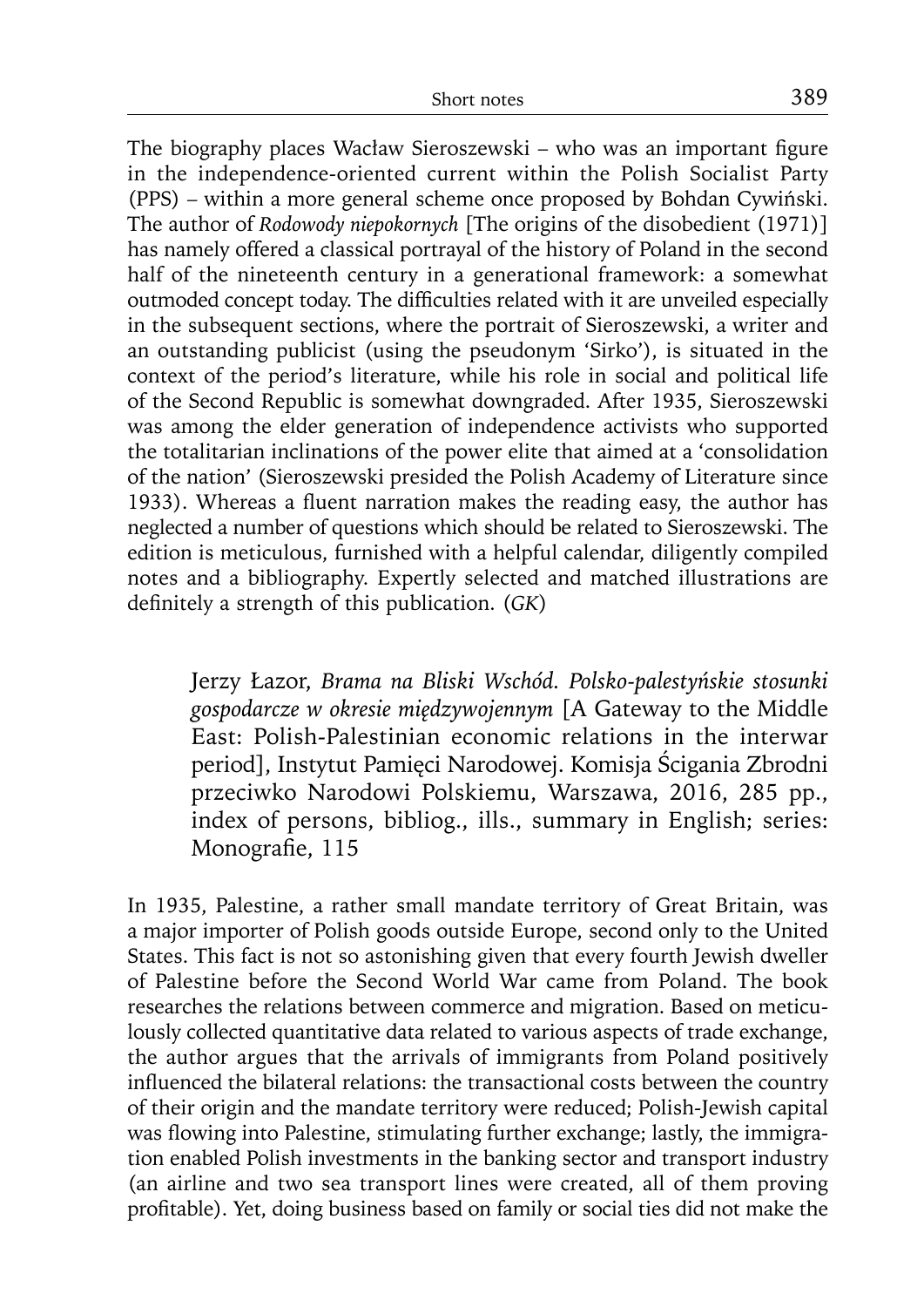The biography places Wacław Sieroszewski – who was an important figure in the independence-oriented current within the Polish Socialist Party (PPS) – within a more general scheme once proposed by Bohdan Cywiński. The author of *Rodowody niepokornych* [The origins of the disobedient (1971)] has namely offered a classical portrayal of the history of Poland in the second half of the nineteenth century in a generational framework: a somewhat outmoded concept today. The difficulties related with it are unveiled especially in the subsequent sections, where the portrait of Sieroszewski, a writer and an outstanding publicist (using the pseudonym 'Sirko'), is situated in the context of the period's literature, while his role in social and political life of the Second Republic is somewhat downgraded. After 1935, Sieroszewski was among the elder generation of independence activists who supported the totalitarian inclinations of the power elite that aimed at a 'consolidation of the nation' (Sieroszewski presided the Polish Academy of Literature since 1933). Whereas a fluent narration makes the reading easy, the author has neglected a number of questions which should be related to Sieroszewski. The edition is meticulous, furnished with a helpful calendar, diligently compiled notes and a bibliography. Expertly selected and matched illustrations are definitely a strength of this publication. (*GK*)

Jerzy Łazor, *Brama na Bliski Wschód. Polsko-palestyńskie stosunki gospodarcze w okresie międzywojennym* [A Gateway to the Middle East: Polish-Palestinian economic relations in the interwar period], Instytut Pamięci Narodowej. Komisja Ścigania Zbrodni przeciwko Narodowi Polskiemu, Warszawa, 2016, 285 pp., index of persons, bibliog., ills., summary in English; series: Monografie, 115

In 1935, Palestine, a rather small mandate territory of Great Britain, was a major importer of Polish goods outside Europe, second only to the United States. This fact is not so astonishing given that every fourth Jewish dweller of Palestine before the Second World War came from Poland. The book researches the relations between commerce and migration. Based on meticulously collected quantitative data related to various aspects of trade exchange, the author argues that the arrivals of immigrants from Poland positively influenced the bilateral relations: the transactional costs between the country of their origin and the mandate territory were reduced; Polish-Jewish capital was flowing into Palestine, stimulating further exchange; lastly, the immigration enabled Polish investments in the banking sector and transport industry (an airline and two sea transport lines were created, all of them proving profitable). Yet, doing business based on family or social ties did not make the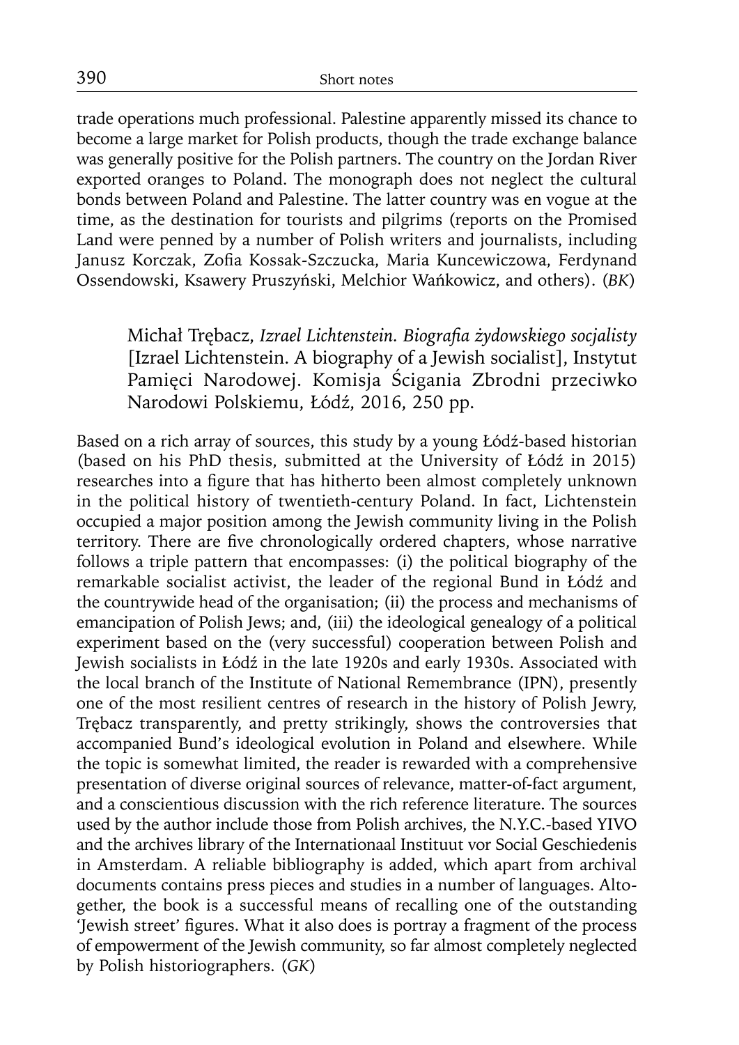trade operations much professional. Palestine apparently missed its chance to become a large market for Polish products, though the trade exchange balance was generally positive for the Polish partners. The country on the Jordan River exported oranges to Poland. The monograph does not neglect the cultural bonds between Poland and Palestine. The latter country was en vogue at the time, as the destination for tourists and pilgrims (reports on the Promised Land were penned by a number of Polish writers and journalists, including Janusz Korczak, Zofia Kossak-Szczucka, Maria Kuncewiczowa, Ferdynand Ossendowski, Ksawery Pruszyński, Melchior Wańkowicz, and others). (*BK*)

Michał Trębacz, *Izrael Lichtenstein. Biografia żydowskiego socjalisty* [Izrael Lichtenstein. A biography of a Jewish socialist], Instytut Pamięci Narodowej. Komisja Ścigania Zbrodni przeciwko Narodowi Polskiemu, Łódź, 2016, 250 pp.

Based on a rich array of sources, this study by a young Łódź-based historian (based on his PhD thesis, submitted at the University of Łódź in 2015) researches into a figure that has hitherto been almost completely unknown in the political history of twentieth-century Poland. In fact, Lichtenstein occupied a major position among the Jewish community living in the Polish territory. There are five chronologically ordered chapters, whose narrative follows a triple pattern that encompasses: (i) the political biography of the remarkable socialist activist, the leader of the regional Bund in Łódź and the countrywide head of the organisation; (ii) the process and mechanisms of emancipation of Polish Jews; and, (iii) the ideological genealogy of a political experiment based on the (very successful) cooperation between Polish and Jewish socialists in Łódź in the late 1920s and early 1930s. Associated with the local branch of the Institute of National Remembrance (IPN), presently one of the most resilient centres of research in the history of Polish Jewry, Trębacz transparently, and pretty strikingly, shows the controversies that accompanied Bund's ideological evolution in Poland and elsewhere. While the topic is somewhat limited, the reader is rewarded with a comprehensive presentation of diverse original sources of relevance, matter-of-fact argument, and a conscientious discussion with the rich reference literature. The sources used by the author include those from Polish archives, the N.Y.C.-based YIVO and the archives library of the Internationaal Instituut vor Social Geschiedenis in Amsterdam. A reliable bibliography is added, which apart from archival documents contains press pieces and studies in a number of languages. Altogether, the book is a successful means of recalling one of the outstanding 'Jewish street' figures. What it also does is portray a fragment of the process of empowerment of the Jewish community, so far almost completely neglected by Polish historiographers. (*GK*)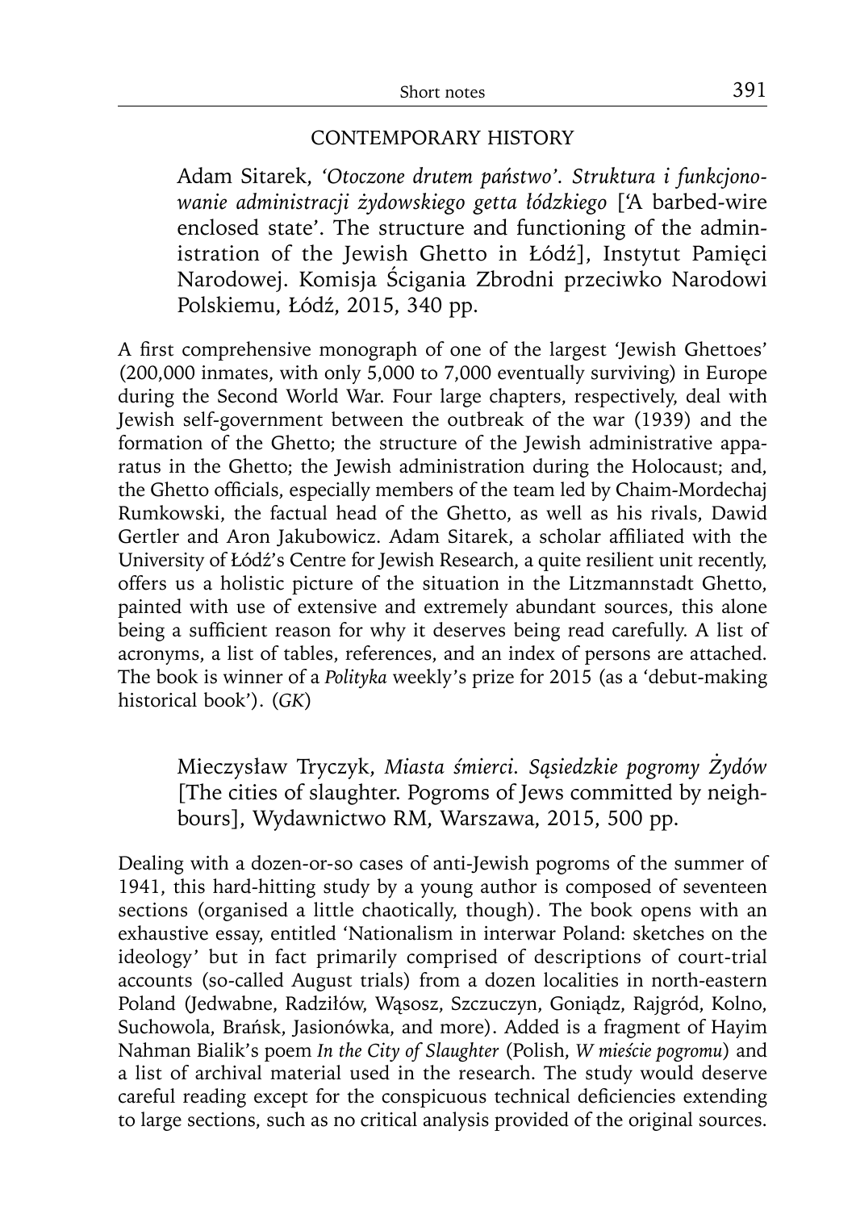## CONTEMPORARY HISTORY

Adam Sitarek, *'Otoczone drutem państwo'. Struktura i funkcjonowanie administracji żydowskiego getta łódzkiego* ['A barbed-wire enclosed state'. The structure and functioning of the administration of the Jewish Ghetto in Łódź], Instytut Pamięci Narodowej. Komisja Ścigania Zbrodni przeciwko Narodowi Polskiemu, Łódź, 2015, 340 pp.

A first comprehensive monograph of one of the largest 'Jewish Ghettoes' (200,000 inmates, with only 5,000 to 7,000 eventually surviving) in Europe during the Second World War. Four large chapters, respectively, deal with Jewish self-government between the outbreak of the war (1939) and the formation of the Ghetto; the structure of the Jewish administrative apparatus in the Ghetto; the Jewish administration during the Holocaust; and, the Ghetto officials, especially members of the team led by Chaim-Mordechaj Rumkowski, the factual head of the Ghetto, as well as his rivals, Dawid Gertler and Aron Jakubowicz. Adam Sitarek, a scholar affiliated with the University of Łódź's Centre for Jewish Research, a quite resilient unit recently, offers us a holistic picture of the situation in the Litzmannstadt Ghetto, painted with use of extensive and extremely abundant sources, this alone being a sufficient reason for why it deserves being read carefully. A list of acronyms, a list of tables, references, and an index of persons are attached. The book is winner of a *Polityka* weekly's prize for 2015 (as a 'debut-making historical book'). (*GK*)

Mieczysław Tryczyk, *Miasta śmierci. Sąsiedzkie pogromy Żydów* [The cities of slaughter. Pogroms of Jews committed by neighbours], Wydawnictwo RM, Warszawa, 2015, 500 pp.

Dealing with a dozen-or-so cases of anti-Jewish pogroms of the summer of 1941, this hard-hitting study by a young author is composed of seventeen sections (organised a little chaotically, though). The book opens with an exhaustive essay, entitled 'Nationalism in interwar Poland: sketches on the ideology' but in fact primarily comprised of descriptions of court-trial accounts (so-called August trials) from a dozen localities in north-eastern Poland (Jedwabne, Radziłów, Wąsosz, Szczuczyn, Goniądz, Rajgród, Kolno, Suchowola, Brańsk, Jasionówka, and more). Added is a fragment of Hayim Nahman Bialik's poem *In the City of Slaughter* (Polish, *W mieście pogromu*) and a list of archival material used in the research. The study would deserve careful reading except for the conspicuous technical deficiencies extending to large sections, such as no critical analysis provided of the original sources.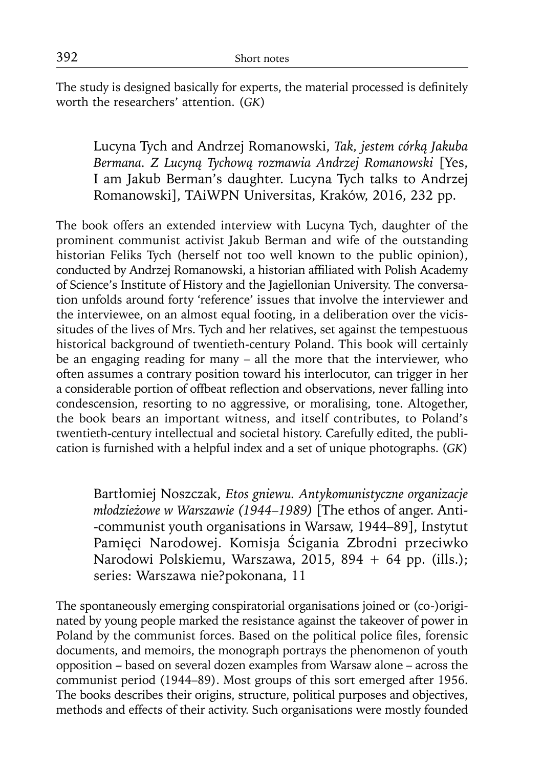The study is designed basically for experts, the material processed is definitely worth the researchers' attention. (*GK*)

Lucyna Tych and Andrzej Romanowski, *Tak, jestem córką Jakuba Bermana. Z Lucyną Tychową rozmawia Andrzej Romanowski* [Yes, I am Jakub Berman's daughter. Lucyna Tych talks to Andrzej Romanowski], TAiWPN Universitas, Kraków, 2016, 232 pp.

The book offers an extended interview with Lucyna Tych, daughter of the prominent communist activist Jakub Berman and wife of the outstanding historian Feliks Tych (herself not too well known to the public opinion), conducted by Andrzej Romanowski, a historian affiliated with Polish Academy of Science's Institute of History and the Jagiellonian University. The conversation unfolds around forty 'reference' issues that involve the interviewer and the interviewee, on an almost equal footing, in a deliberation over the vicissitudes of the lives of Mrs. Tych and her relatives, set against the tempestuous historical background of twentieth-century Poland. This book will certainly be an engaging reading for many – all the more that the interviewer, who often assumes a contrary position toward his interlocutor, can trigger in her a considerable portion of offbeat reflection and observations, never falling into condescension, resorting to no aggressive, or moralising, tone. Altogether, the book bears an important witness, and itself contributes, to Poland's twentieth-century intellectual and societal history. Carefully edited, the publication is furnished with a helpful index and a set of unique photographs. (*GK*)

Bartłomiej Noszczak, *Etos gniewu. Antykomunistyczne organizacje młodzieżowe w Warszawie (1944–1989)* [The ethos of anger. Anti-communist youth organisations in Warsaw, 1944–89], Instytut Pamięci Narodowej. Komisja Ścigania Zbrodni przeciwko Narodowi Polskiemu, Warszawa, 2015, 894 + 64 pp. (ills.); series: Warszawa nie?pokonana, 11

The spontaneously emerging conspiratorial organisations joined or (co-)originated by young people marked the resistance against the takeover of power in Poland by the communist forces. Based on the political police files, forensic documents, and memoirs, the monograph portrays the phenomenon of youth opposition – based on several dozen examples from Warsaw alone – across the communist period (1944–89). Most groups of this sort emerged after 1956. The books describes their origins, structure, political purposes and objectives, methods and effects of their activity. Such organisations were mostly founded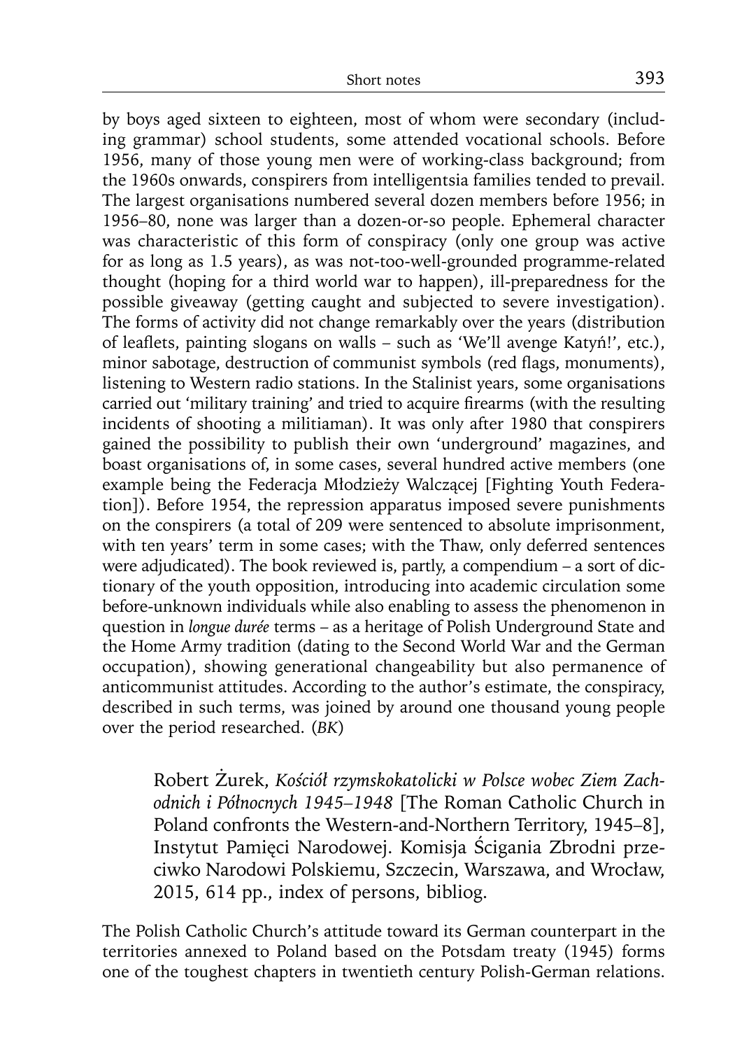by boys aged sixteen to eighteen, most of whom were secondary (including grammar) school students, some attended vocational schools. Before 1956, many of those young men were of working-class background; from the 1960s onwards, conspirers from intelligentsia families tended to prevail. The largest organisations numbered several dozen members before 1956; in 1956–80, none was larger than a dozen-or-so people. Ephemeral character was characteristic of this form of conspiracy (only one group was active for as long as 1.5 years), as was not-too-well-grounded programme-related thought (hoping for a third world war to happen), ill-preparedness for the possible giveaway (getting caught and subjected to severe investigation). The forms of activity did not change remarkably over the years (distribution of leaflets, painting slogans on walls – such as 'We'll avenge Katyń!', etc.), minor sabotage, destruction of communist symbols (red flags, monuments), listening to Western radio stations. In the Stalinist years, some organisations carried out 'military training' and tried to acquire firearms (with the resulting incidents of shooting a militiaman). It was only after 1980 that conspirers gained the possibility to publish their own 'underground' magazines, and boast organisations of, in some cases, several hundred active members (one example being the Federacja Młodzieży Walczącej [Fighting Youth Federation]). Before 1954, the repression apparatus imposed severe punishments on the conspirers (a total of 209 were sentenced to absolute imprisonment, with ten years' term in some cases; with the Thaw, only deferred sentences were adjudicated). The book reviewed is, partly, a compendium – a sort of dictionary of the youth opposition, introducing into academic circulation some before-unknown individuals while also enabling to assess the phenomenon in question in *longue durée* terms – as a heritage of Polish Underground State and the Home Army tradition (dating to the Second World War and the German occupation), showing generational changeability but also permanence of anticommunist attitudes. According to the author's estimate, the conspiracy, described in such terms, was joined by around one thousand young people over the period researched. (*BK*)

Robert Żurek, *Kościół rzymskokatolicki w Polsce wobec Ziem Zachodnich i Północnych 1945–1948* [The Roman Catholic Church in Poland confronts the Western-and-Northern Territory, 1945–8], Instytut Pamięci Narodowej. Komisja Ścigania Zbrodni przeciwko Narodowi Polskiemu, Szczecin, Warszawa, and Wrocław, 2015, 614 pp., index of persons, bibliog.

The Polish Catholic Church's attitude toward its German counterpart in the territories annexed to Poland based on the Potsdam treaty (1945) forms one of the toughest chapters in twentieth century Polish-German relations.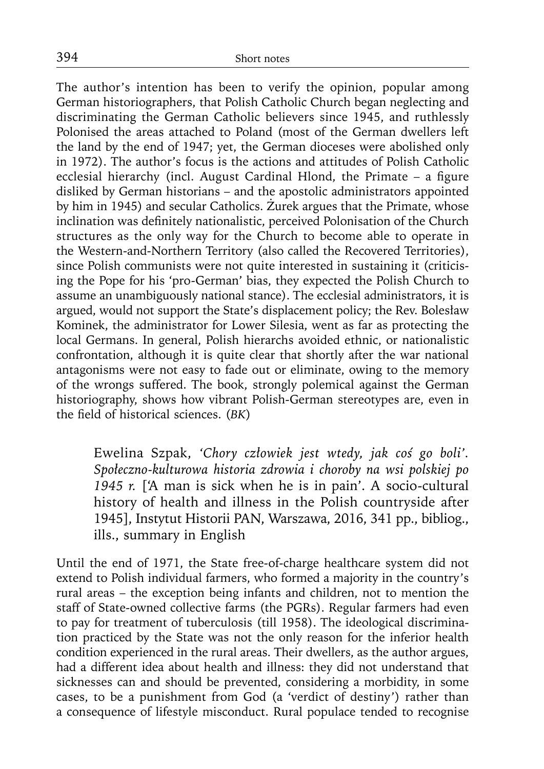The author's intention has been to verify the opinion, popular among German historiographers, that Polish Catholic Church began neglecting and discriminating the German Catholic believers since 1945, and ruthlessly Polonised the areas attached to Poland (most of the German dwellers left the land by the end of 1947; yet, the German dioceses were abolished only in 1972). The author's focus is the actions and attitudes of Polish Catholic ecclesial hierarchy (incl. August Cardinal Hlond, the Primate – a figure disliked by German historians – and the apostolic administrators appointed by him in 1945) and secular Catholics. Żurek argues that the Primate, whose inclination was definitely nationalistic, perceived Polonisation of the Church structures as the only way for the Church to become able to operate in the Western-and-Northern Territory (also called the Recovered Territories), since Polish communists were not quite interested in sustaining it (criticising the Pope for his 'pro-German' bias, they expected the Polish Church to assume an unambiguously national stance). The ecclesial administrators, it is argued, would not support the State's displacement policy; the Rev. Bolesław Kominek, the administrator for Lower Silesia, went as far as protecting the local Germans. In general, Polish hierarchs avoided ethnic, or nationalistic confrontation, although it is quite clear that shortly after the war national antagonisms were not easy to fade out or eliminate, owing to the memory of the wrongs suffered. The book, strongly polemical against the German historiography, shows how vibrant Polish-German stereotypes are, even in the field of historical sciences. (*BK*)

Ewelina Szpak, *'Chory człowiek jest wtedy, jak coś go boli'. Społeczno-kulturowa historia zdrowia i choroby na wsi polskiej po 1945 r.* ['A man is sick when he is in pain'. A socio-cultural history of health and illness in the Polish countryside after 1945], Instytut Historii PAN, Warszawa, 2016, 341 pp., bibliog., ills., summary in English

Until the end of 1971, the State free-of-charge healthcare system did not extend to Polish individual farmers, who formed a majority in the country's rural areas – the exception being infants and children, not to mention the staff of State-owned collective farms (the PGRs). Regular farmers had even to pay for treatment of tuberculosis (till 1958). The ideological discrimination practiced by the State was not the only reason for the inferior health condition experienced in the rural areas. Their dwellers, as the author argues, had a different idea about health and illness: they did not understand that sicknesses can and should be prevented, considering a morbidity, in some cases, to be a punishment from God (a 'verdict of destiny') rather than a consequence of lifestyle misconduct. Rural populace tended to recognise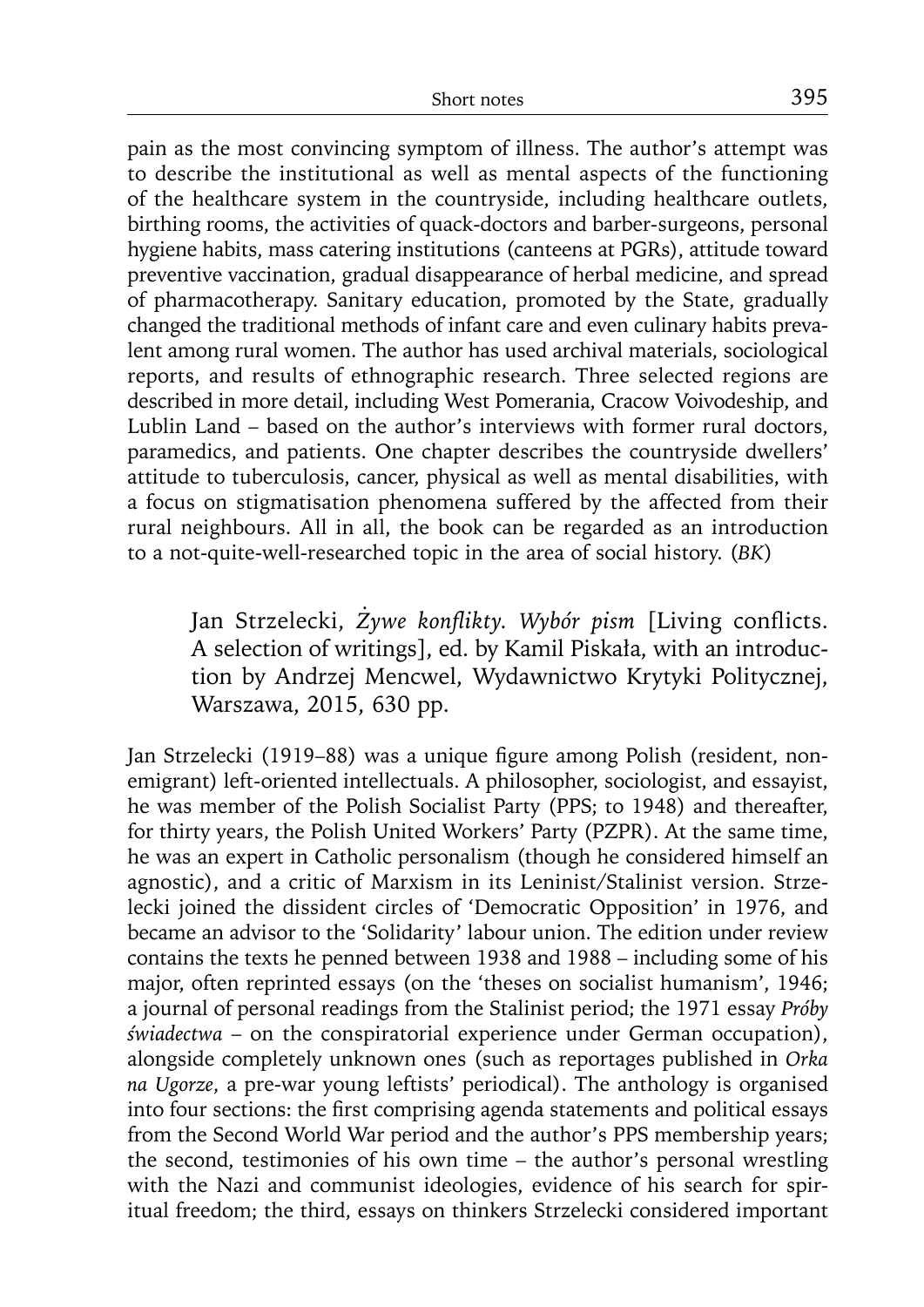pain as the most convincing symptom of illness. The author's attempt was to describe the institutional as well as mental aspects of the functioning of the healthcare system in the countryside, including healthcare outlets, birthing rooms, the activities of quack-doctors and barber-surgeons, personal hygiene habits, mass catering institutions (canteens at PGRs), attitude toward preventive vaccination, gradual disappearance of herbal medicine, and spread of pharmacotherapy. Sanitary education, promoted by the State, gradually changed the traditional methods of infant care and even culinary habits prevalent among rural women. The author has used archival materials, sociological reports, and results of ethnographic research. Three selected regions are described in more detail, including West Pomerania, Cracow Voivodeship, and Lublin Land – based on the author's interviews with former rural doctors, paramedics, and patients. One chapter describes the countryside dwellers' attitude to tuberculosis, cancer, physical as well as mental disabilities, with a focus on stigmatisation phenomena suffered by the affected from their rural neighbours. All in all, the book can be regarded as an introduction to a not-quite-well-researched topic in the area of social history. (*BK*)

Jan Strzelecki, *Żywe konflikty. Wybór pism* [Living conflicts. A selection of writings], ed. by Kamil Piskała, with an introduction by Andrzej Mencwel, Wydawnictwo Krytyki Politycznej, Warszawa, 2015, 630 pp.

Jan Strzelecki (1919–88) was a unique figure among Polish (resident, non-emigrant) left-oriented intellectuals. A philosopher, sociologist, and essayist, he was member of the Polish Socialist Party (PPS; to 1948) and thereafter, for thirty years, the Polish United Workers' Party (PZPR). At the same time, he was an expert in Catholic personalism (though he considered himself an agnostic), and a critic of Marxism in its Leninist/Stalinist version. Strzelecki joined the dissident circles of 'Democratic Opposition' in 1976, and became an advisor to the 'Solidarity' labour union. The edition under review contains the texts he penned between 1938 and 1988 – including some of his major, often reprinted essays (on the 'theses on socialist humanism', 1946; a journal of personal readings from the Stalinist period; the 1971 essay *Próby świadectwa* – on the conspiratorial experience under German occupation), alongside completely unknown ones (such as reportages published in *Orka na Ugorze*, a pre-war young leftists' periodical). The anthology is organised into four sections: the first comprising agenda statements and political essays from the Second World War period and the author's PPS membership years; the second, testimonies of his own time – the author's personal wrestling with the Nazi and communist ideologies, evidence of his search for spiritual freedom; the third, essays on thinkers Strzelecki considered important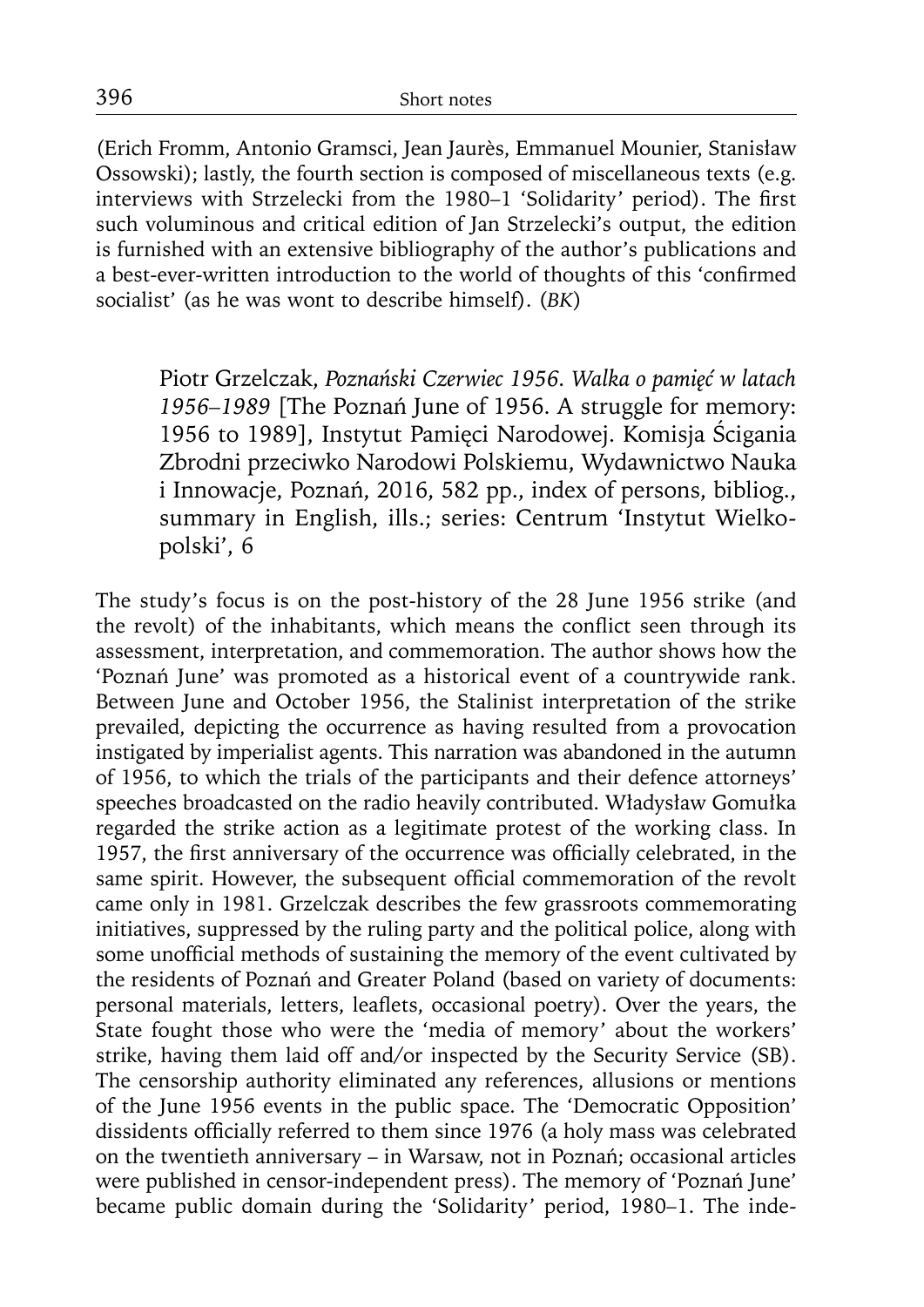(Erich Fromm, Antonio Gramsci, Jean Jaurès, Emmanuel Mounier, Stanisław Ossowski); lastly, the fourth section is composed of miscellaneous texts (e.g. interviews with Strzelecki from the 1980–1 'Solidarity' period). The first such voluminous and critical edition of Jan Strzelecki's output, the edition is furnished with an extensive bibliography of the author's publications and a best-ever-written introduction to the world of thoughts of this 'confirmed socialist' (as he was wont to describe himself). (*BK*)

Piotr Grzelczak, *Poznański Czerwiec 1956. Walka o pamięć w latach 1956–1989* [The Poznań June of 1956. A struggle for memory: 1956 to 1989], Instytut Pamięci Narodowej. Komisja Ścigania Zbrodni przeciwko Narodowi Polskiemu, Wydawnictwo Nauka i Innowacje, Poznań, 2016, 582 pp., index of persons, bibliog., summary in English, ills.; series: Centrum 'Instytut Wielkopolski', 6

The study's focus is on the post-history of the 28 June 1956 strike (and the revolt) of the inhabitants, which means the conflict seen through its assessment, interpretation, and commemoration. The author shows how the 'Poznań June' was promoted as a historical event of a countrywide rank. Between June and October 1956, the Stalinist interpretation of the strike prevailed, depicting the occurrence as having resulted from a provocation instigated by imperialist agents. This narration was abandoned in the autumn of 1956, to which the trials of the participants and their defence attorneys' speeches broadcasted on the radio heavily contributed. Władysław Gomułka regarded the strike action as a legitimate protest of the working class. In 1957, the first anniversary of the occurrence was officially celebrated, in the same spirit. However, the subsequent official commemoration of the revolt came only in 1981. Grzelczak describes the few grassroots commemorating initiatives, suppressed by the ruling party and the political police, along with some unofficial methods of sustaining the memory of the event cultivated by the residents of Poznań and Greater Poland (based on variety of documents: personal materials, letters, leaflets, occasional poetry). Over the years, the State fought those who were the 'media of memory' about the workers' strike, having them laid off and/or inspected by the Security Service (SB). The censorship authority eliminated any references, allusions or mentions of the June 1956 events in the public space. The 'Democratic Opposition' dissidents officially referred to them since 1976 (a holy mass was celebrated on the twentieth anniversary – in Warsaw, not in Poznań; occasional articles were published in censor-independent press). The memory of 'Poznań June' became public domain during the 'Solidarity' period, 1980–1. The inde-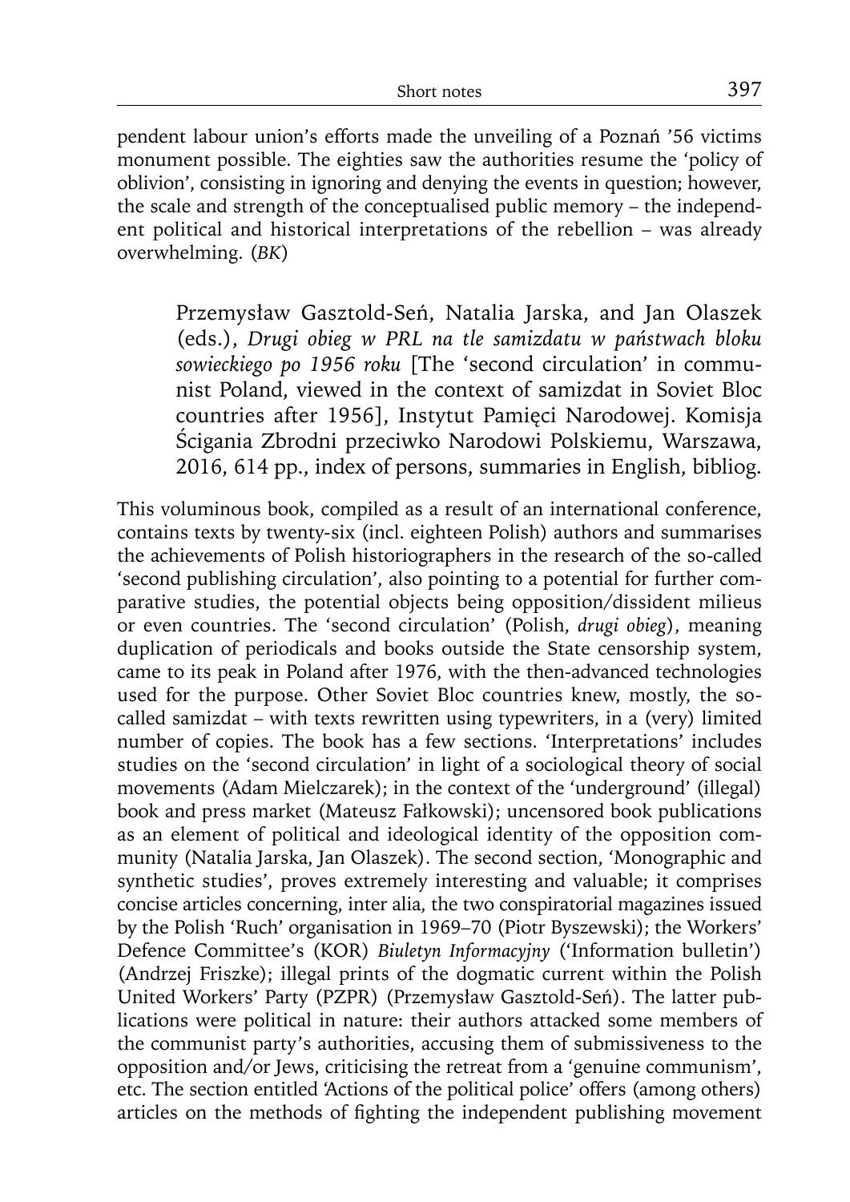pendent labour union's efforts made the unveiling of a Poznań '56 victims monument possible. The eighties saw the authorities resume the 'policy of oblivion', consisting in ignoring and denying the events in question; however, the scale and strength of the conceptualised public memory – the independent political and historical interpretations of the rebellion – was already overwhelming. (*BK*)

> Przemysław Gasztold-Seń, Natalia Jarska, and Jan Olaszek (eds.), *Drugi obieg w PRL na tle samizdatu w państwach bloku sowieckiego po 1956 roku* [The 'second circulation' in communist Poland, viewed in the context of samizdat in Soviet Bloc countries after 1956], Instytut Pamięci Narodowej. Komisja Ścigania Zbrodni przeciwko Narodowi Polskiemu, Warszawa, 2016, 614 pp., index of persons, summaries in English, bibliog.

This voluminous book, compiled as a result of an international conference, contains texts by twenty-six (incl. eighteen Polish) authors and summarises the achievements of Polish historiographers in the research of the so-called 'second publishing circulation', also pointing to a potential for further comparative studies, the potential objects being opposition/dissident milieus or even countries. The 'second circulation' (Polish, *drugi obieg*), meaning duplication of periodicals and books outside the State censorship system, came to its peak in Poland after 1976, with the then-advanced technologies used for the purpose. Other Soviet Bloc countries knew, mostly, the so-called samizdat – with texts rewritten using typewriters, in a (very) limited number of copies. The book has a few sections. 'Interpretations' includes studies on the 'second circulation' in light of a sociological theory of social movements (Adam Mielczarek); in the context of the 'underground' (illegal) book and press market (Mateusz Fałkowski); uncensored book publications as an element of political and ideological identity of the opposition community (Natalia Jarska, Jan Olaszek). The second section, 'Monographic and synthetic studies', proves extremely interesting and valuable; it comprises concise articles concerning, inter alia, the two conspiratorial magazines issued by the Polish 'Ruch' organisation in 1969–70 (Piotr Byszewski); the Workers' Defence Committee's (KOR) *Biuletyn Informacyjny* ('Information bulletin') (Andrzej Friszke); illegal prints of the dogmatic current within the Polish United Workers' Party (PZPR) (Przemysław Gasztold-Seń). The latter publications were political in nature: their authors attacked some members of the communist party's authorities, accusing them of submissiveness to the opposition and/or Jews, criticising the retreat from a 'genuine communism', etc. The section entitled 'Actions of the political police' offers (among others) articles on the methods of fighting the independent publishing movement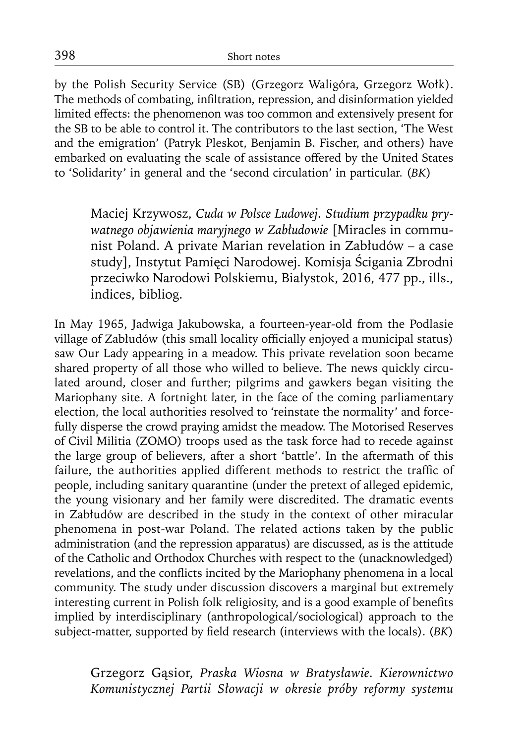by the Polish Security Service (SB) (Grzegorz Waligóra, Grzegorz Wołk). The methods of combating, infiltration, repression, and disinformation yielded limited effects: the phenomenon was too common and extensively present for the SB to be able to control it. The contributors to the last section, 'The West and the emigration' (Patryk Pleskot, Benjamin B. Fischer, and others) have embarked on evaluating the scale of assistance offered by the United States to 'Solidarity' in general and the 'second circulation' in particular. (*BK*)

Maciej Krzywosz, *Cuda w Polsce Ludowej. Studium przypadku prywatnego objawienia maryjnego w Zabłudowie* [Miracles in communist Poland. A private Marian revelation in Zabłudów – a case study], Instytut Pamięci Narodowej. Komisja Ścigania Zbrodni przeciwko Narodowi Polskiemu, Białystok, 2016, 477 pp., ills., indices, bibliog.

In May 1965, Jadwiga Jakubowska, a fourteen-year-old from the Podlasie village of Zabłudów (this small locality officially enjoyed a municipal status) saw Our Lady appearing in a meadow. This private revelation soon became shared property of all those who willed to believe. The news quickly circulated around, closer and further; pilgrims and gawkers began visiting the Mariophany site. A fortnight later, in the face of the coming parliamentary election, the local authorities resolved to 'reinstate the normality' and forcefully disperse the crowd praying amidst the meadow. The Motorised Reserves of Civil Militia (ZOMO) troops used as the task force had to recede against the large group of believers, after a short 'battle'. In the aftermath of this failure, the authorities applied different methods to restrict the traffic of people, including sanitary quarantine (under the pretext of alleged epidemic, the young visionary and her family were discredited. The dramatic events in Zabłudów are described in the study in the context of other miracular phenomena in post-war Poland. The related actions taken by the public administration (and the repression apparatus) are discussed, as is the attitude of the Catholic and Orthodox Churches with respect to the (unacknowledged) revelations, and the conflicts incited by the Mariophany phenomena in a local community. The study under discussion discovers a marginal but extremely interesting current in Polish folk religiosity, and is a good example of benefits implied by interdisciplinary (anthropological/sociological) approach to the subject-matter, supported by field research (interviews with the locals). (*BK*)

Grzegorz Gąsior, *Praska Wiosna w Bratysławie. Kierownictwo Komunistycznej Partii Słowacji w okresie próby reformy systemu*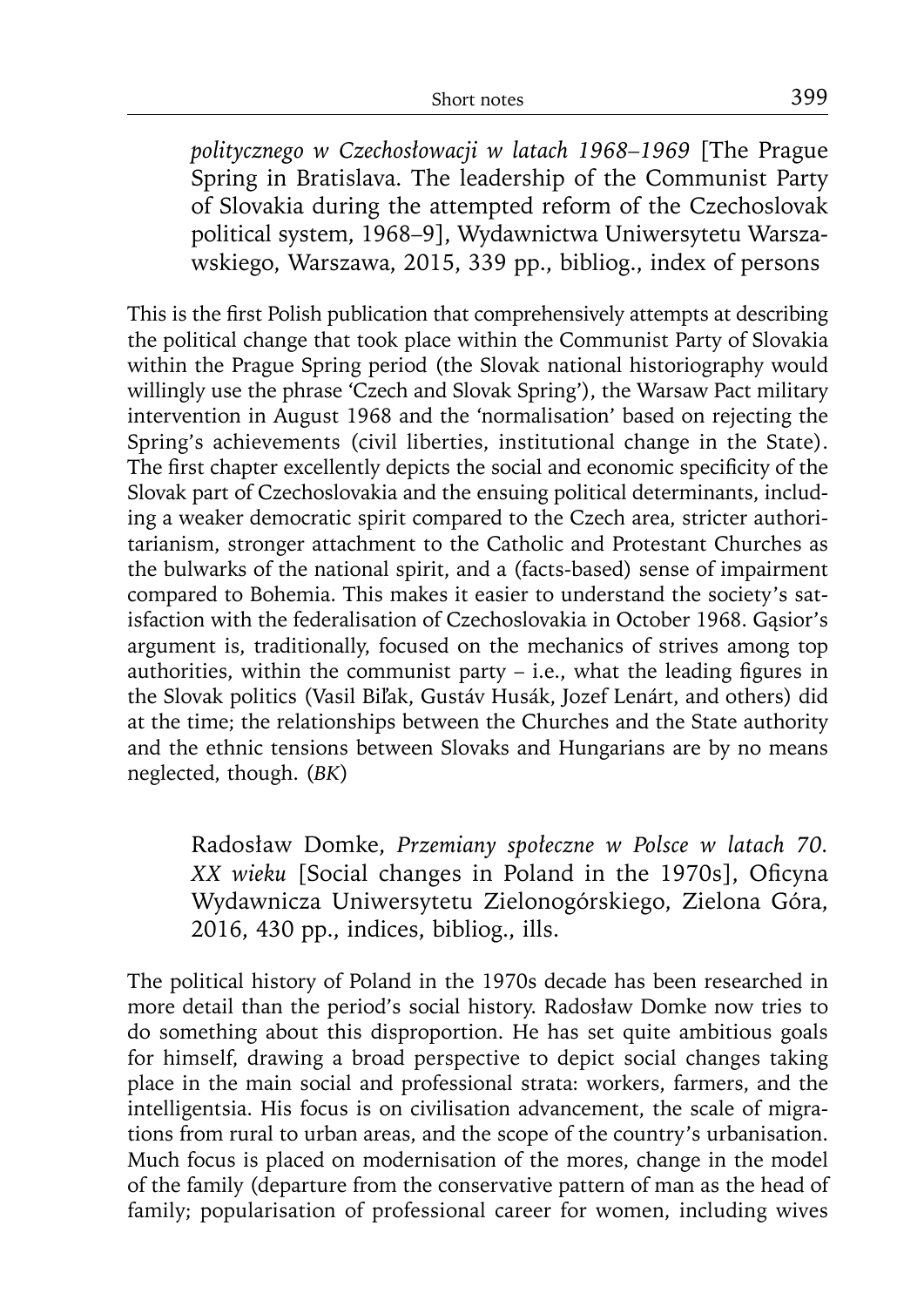*politycznego w Czechosłowacji w latach 1968–1969* [The Prague Spring in Bratislava. The leadership of the Communist Party of Slovakia during the attempted reform of the Czechoslovak political system, 1968–9], Wydawnictwa Uniwersytetu Warszawskiego, Warszawa, 2015, 339 pp., bibliog., index of persons

This is the first Polish publication that comprehensively attempts at describing the political change that took place within the Communist Party of Slovakia within the Prague Spring period (the Slovak national historiography would willingly use the phrase 'Czech and Slovak Spring'), the Warsaw Pact military intervention in August 1968 and the 'normalisation' based on rejecting the Spring's achievements (civil liberties, institutional change in the State). The first chapter excellently depicts the social and economic specificity of the Slovak part of Czechoslovakia and the ensuing political determinants, including a weaker democratic spirit compared to the Czech area, stricter authoritarianism, stronger attachment to the Catholic and Protestant Churches as the bulwarks of the national spirit, and a (facts-based) sense of impairment compared to Bohemia. This makes it easier to understand the society's satisfaction with the federalisation of Czechoslovakia in October 1968. Gąsior's argument is, traditionally, focused on the mechanics of strives among top authorities, within the communist party – i.e., what the leading figures in the Slovak politics (Vasil Biľak, Gustáv Husák, Jozef Lenárt, and others) did at the time; the relationships between the Churches and the State authority and the ethnic tensions between Slovaks and Hungarians are by no means neglected, though. (*BK*)

Radosław Domke, *Przemiany społeczne w Polsce w latach 70. XX wieku* [Social changes in Poland in the 1970s], Oficyna Wydawnicza Uniwersytetu Zielonogórskiego, Zielona Góra, 2016, 430 pp., indices, bibliog., ills.

The political history of Poland in the 1970s decade has been researched in more detail than the period's social history. Radosław Domke now tries to do something about this disproportion. He has set quite ambitious goals for himself, drawing a broad perspective to depict social changes taking place in the main social and professional strata: workers, farmers, and the intelligentsia. His focus is on civilisation advancement, the scale of migrations from rural to urban areas, and the scope of the country's urbanisation. Much focus is placed on modernisation of the mores, change in the model of the family (departure from the conservative pattern of man as the head of family; popularisation of professional career for women, including wives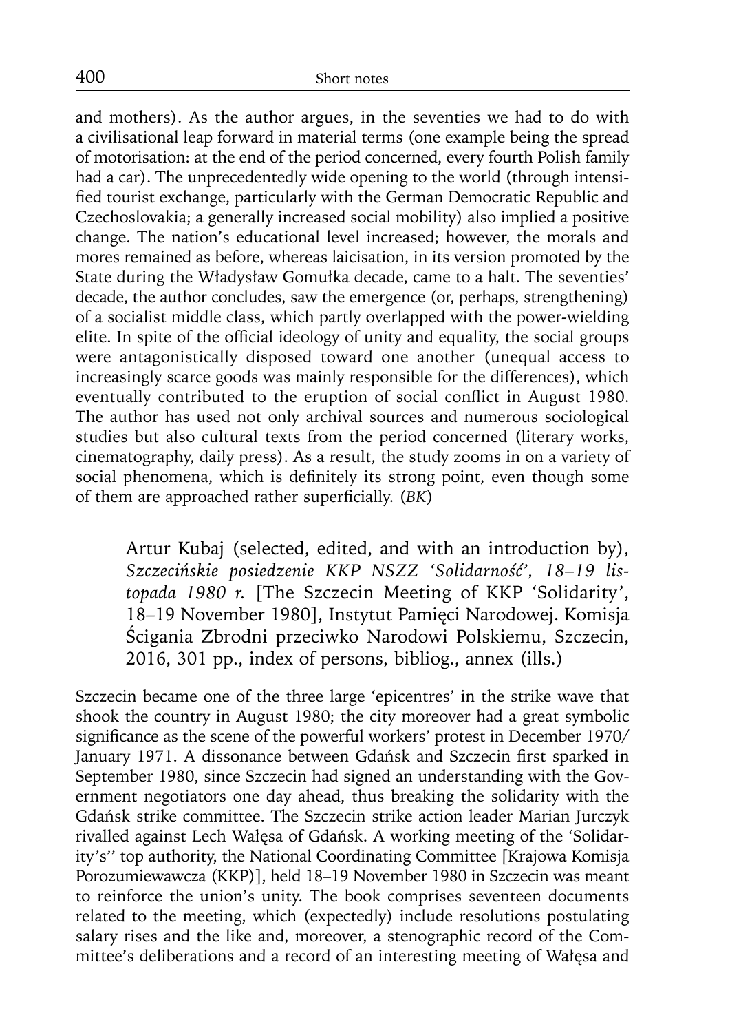and mothers). As the author argues, in the seventies we had to do with a civilisational leap forward in material terms (one example being the spread of motorisation: at the end of the period concerned, every fourth Polish family had a car). The unprecedentedly wide opening to the world (through intensified tourist exchange, particularly with the German Democratic Republic and Czechoslovakia; a generally increased social mobility) also implied a positive change. The nation's educational level increased; however, the morals and mores remained as before, whereas laicisation, in its version promoted by the State during the Władysław Gomułka decade, came to a halt. The seventies' decade, the author concludes, saw the emergence (or, perhaps, strengthening) of a socialist middle class, which partly overlapped with the power-wielding elite. In spite of the official ideology of unity and equality, the social groups were antagonistically disposed toward one another (unequal access to increasingly scarce goods was mainly responsible for the differences), which eventually contributed to the eruption of social conflict in August 1980. The author has used not only archival sources and numerous sociological studies but also cultural texts from the period concerned (literary works, cinematography, daily press). As a result, the study zooms in on a variety of social phenomena, which is definitely its strong point, even though some of them are approached rather superficially. (*BK*)

Artur Kubaj (selected, edited, and with an introduction by), *Szczecińskie posiedzenie KKP NSZZ 'Solidarność', 18–19 listopada 1980 r.* [The Szczecin Meeting of KKP 'Solidarity', 18–19 November 1980], Instytut Pamięci Narodowej. Komisja Ścigania Zbrodni przeciwko Narodowi Polskiemu, Szczecin, 2016, 301 pp., index of persons, bibliog., annex (ills.)

Szczecin became one of the three large 'epicentres' in the strike wave that shook the country in August 1980; the city moreover had a great symbolic significance as the scene of the powerful workers' protest in December 1970/January 1971. A dissonance between Gdańsk and Szczecin first sparked in September 1980, since Szczecin had signed an understanding with the Government negotiators one day ahead, thus breaking the solidarity with the Gdańsk strike committee. The Szczecin strike action leader Marian Jurczyk rivalled against Lech Wałęsa of Gdańsk. A working meeting of the 'Solidarity's'' top authority, the National Coordinating Committee [Krajowa Komisja Porozumiewawcza (KKP)], held 18–19 November 1980 in Szczecin was meant to reinforce the union's unity. The book comprises seventeen documents related to the meeting, which (expectedly) include resolutions postulating salary rises and the like and, moreover, a stenographic record of the Committee's deliberations and a record of an interesting meeting of Wałęsa and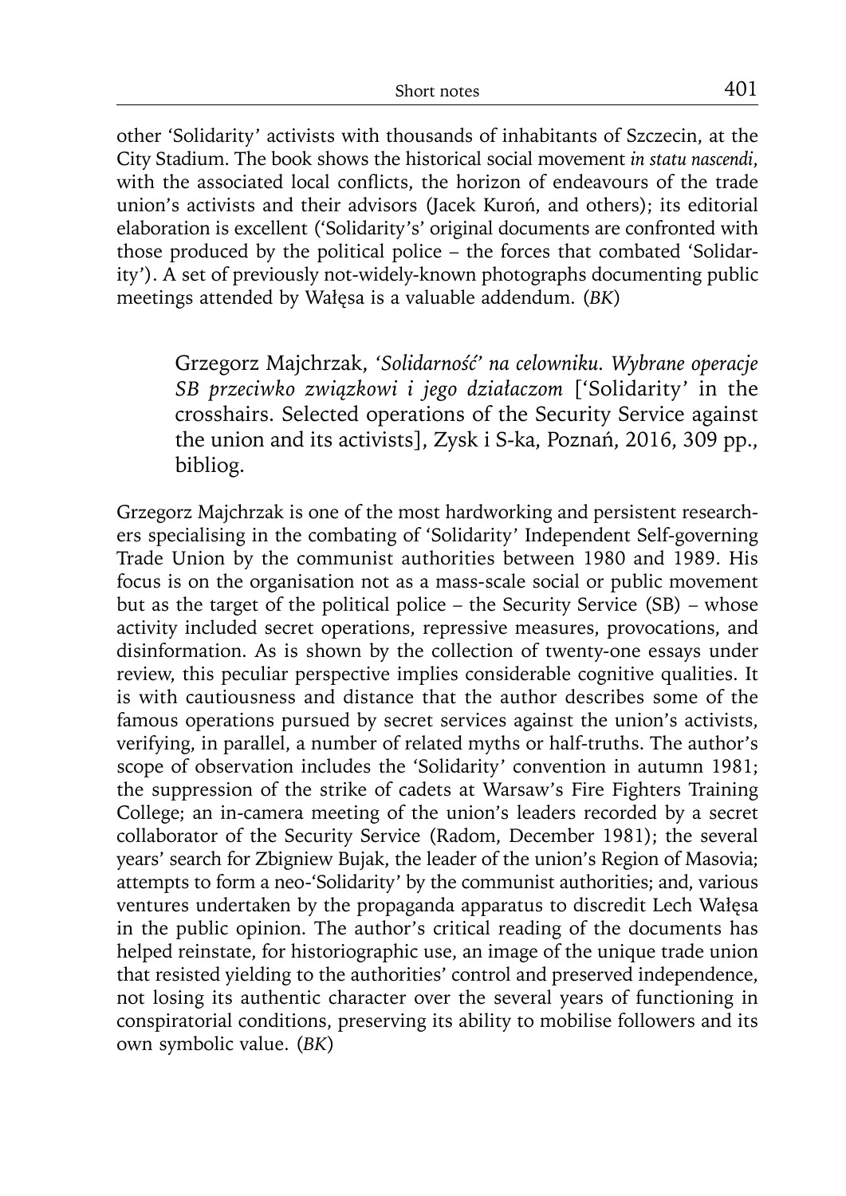other 'Solidarity' activists with thousands of inhabitants of Szczecin, at the City Stadium. The book shows the historical social movement *in statu nascendi*, with the associated local conflicts, the horizon of endeavours of the trade union's activists and their advisors (Jacek Kuroń, and others); its editorial elaboration is excellent ('Solidarity's' original documents are confronted with those produced by the political police – the forces that combated 'Solidarity'). A set of previously not-widely-known photographs documenting public meetings attended by Wałęsa is a valuable addendum. (*BK*)

Grzegorz Majchrzak, *'Solidarność' na celowniku. Wybrane operacje SB przeciwko związkowi i jego działaczom* ['Solidarity' in the crosshairs. Selected operations of the Security Service against the union and its activists], Zysk i S-ka, Poznań, 2016, 309 pp., bibliog.

Grzegorz Majchrzak is one of the most hardworking and persistent researchers specialising in the combating of 'Solidarity' Independent Self-governing Trade Union by the communist authorities between 1980 and 1989. His focus is on the organisation not as a mass-scale social or public movement but as the target of the political police – the Security Service (SB) – whose activity included secret operations, repressive measures, provocations, and disinformation. As is shown by the collection of twenty-one essays under review, this peculiar perspective implies considerable cognitive qualities. It is with cautiousness and distance that the author describes some of the famous operations pursued by secret services against the union's activists, verifying, in parallel, a number of related myths or half-truths. The author's scope of observation includes the 'Solidarity' convention in autumn 1981; the suppression of the strike of cadets at Warsaw's Fire Fighters Training College; an in-camera meeting of the union's leaders recorded by a secret collaborator of the Security Service (Radom, December 1981); the several years' search for Zbigniew Bujak, the leader of the union's Region of Masovia; attempts to form a neo-'Solidarity' by the communist authorities; and, various ventures undertaken by the propaganda apparatus to discredit Lech Wałęsa in the public opinion. The author's critical reading of the documents has helped reinstate, for historiographic use, an image of the unique trade union that resisted yielding to the authorities' control and preserved independence, not losing its authentic character over the several years of functioning in conspiratorial conditions, preserving its ability to mobilise followers and its own symbolic value. (*BK*)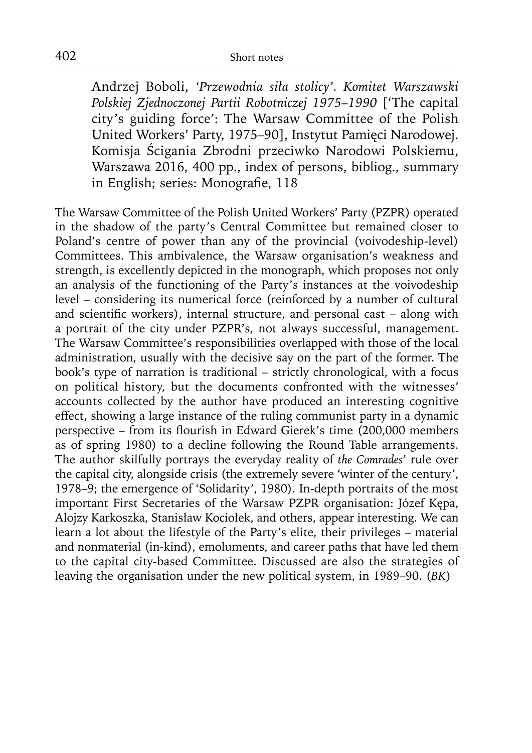Andrzej Boboli, *'Przewodnia siła stolicy'. Komitet Warszawski Polskiej Zjednoczonej Partii Robotniczej 1975–1990* ['The capital city's guiding force': The Warsaw Committee of the Polish United Workers' Party, 1975–90], Instytut Pamięci Narodowej. Komisja Ścigania Zbrodni przeciwko Narodowi Polskiemu, Warszawa 2016, 400 pp., index of persons, bibliog., summary in English; series: Monografie, 118

The Warsaw Committee of the Polish United Workers' Party (PZPR) operated in the shadow of the party's Central Committee but remained closer to Poland's centre of power than any of the provincial (voivodeship-level) Committees. This ambivalence, the Warsaw organisation's weakness and strength, is excellently depicted in the monograph, which proposes not only an analysis of the functioning of the Party's instances at the voivodeship level – considering its numerical force (reinforced by a number of cultural and scientific workers), internal structure, and personal cast – along with a portrait of the city under PZPR's, not always successful, management. The Warsaw Committee's responsibilities overlapped with those of the local administration, usually with the decisive say on the part of the former. The book's type of narration is traditional – strictly chronological, with a focus on political history, but the documents confronted with the witnesses' accounts collected by the author have produced an interesting cognitive effect, showing a large instance of the ruling communist party in a dynamic perspective – from its flourish in Edward Gierek's time (200,000 members as of spring 1980) to a decline following the Round Table arrangements. The author skilfully portrays the everyday reality of *the Comrades*' rule over the capital city, alongside crisis (the extremely severe 'winter of the century', 1978–9; the emergence of 'Solidarity', 1980). In-depth portraits of the most important First Secretaries of the Warsaw PZPR organisation: Józef Kępa, Alojzy Karkoszka, Stanisław Kociołek, and others, appear interesting. We can learn a lot about the lifestyle of the Party's elite, their privileges – material and nonmaterial (in-kind), emoluments, and career paths that have led them to the capital city-based Committee. Discussed are also the strategies of leaving the organisation under the new political system, in 1989–90. (*BK*)